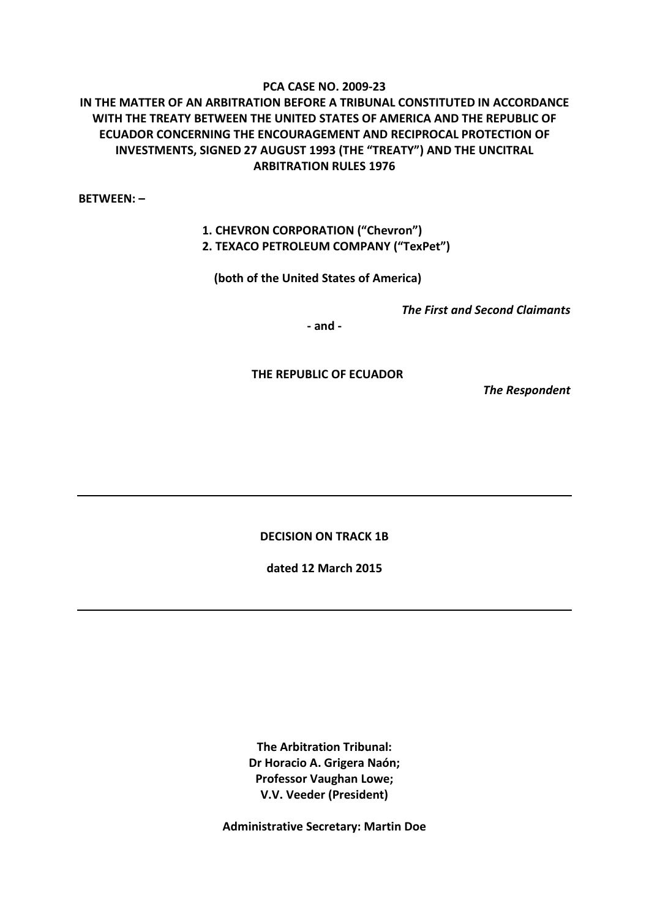**PCA CASE NO. 2009-23**

**IN THE MATTER OF AN ARBITRATION BEFORE A TRIBUNAL CONSTITUTED IN ACCORDANCE WITH THE TREATY BETWEEN THE UNITED STATES OF AMERICA AND THE REPUBLIC OF ECUADOR CONCERNING THE ENCOURAGEMENT AND RECIPROCAL PROTECTION OF INVESTMENTS, SIGNED 27 AUGUST 1993 (THE "TREATY") AND THE UNCITRAL ARBITRATION RULES 1976**

**BETWEEN: –**

**1. CHEVRON CORPORATION ("Chevron")**
**2. TEXACO PETROLEUM COMPANY ("TexPet")**

**(both of the United States of America)**

***The First and Second Claimants***

**- and -**

**THE REPUBLIC OF ECUADOR**

***The Respondent***

---

**DECISION ON TRACK 1B**

**dated 12 March 2015**

---

**The Arbitration Tribunal:**
**Dr Horacio A. Grigera Naón;**
**Professor Vaughan Lowe;**
**V.V. Veeder (President)**

**Administrative Secretary: Martin Doe**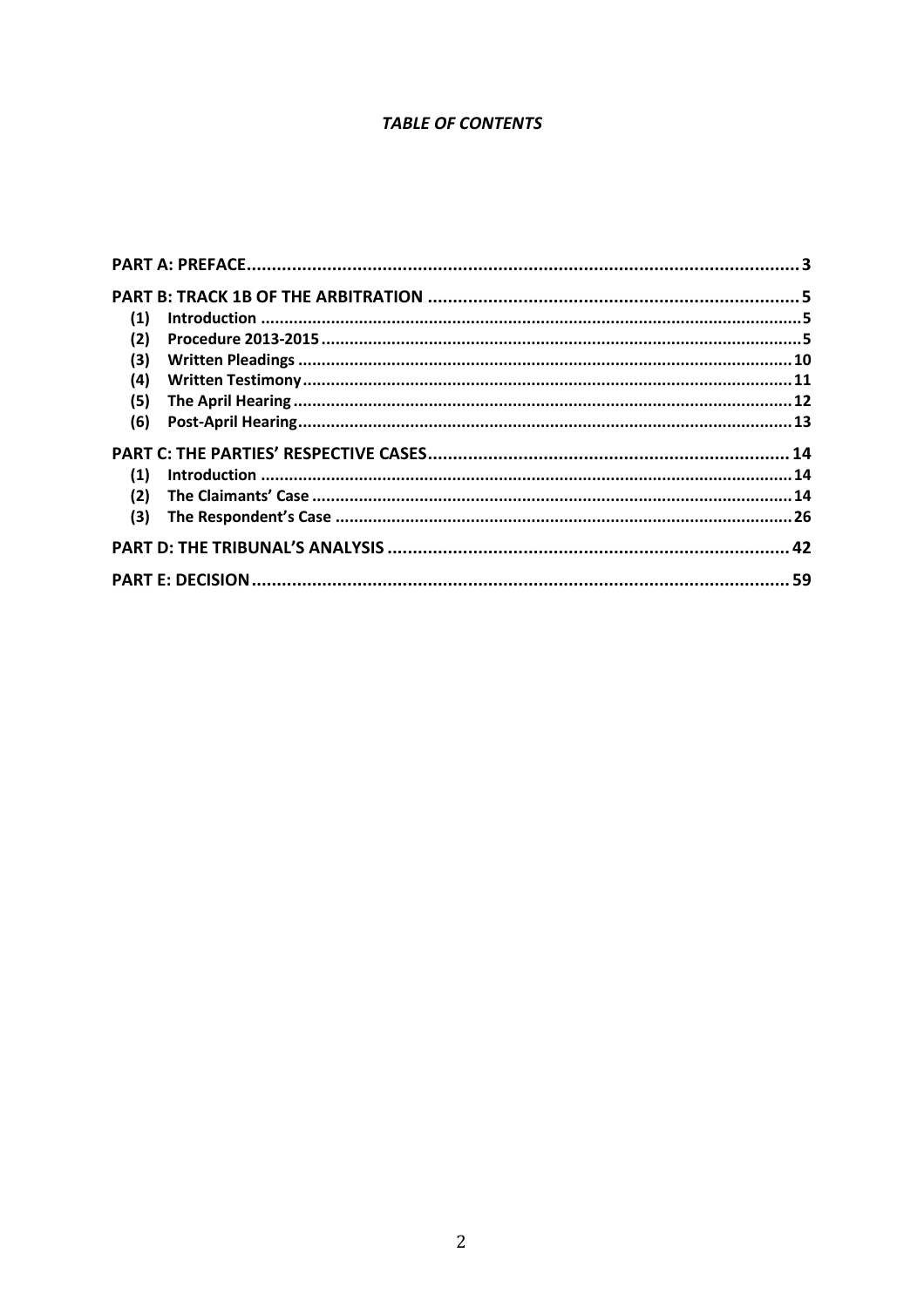***TABLE OF CONTENTS***

| | |
|---|---|
| **PART A: PREFACE** | **3** |
| **PART B: TRACK 1B OF THE ARBITRATION** | **5** |
| **(1) Introduction** | **5** |
| **(2) Procedure 2013-2015** | **5** |
| **(3) Written Pleadings** | **10** |
| **(4) Written Testimony** | **11** |
| **(5) The April Hearing** | **12** |
| **(6) Post-April Hearing** | **13** |
| **PART C: THE PARTIES' RESPECTIVE CASES** | **14** |
| **(1) Introduction** | **14** |
| **(2) The Claimants' Case** | **14** |
| **(3) The Respondent's Case** | **26** |
| **PART D: THE TRIBUNAL'S ANALYSIS** | **42** |
| **PART E: DECISION** | **59** |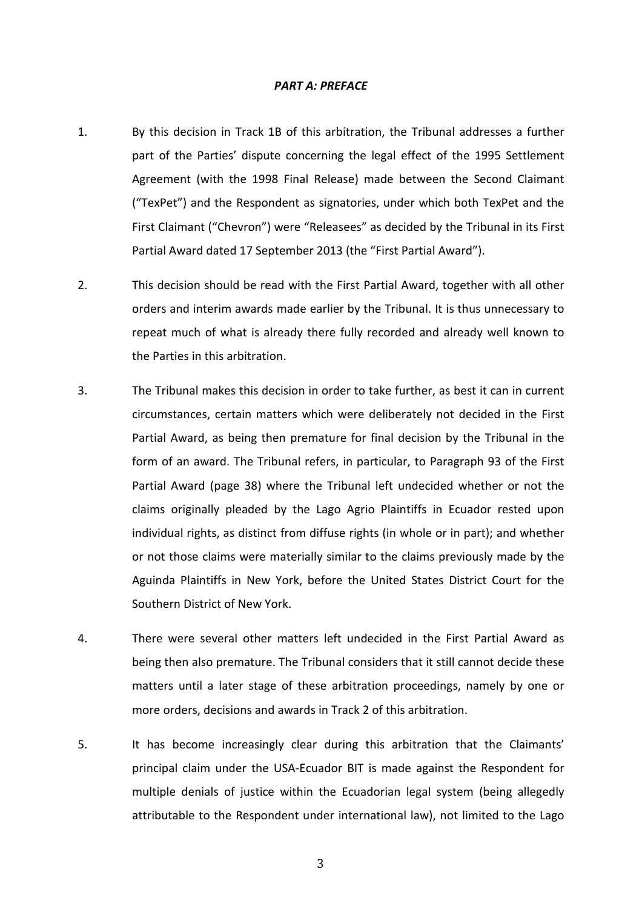## *PART A: PREFACE*

1. By this decision in Track 1B of this arbitration, the Tribunal addresses a further part of the Parties' dispute concerning the legal effect of the 1995 Settlement Agreement (with the 1998 Final Release) made between the Second Claimant ("TexPet") and the Respondent as signatories, under which both TexPet and the First Claimant ("Chevron") were "Releasees" as decided by the Tribunal in its First Partial Award dated 17 September 2013 (the "First Partial Award").

2. This decision should be read with the First Partial Award, together with all other orders and interim awards made earlier by the Tribunal. It is thus unnecessary to repeat much of what is already there fully recorded and already well known to the Parties in this arbitration.

3. The Tribunal makes this decision in order to take further, as best it can in current circumstances, certain matters which were deliberately not decided in the First Partial Award, as being then premature for final decision by the Tribunal in the form of an award. The Tribunal refers, in particular, to Paragraph 93 of the First Partial Award (page 38) where the Tribunal left undecided whether or not the claims originally pleaded by the Lago Agrio Plaintiffs in Ecuador rested upon individual rights, as distinct from diffuse rights (in whole or in part); and whether or not those claims were materially similar to the claims previously made by the Aguinda Plaintiffs in New York, before the United States District Court for the Southern District of New York.

4. There were several other matters left undecided in the First Partial Award as being then also premature. The Tribunal considers that it still cannot decide these matters until a later stage of these arbitration proceedings, namely by one or more orders, decisions and awards in Track 2 of this arbitration.

5. It has become increasingly clear during this arbitration that the Claimants' principal claim under the USA-Ecuador BIT is made against the Respondent for multiple denials of justice within the Ecuadorian legal system (being allegedly attributable to the Respondent under international law), not limited to the Lago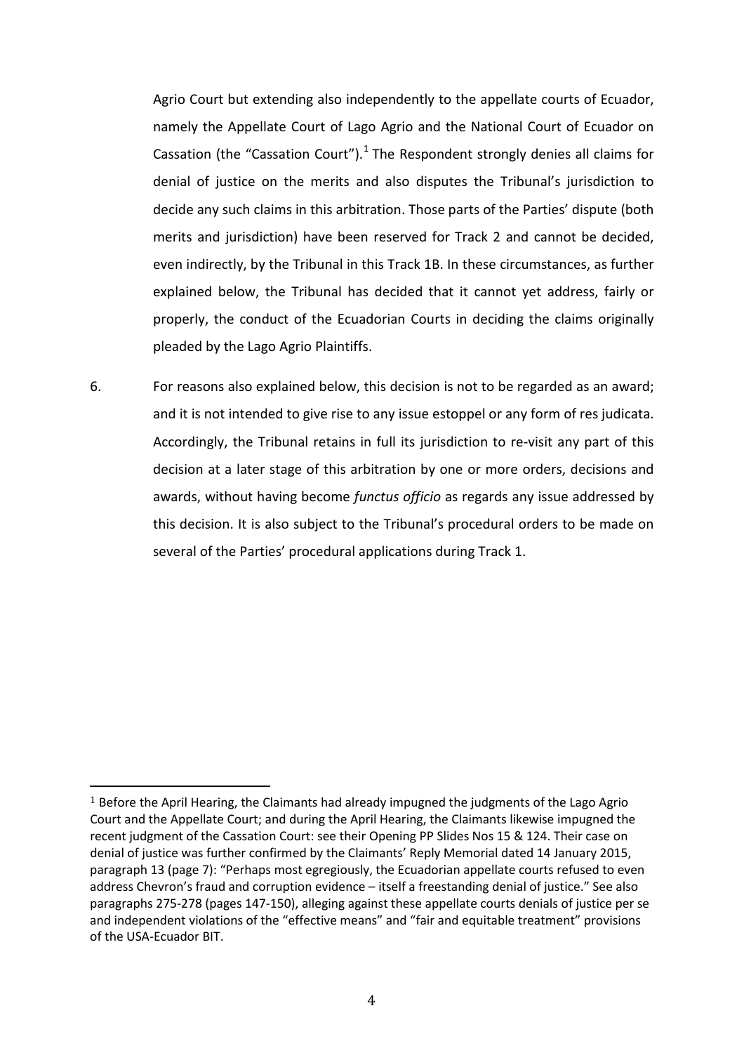Agrio Court but extending also independently to the appellate courts of Ecuador, namely the Appellate Court of Lago Agrio and the National Court of Ecuador on Cassation (the "Cassation Court").[1] The Respondent strongly denies all claims for denial of justice on the merits and also disputes the Tribunal's jurisdiction to decide any such claims in this arbitration. Those parts of the Parties' dispute (both merits and jurisdiction) have been reserved for Track 2 and cannot be decided, even indirectly, by the Tribunal in this Track 1B. In these circumstances, as further explained below, the Tribunal has decided that it cannot yet address, fairly or properly, the conduct of the Ecuadorian Courts in deciding the claims originally pleaded by the Lago Agrio Plaintiffs.

6. For reasons also explained below, this decision is not to be regarded as an award; and it is not intended to give rise to any issue estoppel or any form of res judicata. Accordingly, the Tribunal retains in full its jurisdiction to re-visit any part of this decision at a later stage of this arbitration by one or more orders, decisions and awards, without having become *functus officio* as regards any issue addressed by this decision. It is also subject to the Tribunal's procedural orders to be made on several of the Parties' procedural applications during Track 1.

[1] Before the April Hearing, the Claimants had already impugned the judgments of the Lago Agrio Court and the Appellate Court; and during the April Hearing, the Claimants likewise impugned the recent judgment of the Cassation Court: see their Opening PP Slides Nos 15 & 124. Their case on denial of justice was further confirmed by the Claimants' Reply Memorial dated 14 January 2015, paragraph 13 (page 7): "Perhaps most egregiously, the Ecuadorian appellate courts refused to even address Chevron's fraud and corruption evidence – itself a freestanding denial of justice." See also paragraphs 275-278 (pages 147-150), alleging against these appellate courts denials of justice per se and independent violations of the "effective means" and "fair and equitable treatment" provisions of the USA-Ecuador BIT.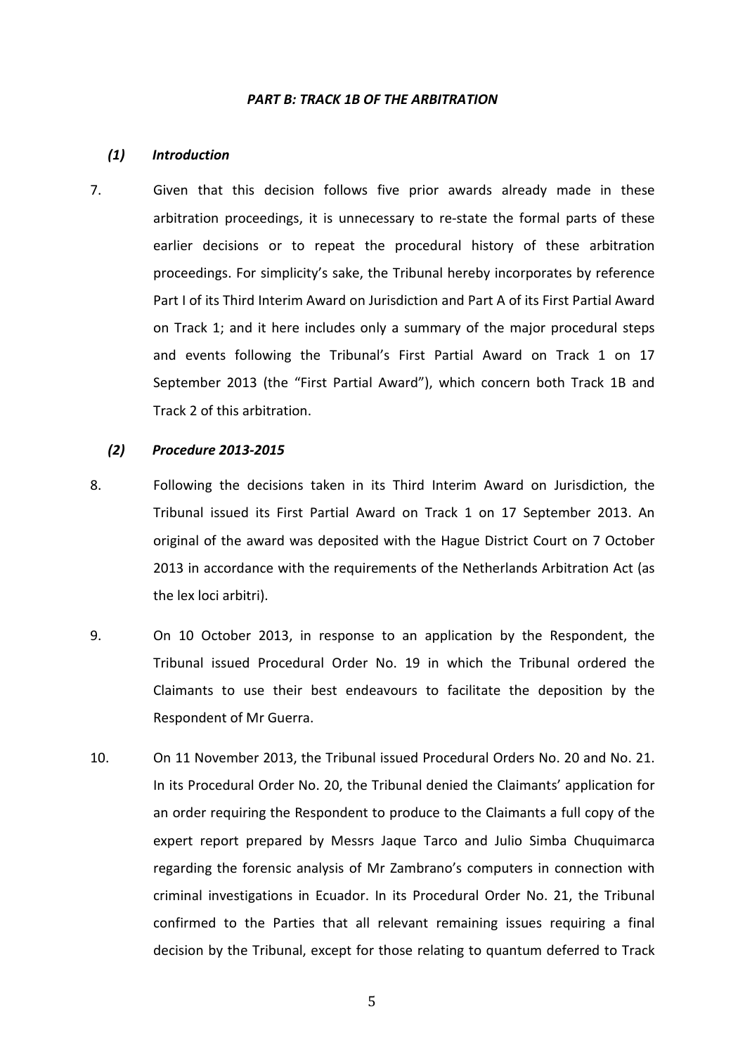### *PART B: TRACK 1B OF THE ARBITRATION*

#### *(1) Introduction*

7. Given that this decision follows five prior awards already made in these arbitration proceedings, it is unnecessary to re-state the formal parts of these earlier decisions or to repeat the procedural history of these arbitration proceedings. For simplicity's sake, the Tribunal hereby incorporates by reference Part I of its Third Interim Award on Jurisdiction and Part A of its First Partial Award on Track 1; and it here includes only a summary of the major procedural steps and events following the Tribunal's First Partial Award on Track 1 on 17 September 2013 (the "First Partial Award"), which concern both Track 1B and Track 2 of this arbitration.

#### *(2) Procedure 2013-2015*

8. Following the decisions taken in its Third Interim Award on Jurisdiction, the Tribunal issued its First Partial Award on Track 1 on 17 September 2013. An original of the award was deposited with the Hague District Court on 7 October 2013 in accordance with the requirements of the Netherlands Arbitration Act (as the lex loci arbitri).

9. On 10 October 2013, in response to an application by the Respondent, the Tribunal issued Procedural Order No. 19 in which the Tribunal ordered the Claimants to use their best endeavours to facilitate the deposition by the Respondent of Mr Guerra.

10. On 11 November 2013, the Tribunal issued Procedural Orders No. 20 and No. 21. In its Procedural Order No. 20, the Tribunal denied the Claimants' application for an order requiring the Respondent to produce to the Claimants a full copy of the expert report prepared by Messrs Jaque Tarco and Julio Simba Chuquimarca regarding the forensic analysis of Mr Zambrano's computers in connection with criminal investigations in Ecuador. In its Procedural Order No. 21, the Tribunal confirmed to the Parties that all relevant remaining issues requiring a final decision by the Tribunal, except for those relating to quantum deferred to Track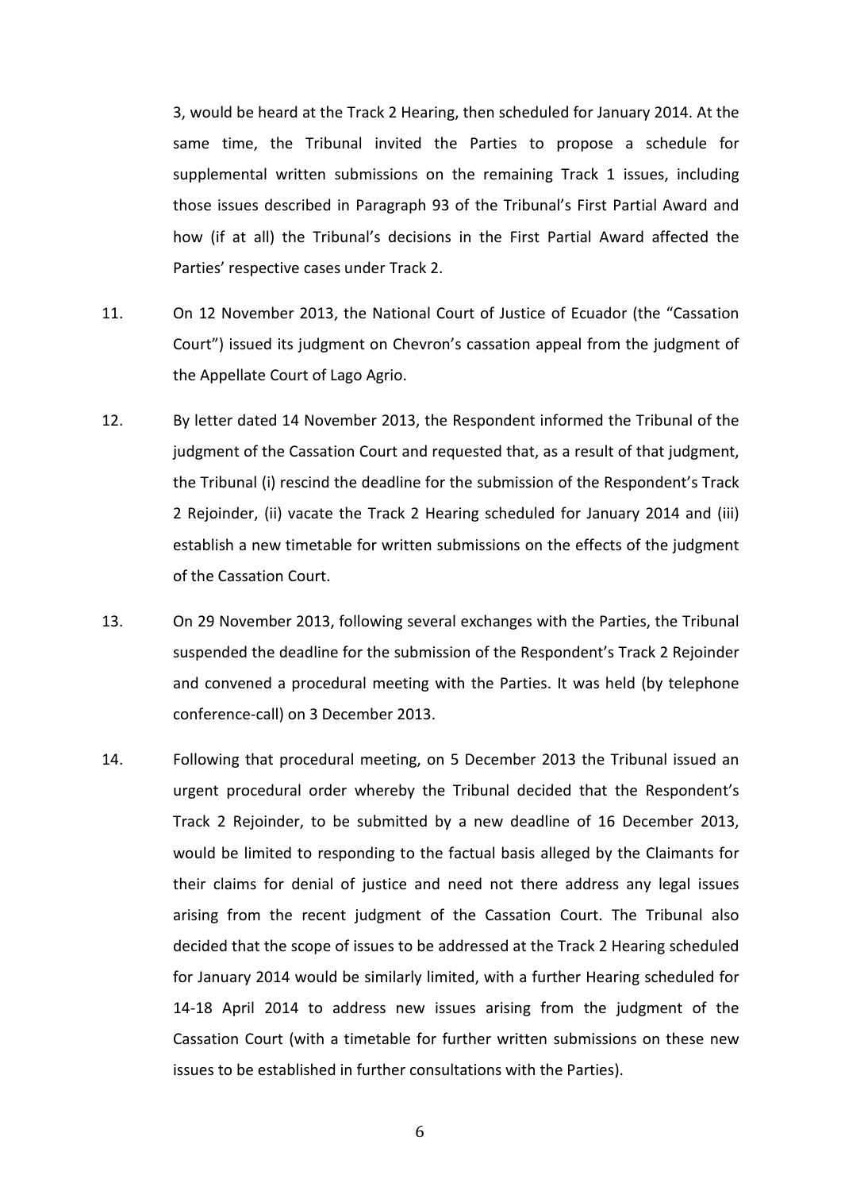3, would be heard at the Track 2 Hearing, then scheduled for January 2014. At the same time, the Tribunal invited the Parties to propose a schedule for supplemental written submissions on the remaining Track 1 issues, including those issues described in Paragraph 93 of the Tribunal's First Partial Award and how (if at all) the Tribunal's decisions in the First Partial Award affected the Parties' respective cases under Track 2.

11. On 12 November 2013, the National Court of Justice of Ecuador (the "Cassation Court") issued its judgment on Chevron's cassation appeal from the judgment of the Appellate Court of Lago Agrio.

12. By letter dated 14 November 2013, the Respondent informed the Tribunal of the judgment of the Cassation Court and requested that, as a result of that judgment, the Tribunal (i) rescind the deadline for the submission of the Respondent's Track 2 Rejoinder, (ii) vacate the Track 2 Hearing scheduled for January 2014 and (iii) establish a new timetable for written submissions on the effects of the judgment of the Cassation Court.

13. On 29 November 2013, following several exchanges with the Parties, the Tribunal suspended the deadline for the submission of the Respondent's Track 2 Rejoinder and convened a procedural meeting with the Parties. It was held (by telephone conference-call) on 3 December 2013.

14. Following that procedural meeting, on 5 December 2013 the Tribunal issued an urgent procedural order whereby the Tribunal decided that the Respondent's Track 2 Rejoinder, to be submitted by a new deadline of 16 December 2013, would be limited to responding to the factual basis alleged by the Claimants for their claims for denial of justice and need not there address any legal issues arising from the recent judgment of the Cassation Court. The Tribunal also decided that the scope of issues to be addressed at the Track 2 Hearing scheduled for January 2014 would be similarly limited, with a further Hearing scheduled for 14-18 April 2014 to address new issues arising from the judgment of the Cassation Court (with a timetable for further written submissions on these new issues to be established in further consultations with the Parties).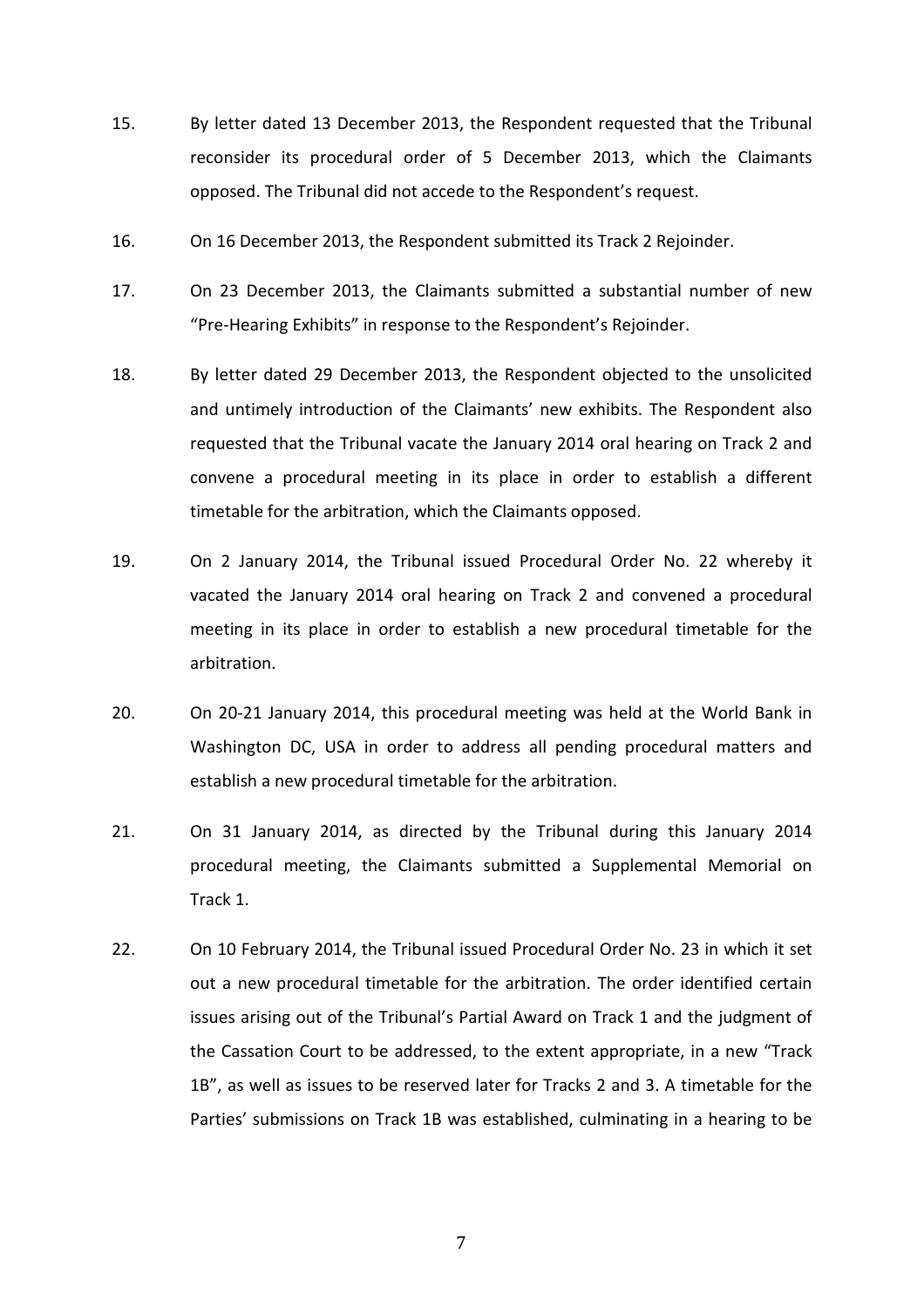15. By letter dated 13 December 2013, the Respondent requested that the Tribunal reconsider its procedural order of 5 December 2013, which the Claimants opposed. The Tribunal did not accede to the Respondent's request.

16. On 16 December 2013, the Respondent submitted its Track 2 Rejoinder.

17. On 23 December 2013, the Claimants submitted a substantial number of new "Pre-Hearing Exhibits" in response to the Respondent's Rejoinder.

18. By letter dated 29 December 2013, the Respondent objected to the unsolicited and untimely introduction of the Claimants' new exhibits. The Respondent also requested that the Tribunal vacate the January 2014 oral hearing on Track 2 and convene a procedural meeting in its place in order to establish a different timetable for the arbitration, which the Claimants opposed.

19. On 2 January 2014, the Tribunal issued Procedural Order No. 22 whereby it vacated the January 2014 oral hearing on Track 2 and convened a procedural meeting in its place in order to establish a new procedural timetable for the arbitration.

20. On 20-21 January 2014, this procedural meeting was held at the World Bank in Washington DC, USA in order to address all pending procedural matters and establish a new procedural timetable for the arbitration.

21. On 31 January 2014, as directed by the Tribunal during this January 2014 procedural meeting, the Claimants submitted a Supplemental Memorial on Track 1.

22. On 10 February 2014, the Tribunal issued Procedural Order No. 23 in which it set out a new procedural timetable for the arbitration. The order identified certain issues arising out of the Tribunal's Partial Award on Track 1 and the judgment of the Cassation Court to be addressed, to the extent appropriate, in a new "Track 1B", as well as issues to be reserved later for Tracks 2 and 3. A timetable for the Parties' submissions on Track 1B was established, culminating in a hearing to be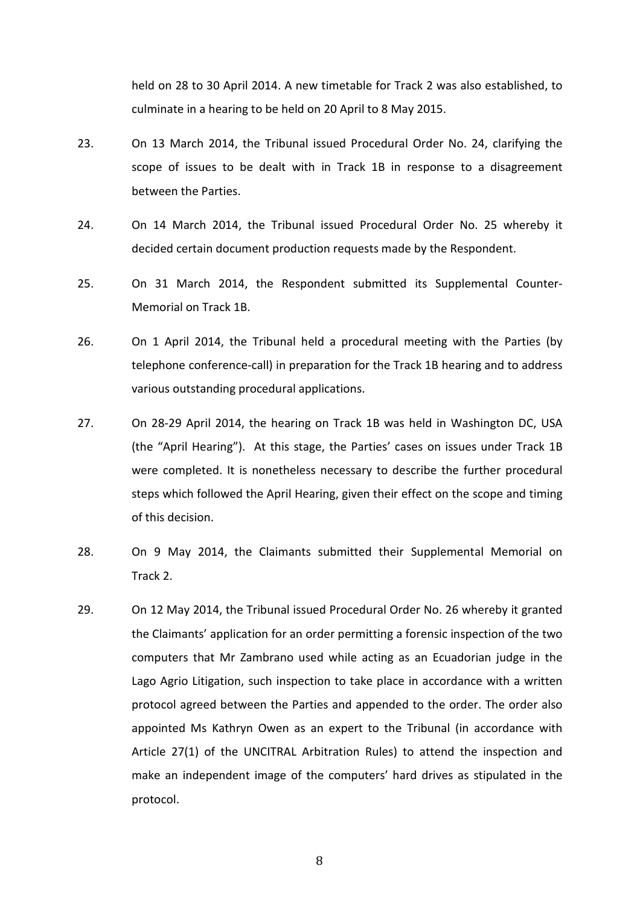held on 28 to 30 April 2014. A new timetable for Track 2 was also established, to culminate in a hearing to be held on 20 April to 8 May 2015.

23. On 13 March 2014, the Tribunal issued Procedural Order No. 24, clarifying the scope of issues to be dealt with in Track 1B in response to a disagreement between the Parties.

24. On 14 March 2014, the Tribunal issued Procedural Order No. 25 whereby it decided certain document production requests made by the Respondent.

25. On 31 March 2014, the Respondent submitted its Supplemental Counter-Memorial on Track 1B.

26. On 1 April 2014, the Tribunal held a procedural meeting with the Parties (by telephone conference-call) in preparation for the Track 1B hearing and to address various outstanding procedural applications.

27. On 28-29 April 2014, the hearing on Track 1B was held in Washington DC, USA (the "April Hearing"). At this stage, the Parties' cases on issues under Track 1B were completed. It is nonetheless necessary to describe the further procedural steps which followed the April Hearing, given their effect on the scope and timing of this decision.

28. On 9 May 2014, the Claimants submitted their Supplemental Memorial on Track 2.

29. On 12 May 2014, the Tribunal issued Procedural Order No. 26 whereby it granted the Claimants' application for an order permitting a forensic inspection of the two computers that Mr Zambrano used while acting as an Ecuadorian judge in the Lago Agrio Litigation, such inspection to take place in accordance with a written protocol agreed between the Parties and appended to the order. The order also appointed Ms Kathryn Owen as an expert to the Tribunal (in accordance with Article 27(1) of the UNCITRAL Arbitration Rules) to attend the inspection and make an independent image of the computers' hard drives as stipulated in the protocol.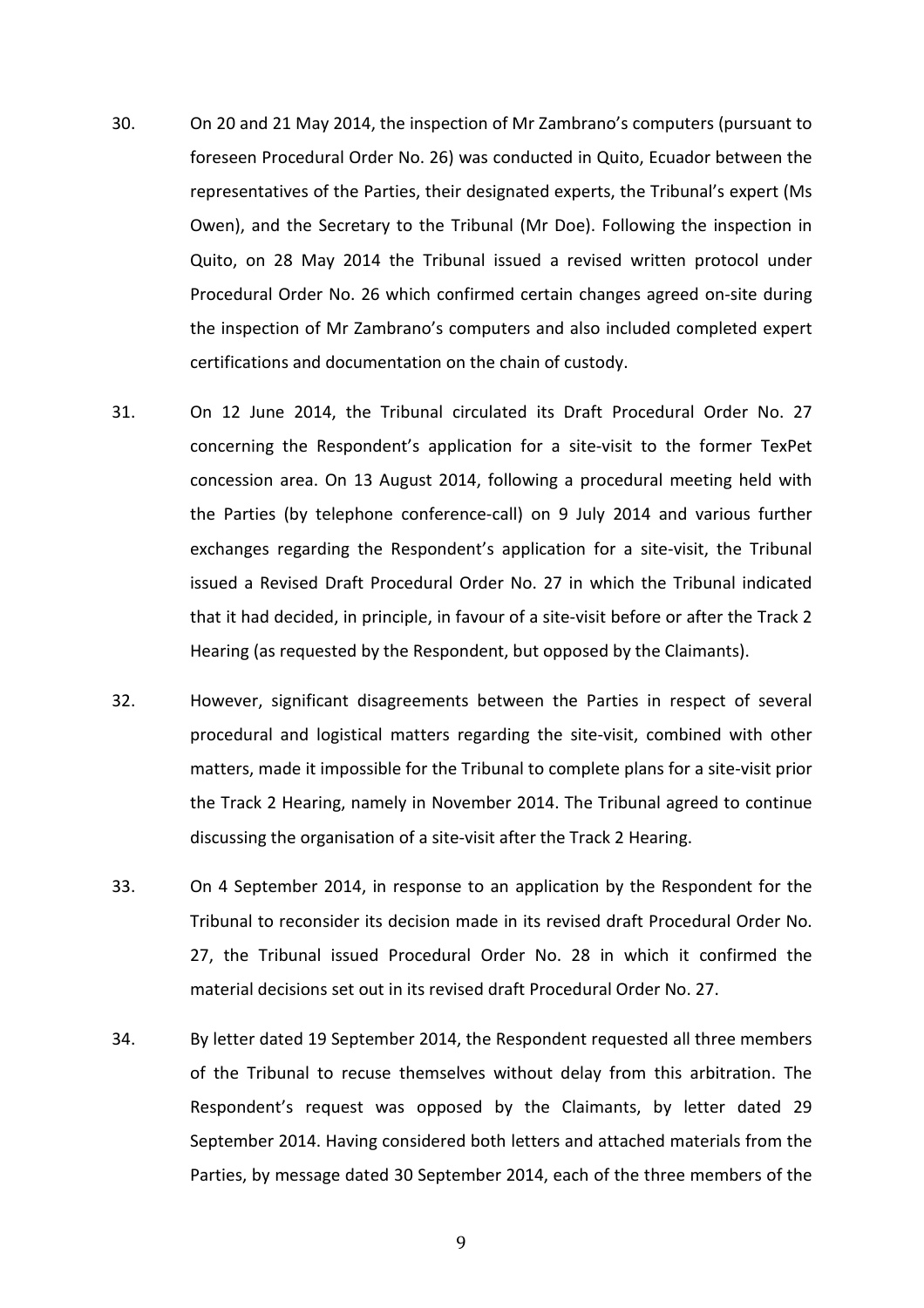30. On 20 and 21 May 2014, the inspection of Mr Zambrano's computers (pursuant to foreseen Procedural Order No. 26) was conducted in Quito, Ecuador between the representatives of the Parties, their designated experts, the Tribunal's expert (Ms Owen), and the Secretary to the Tribunal (Mr Doe). Following the inspection in Quito, on 28 May 2014 the Tribunal issued a revised written protocol under Procedural Order No. 26 which confirmed certain changes agreed on-site during the inspection of Mr Zambrano's computers and also included completed expert certifications and documentation on the chain of custody.

31. On 12 June 2014, the Tribunal circulated its Draft Procedural Order No. 27 concerning the Respondent's application for a site-visit to the former TexPet concession area. On 13 August 2014, following a procedural meeting held with the Parties (by telephone conference-call) on 9 July 2014 and various further exchanges regarding the Respondent's application for a site-visit, the Tribunal issued a Revised Draft Procedural Order No. 27 in which the Tribunal indicated that it had decided, in principle, in favour of a site-visit before or after the Track 2 Hearing (as requested by the Respondent, but opposed by the Claimants).

32. However, significant disagreements between the Parties in respect of several procedural and logistical matters regarding the site-visit, combined with other matters, made it impossible for the Tribunal to complete plans for a site-visit prior the Track 2 Hearing, namely in November 2014. The Tribunal agreed to continue discussing the organisation of a site-visit after the Track 2 Hearing.

33. On 4 September 2014, in response to an application by the Respondent for the Tribunal to reconsider its decision made in its revised draft Procedural Order No. 27, the Tribunal issued Procedural Order No. 28 in which it confirmed the material decisions set out in its revised draft Procedural Order No. 27.

34. By letter dated 19 September 2014, the Respondent requested all three members of the Tribunal to recuse themselves without delay from this arbitration. The Respondent's request was opposed by the Claimants, by letter dated 29 September 2014. Having considered both letters and attached materials from the Parties, by message dated 30 September 2014, each of the three members of the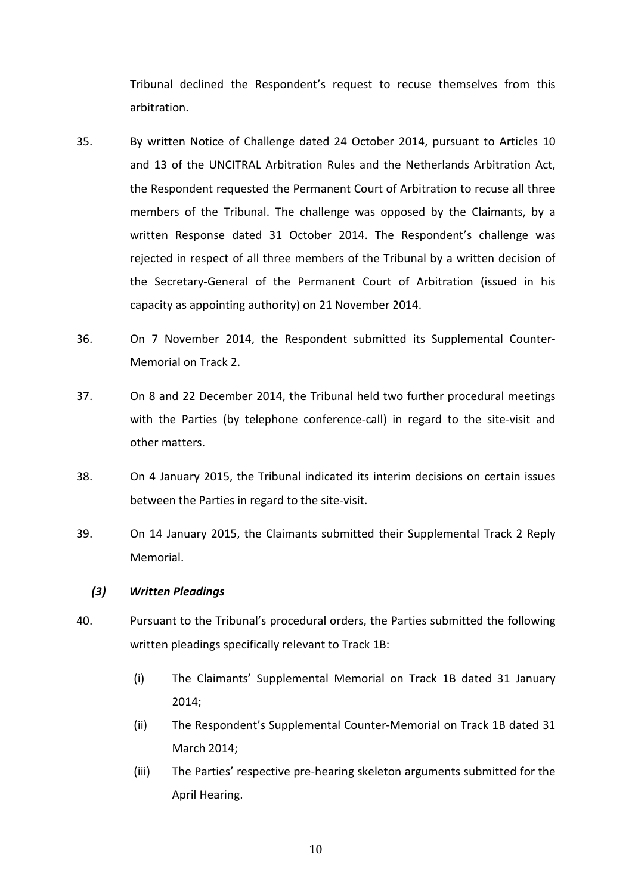Tribunal declined the Respondent's request to recuse themselves from this arbitration.

35. By written Notice of Challenge dated 24 October 2014, pursuant to Articles 10 and 13 of the UNCITRAL Arbitration Rules and the Netherlands Arbitration Act, the Respondent requested the Permanent Court of Arbitration to recuse all three members of the Tribunal. The challenge was opposed by the Claimants, by a written Response dated 31 October 2014. The Respondent's challenge was rejected in respect of all three members of the Tribunal by a written decision of the Secretary-General of the Permanent Court of Arbitration (issued in his capacity as appointing authority) on 21 November 2014.

36. On 7 November 2014, the Respondent submitted its Supplemental Counter-Memorial on Track 2.

37. On 8 and 22 December 2014, the Tribunal held two further procedural meetings with the Parties (by telephone conference-call) in regard to the site-visit and other matters.

38. On 4 January 2015, the Tribunal indicated its interim decisions on certain issues between the Parties in regard to the site-visit.

39. On 14 January 2015, the Claimants submitted their Supplemental Track 2 Reply Memorial.

### *(3) Written Pleadings*

40. Pursuant to the Tribunal's procedural orders, the Parties submitted the following written pleadings specifically relevant to Track 1B:

    (i) The Claimants' Supplemental Memorial on Track 1B dated 31 January 2014;

    (ii) The Respondent's Supplemental Counter-Memorial on Track 1B dated 31 March 2014;

    (iii) The Parties' respective pre-hearing skeleton arguments submitted for the April Hearing.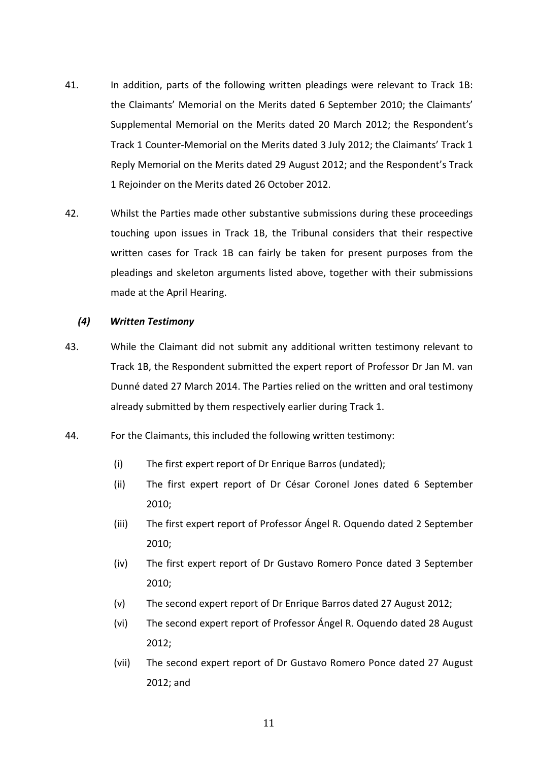41. In addition, parts of the following written pleadings were relevant to Track 1B: the Claimants' Memorial on the Merits dated 6 September 2010; the Claimants' Supplemental Memorial on the Merits dated 20 March 2012; the Respondent's Track 1 Counter-Memorial on the Merits dated 3 July 2012; the Claimants' Track 1 Reply Memorial on the Merits dated 29 August 2012; and the Respondent's Track 1 Rejoinder on the Merits dated 26 October 2012.

42. Whilst the Parties made other substantive submissions during these proceedings touching upon issues in Track 1B, the Tribunal considers that their respective written cases for Track 1B can fairly be taken for present purposes from the pleadings and skeleton arguments listed above, together with their submissions made at the April Hearing.

### *(4) Written Testimony*

43. While the Claimant did not submit any additional written testimony relevant to Track 1B, the Respondent submitted the expert report of Professor Dr Jan M. van Dunné dated 27 March 2014. The Parties relied on the written and oral testimony already submitted by them respectively earlier during Track 1.

44. For the Claimants, this included the following written testimony:

  (i) The first expert report of Dr Enrique Barros (undated);

  (ii) The first expert report of Dr César Coronel Jones dated 6 September 2010;

  (iii) The first expert report of Professor Ángel R. Oquendo dated 2 September 2010;

  (iv) The first expert report of Dr Gustavo Romero Ponce dated 3 September 2010;

  (v) The second expert report of Dr Enrique Barros dated 27 August 2012;

  (vi) The second expert report of Professor Ángel R. Oquendo dated 28 August 2012;

  (vii) The second expert report of Dr Gustavo Romero Ponce dated 27 August 2012; and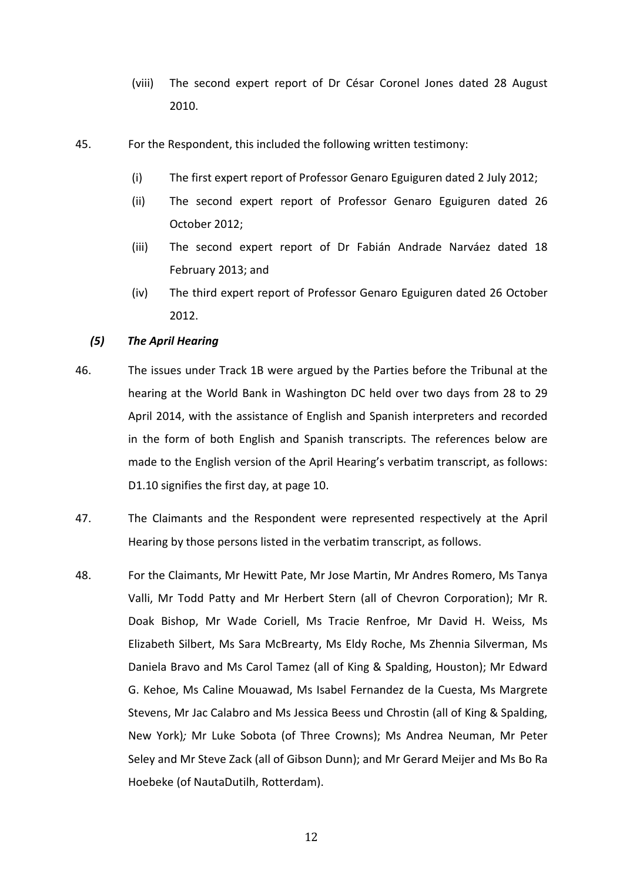(viii) The second expert report of Dr César Coronel Jones dated 28 August 2010.

45. For the Respondent, this included the following written testimony:

(i) The first expert report of Professor Genaro Eguiguren dated 2 July 2012;

(ii) The second expert report of Professor Genaro Eguiguren dated 26 October 2012;

(iii) The second expert report of Dr Fabián Andrade Narváez dated 18 February 2013; and

(iv) The third expert report of Professor Genaro Eguiguren dated 26 October 2012.

### *(5) The April Hearing*

46. The issues under Track 1B were argued by the Parties before the Tribunal at the hearing at the World Bank in Washington DC held over two days from 28 to 29 April 2014, with the assistance of English and Spanish interpreters and recorded in the form of both English and Spanish transcripts. The references below are made to the English version of the April Hearing's verbatim transcript, as follows: D1.10 signifies the first day, at page 10.

47. The Claimants and the Respondent were represented respectively at the April Hearing by those persons listed in the verbatim transcript, as follows.

48. For the Claimants, Mr Hewitt Pate, Mr Jose Martin, Mr Andres Romero, Ms Tanya Valli, Mr Todd Patty and Mr Herbert Stern (all of Chevron Corporation); Mr R. Doak Bishop, Mr Wade Coriell, Ms Tracie Renfroe, Mr David H. Weiss, Ms Elizabeth Silbert, Ms Sara McBrearty, Ms Eldy Roche, Ms Zhennia Silverman, Ms Daniela Bravo and Ms Carol Tamez (all of King & Spalding, Houston); Mr Edward G. Kehoe, Ms Caline Mouawad, Ms Isabel Fernandez de la Cuesta, Ms Margrete Stevens, Mr Jac Calabro and Ms Jessica Beess und Chrostin (all of King & Spalding, New York)*;* Mr Luke Sobota (of Three Crowns); Ms Andrea Neuman, Mr Peter Seley and Mr Steve Zack (all of Gibson Dunn); and Mr Gerard Meijer and Ms Bo Ra Hoebeke (of NautaDutilh, Rotterdam).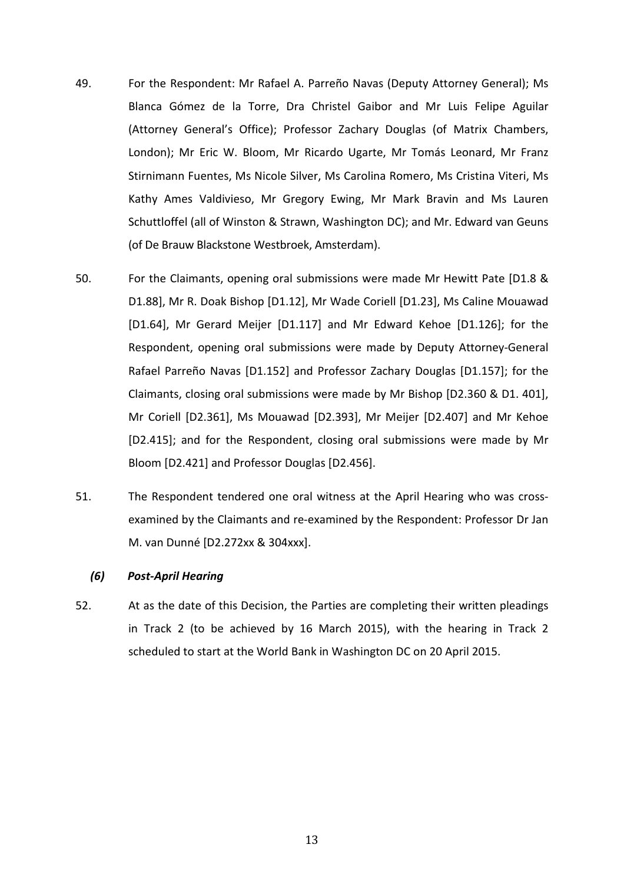49. For the Respondent: Mr Rafael A. Parreño Navas (Deputy Attorney General); Ms Blanca Gómez de la Torre, Dra Christel Gaibor and Mr Luis Felipe Aguilar (Attorney General's Office); Professor Zachary Douglas (of Matrix Chambers, London); Mr Eric W. Bloom, Mr Ricardo Ugarte, Mr Tomás Leonard, Mr Franz Stirnimann Fuentes, Ms Nicole Silver, Ms Carolina Romero, Ms Cristina Viteri, Ms Kathy Ames Valdivieso, Mr Gregory Ewing, Mr Mark Bravin and Ms Lauren Schuttloffel (all of Winston & Strawn, Washington DC); and Mr. Edward van Geuns (of De Brauw Blackstone Westbroek, Amsterdam).

50. For the Claimants, opening oral submissions were made Mr Hewitt Pate [D1.8 & D1.88], Mr R. Doak Bishop [D1.12], Mr Wade Coriell [D1.23], Ms Caline Mouawad [D1.64], Mr Gerard Meijer [D1.117] and Mr Edward Kehoe [D1.126]; for the Respondent, opening oral submissions were made by Deputy Attorney-General Rafael Parreño Navas [D1.152] and Professor Zachary Douglas [D1.157]; for the Claimants, closing oral submissions were made by Mr Bishop [D2.360 & D1. 401], Mr Coriell [D2.361], Ms Mouawad [D2.393], Mr Meijer [D2.407] and Mr Kehoe [D2.415]; and for the Respondent, closing oral submissions were made by Mr Bloom [D2.421] and Professor Douglas [D2.456].

51. The Respondent tendered one oral witness at the April Hearing who was cross-examined by the Claimants and re-examined by the Respondent: Professor Dr Jan M. van Dunné [D2.272xx & 304xxx].

***(6) Post-April Hearing***

52. At as the date of this Decision, the Parties are completing their written pleadings in Track 2 (to be achieved by 16 March 2015), with the hearing in Track 2 scheduled to start at the World Bank in Washington DC on 20 April 2015.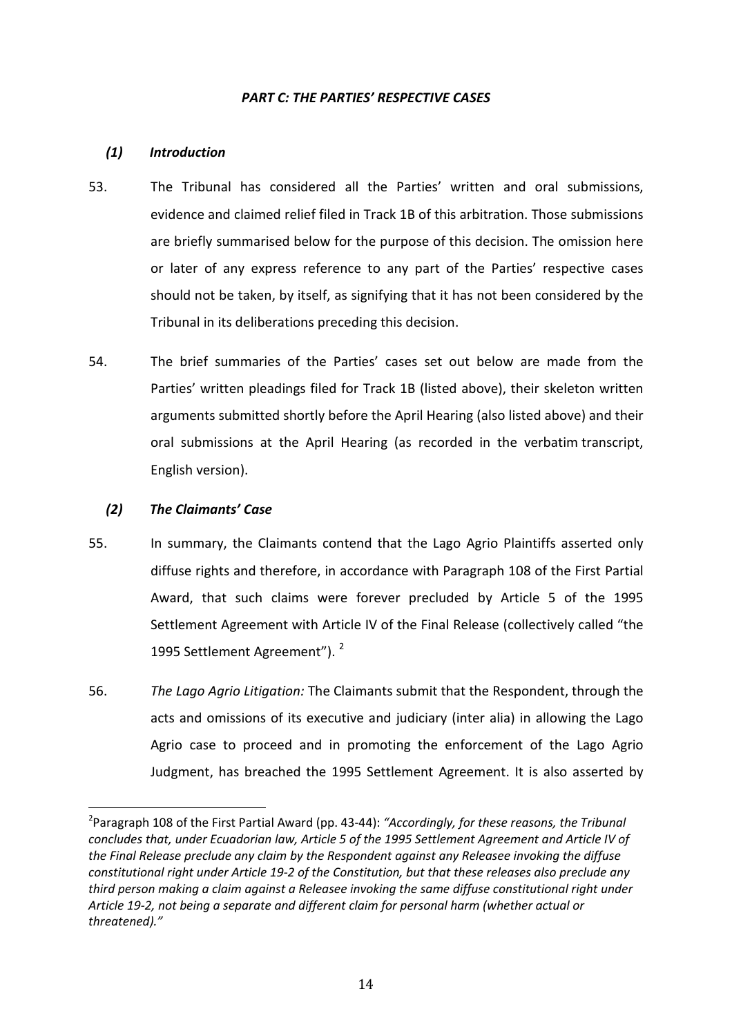### *PART C: THE PARTIES' RESPECTIVE CASES*

#### *(1) Introduction*

53. The Tribunal has considered all the Parties' written and oral submissions, evidence and claimed relief filed in Track 1B of this arbitration. Those submissions are briefly summarised below for the purpose of this decision. The omission here or later of any express reference to any part of the Parties' respective cases should not be taken, by itself, as signifying that it has not been considered by the Tribunal in its deliberations preceding this decision.

54. The brief summaries of the Parties' cases set out below are made from the Parties' written pleadings filed for Track 1B (listed above), their skeleton written arguments submitted shortly before the April Hearing (also listed above) and their oral submissions at the April Hearing (as recorded in the verbatim transcript, English version).

#### *(2) The Claimants' Case*

55. In summary, the Claimants contend that the Lago Agrio Plaintiffs asserted only diffuse rights and therefore, in accordance with Paragraph 108 of the First Partial Award, that such claims were forever precluded by Article 5 of the 1995 Settlement Agreement with Article IV of the Final Release (collectively called "the 1995 Settlement Agreement").[2]

56. *The Lago Agrio Litigation:* The Claimants submit that the Respondent, through the acts and omissions of its executive and judiciary (inter alia) in allowing the Lago Agrio case to proceed and in promoting the enforcement of the Lago Agrio Judgment, has breached the 1995 Settlement Agreement. It is also asserted by

---

[2] Paragraph 108 of the First Partial Award (pp. 43-44): *"Accordingly, for these reasons, the Tribunal concludes that, under Ecuadorian law, Article 5 of the 1995 Settlement Agreement and Article IV of the Final Release preclude any claim by the Respondent against any Releasee invoking the diffuse constitutional right under Article 19-2 of the Constitution, but that these releases also preclude any third person making a claim against a Releasee invoking the same diffuse constitutional right under Article 19-2, not being a separate and different claim for personal harm (whether actual or threatened)."*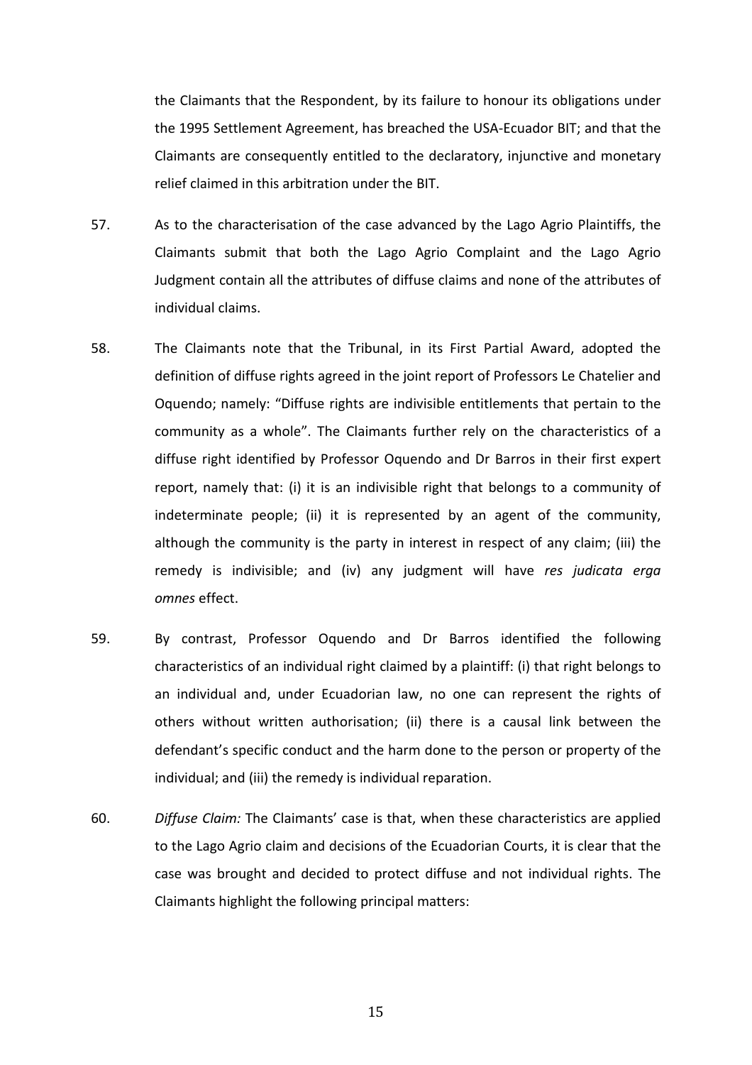the Claimants that the Respondent, by its failure to honour its obligations under the 1995 Settlement Agreement, has breached the USA-Ecuador BIT; and that the Claimants are consequently entitled to the declaratory, injunctive and monetary relief claimed in this arbitration under the BIT.

57. As to the characterisation of the case advanced by the Lago Agrio Plaintiffs, the Claimants submit that both the Lago Agrio Complaint and the Lago Agrio Judgment contain all the attributes of diffuse claims and none of the attributes of individual claims.

58. The Claimants note that the Tribunal, in its First Partial Award, adopted the definition of diffuse rights agreed in the joint report of Professors Le Chatelier and Oquendo; namely: "Diffuse rights are indivisible entitlements that pertain to the community as a whole". The Claimants further rely on the characteristics of a diffuse right identified by Professor Oquendo and Dr Barros in their first expert report, namely that: (i) it is an indivisible right that belongs to a community of indeterminate people; (ii) it is represented by an agent of the community, although the community is the party in interest in respect of any claim; (iii) the remedy is indivisible; and (iv) any judgment will have *res judicata erga omnes* effect.

59. By contrast, Professor Oquendo and Dr Barros identified the following characteristics of an individual right claimed by a plaintiff: (i) that right belongs to an individual and, under Ecuadorian law, no one can represent the rights of others without written authorisation; (ii) there is a causal link between the defendant's specific conduct and the harm done to the person or property of the individual; and (iii) the remedy is individual reparation.

60. *Diffuse Claim:* The Claimants' case is that, when these characteristics are applied to the Lago Agrio claim and decisions of the Ecuadorian Courts, it is clear that the case was brought and decided to protect diffuse and not individual rights. The Claimants highlight the following principal matters: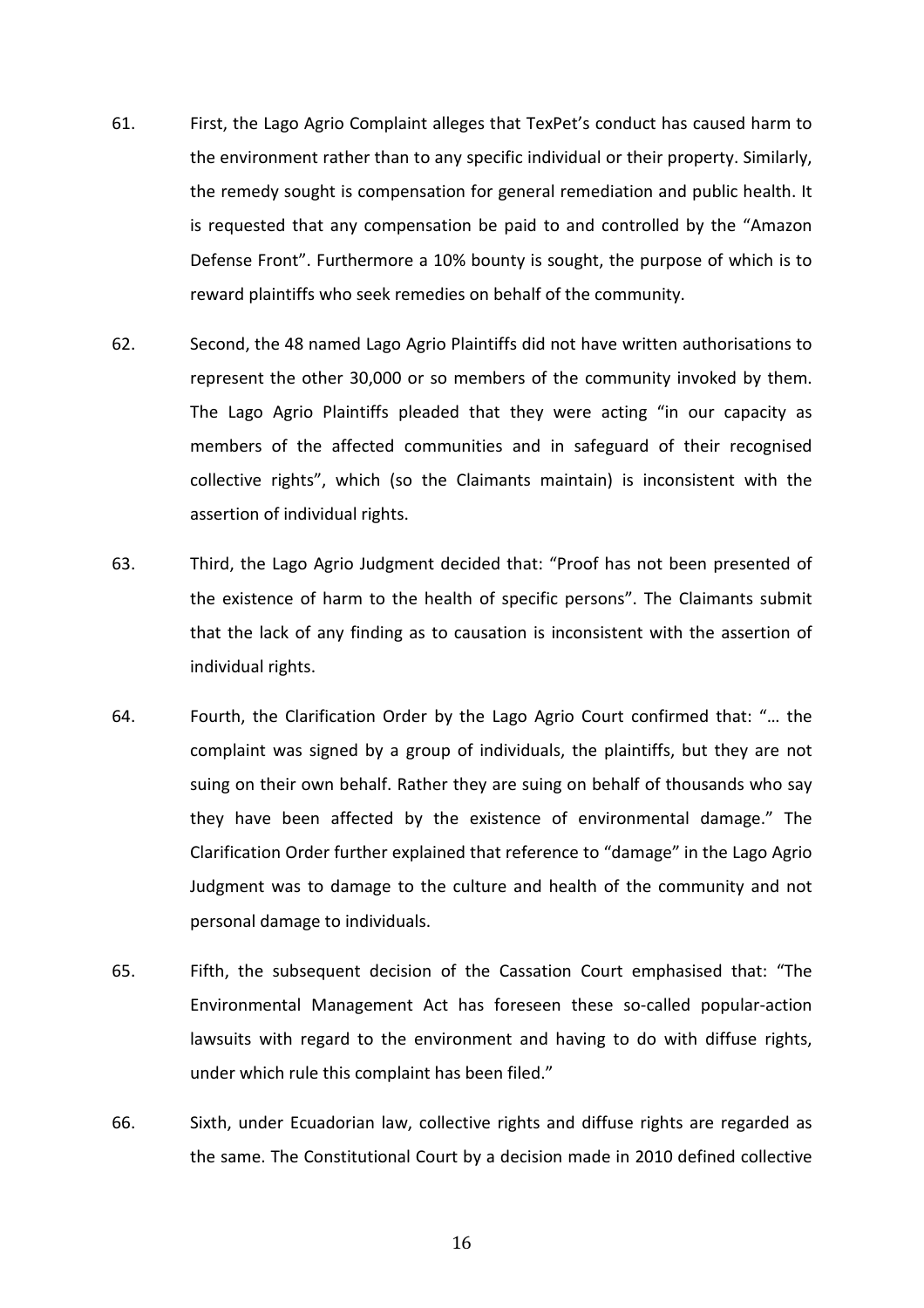61. First, the Lago Agrio Complaint alleges that TexPet's conduct has caused harm to the environment rather than to any specific individual or their property. Similarly, the remedy sought is compensation for general remediation and public health. It is requested that any compensation be paid to and controlled by the "Amazon Defense Front". Furthermore a 10% bounty is sought, the purpose of which is to reward plaintiffs who seek remedies on behalf of the community.

62. Second, the 48 named Lago Agrio Plaintiffs did not have written authorisations to represent the other 30,000 or so members of the community invoked by them. The Lago Agrio Plaintiffs pleaded that they were acting "in our capacity as members of the affected communities and in safeguard of their recognised collective rights", which (so the Claimants maintain) is inconsistent with the assertion of individual rights.

63. Third, the Lago Agrio Judgment decided that: "Proof has not been presented of the existence of harm to the health of specific persons". The Claimants submit that the lack of any finding as to causation is inconsistent with the assertion of individual rights.

64. Fourth, the Clarification Order by the Lago Agrio Court confirmed that: "… the complaint was signed by a group of individuals, the plaintiffs, but they are not suing on their own behalf. Rather they are suing on behalf of thousands who say they have been affected by the existence of environmental damage." The Clarification Order further explained that reference to "damage" in the Lago Agrio Judgment was to damage to the culture and health of the community and not personal damage to individuals.

65. Fifth, the subsequent decision of the Cassation Court emphasised that: "The Environmental Management Act has foreseen these so-called popular-action lawsuits with regard to the environment and having to do with diffuse rights, under which rule this complaint has been filed."

66. Sixth, under Ecuadorian law, collective rights and diffuse rights are regarded as the same. The Constitutional Court by a decision made in 2010 defined collective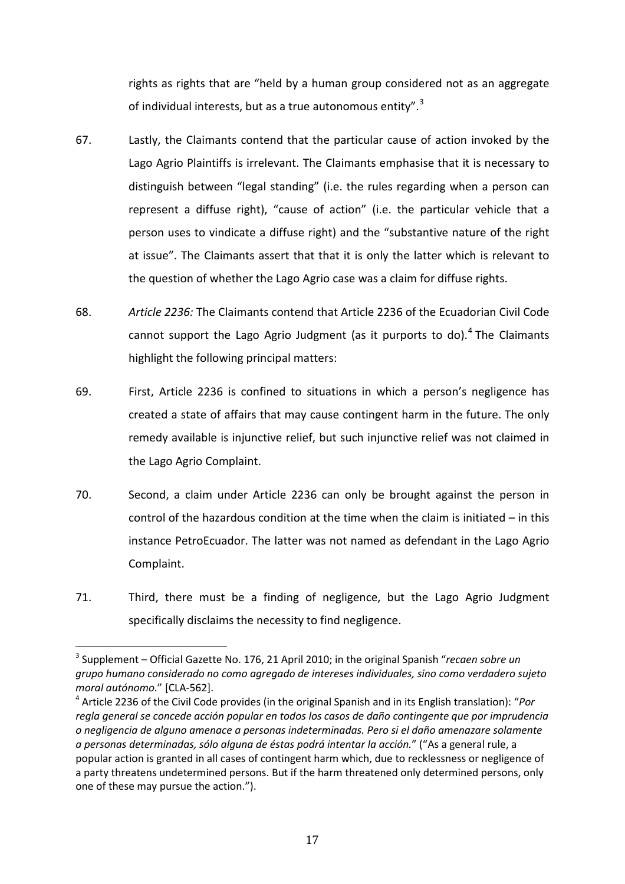rights as rights that are "held by a human group considered not as an aggregate of individual interests, but as a true autonomous entity".[3]

67. Lastly, the Claimants contend that the particular cause of action invoked by the Lago Agrio Plaintiffs is irrelevant. The Claimants emphasise that it is necessary to distinguish between "legal standing" (i.e. the rules regarding when a person can represent a diffuse right), "cause of action" (i.e. the particular vehicle that a person uses to vindicate a diffuse right) and the "substantive nature of the right at issue". The Claimants assert that that it is only the latter which is relevant to the question of whether the Lago Agrio case was a claim for diffuse rights.

68. *Article 2236:* The Claimants contend that Article 2236 of the Ecuadorian Civil Code cannot support the Lago Agrio Judgment (as it purports to do).[4] The Claimants highlight the following principal matters:

69. First, Article 2236 is confined to situations in which a person's negligence has created a state of affairs that may cause contingent harm in the future. The only remedy available is injunctive relief, but such injunctive relief was not claimed in the Lago Agrio Complaint.

70. Second, a claim under Article 2236 can only be brought against the person in control of the hazardous condition at the time when the claim is initiated – in this instance PetroEcuador. The latter was not named as defendant in the Lago Agrio Complaint.

71. Third, there must be a finding of negligence, but the Lago Agrio Judgment specifically disclaims the necessity to find negligence.

---

[3] Supplement – Official Gazette No. 176, 21 April 2010; in the original Spanish "*recaen sobre un grupo humano considerado no como agregado de intereses individuales, sino como verdadero sujeto moral autónomo.*" [CLA-562].

[4] Article 2236 of the Civil Code provides (in the original Spanish and in its English translation): "*Por regla general se concede acción popular en todos los casos de daño contingente que por imprudencia o negligencia de alguno amenace a personas indeterminadas. Pero si el daño amenazare solamente a personas determinadas, sólo alguna de éstas podrá intentar la acción.*" ("As a general rule, a popular action is granted in all cases of contingent harm which, due to recklessness or negligence of a party threatens undetermined persons. But if the harm threatened only determined persons, only one of these may pursue the action.").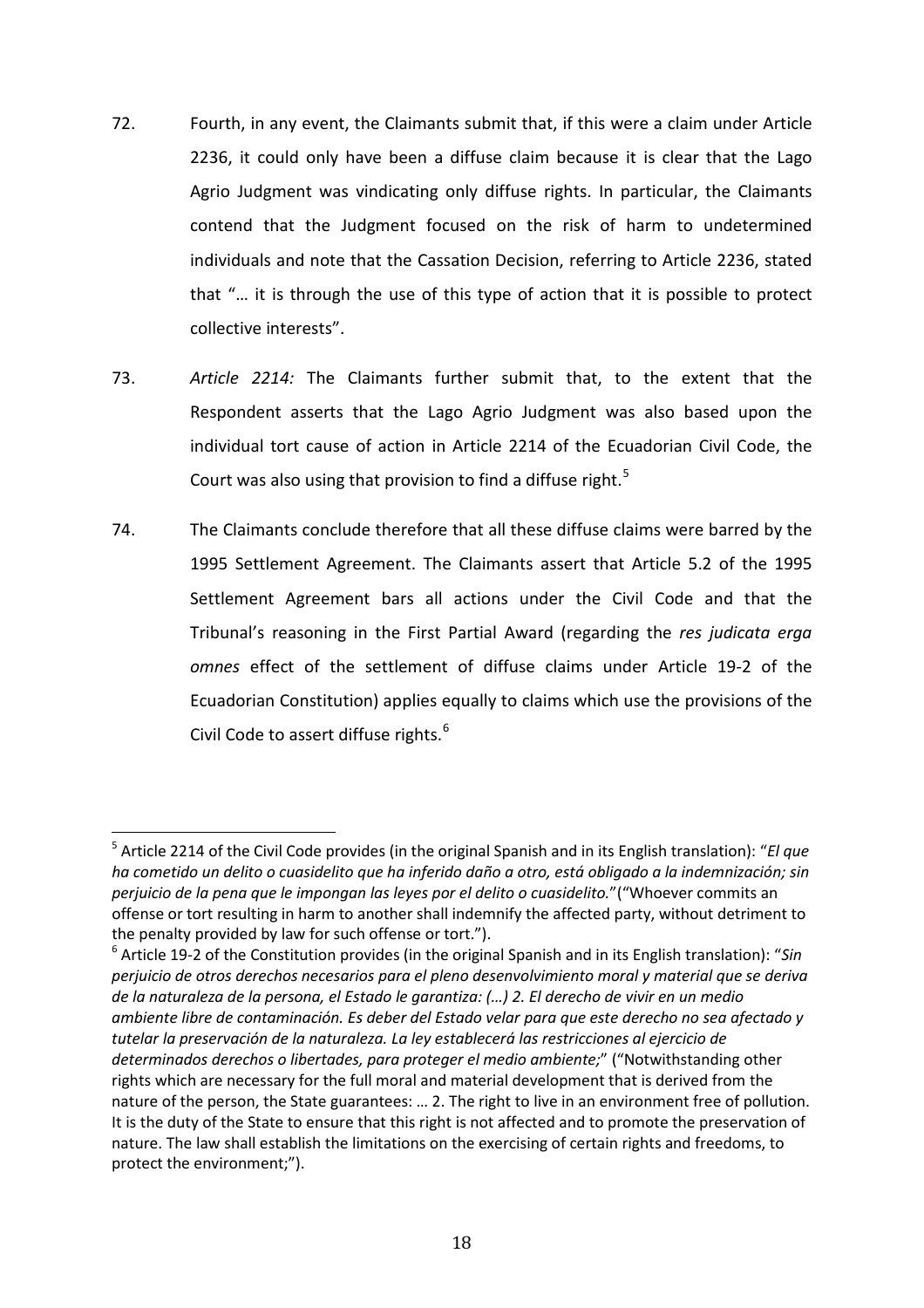72. Fourth, in any event, the Claimants submit that, if this were a claim under Article 2236, it could only have been a diffuse claim because it is clear that the Lago Agrio Judgment was vindicating only diffuse rights. In particular, the Claimants contend that the Judgment focused on the risk of harm to undetermined individuals and note that the Cassation Decision, referring to Article 2236, stated that "… it is through the use of this type of action that it is possible to protect collective interests".

73. *Article 2214:* The Claimants further submit that, to the extent that the Respondent asserts that the Lago Agrio Judgment was also based upon the individual tort cause of action in Article 2214 of the Ecuadorian Civil Code, the Court was also using that provision to find a diffuse right.[5]

74. The Claimants conclude therefore that all these diffuse claims were barred by the 1995 Settlement Agreement. The Claimants assert that Article 5.2 of the 1995 Settlement Agreement bars all actions under the Civil Code and that the Tribunal's reasoning in the First Partial Award (regarding the *res judicata erga omnes* effect of the settlement of diffuse claims under Article 19-2 of the Ecuadorian Constitution) applies equally to claims which use the provisions of the Civil Code to assert diffuse rights.[6]

---

[5] Article 2214 of the Civil Code provides (in the original Spanish and in its English translation): "*El que ha cometido un delito o cuasidelito que ha inferido daño a otro, está obligado a la indemnización; sin perjuicio de la pena que le impongan las leyes por el delito o cuasidelito.*"("Whoever commits an offense or tort resulting in harm to another shall indemnify the affected party, without detriment to the penalty provided by law for such offense or tort.").

[6] Article 19-2 of the Constitution provides (in the original Spanish and in its English translation): "*Sin perjuicio de otros derechos necesarios para el pleno desenvolvimiento moral y material que se deriva de la naturaleza de la persona, el Estado le garantiza: (…) 2. El derecho de vivir en un medio ambiente libre de contaminación. Es deber del Estado velar para que este derecho no sea afectado y tutelar la preservación de la naturaleza. La ley establecerá las restricciones al ejercicio de determinados derechos o libertades, para proteger el medio ambiente;*" ("Notwithstanding other rights which are necessary for the full moral and material development that is derived from the nature of the person, the State guarantees: … 2. The right to live in an environment free of pollution. It is the duty of the State to ensure that this right is not affected and to promote the preservation of nature. The law shall establish the limitations on the exercising of certain rights and freedoms, to protect the environment;").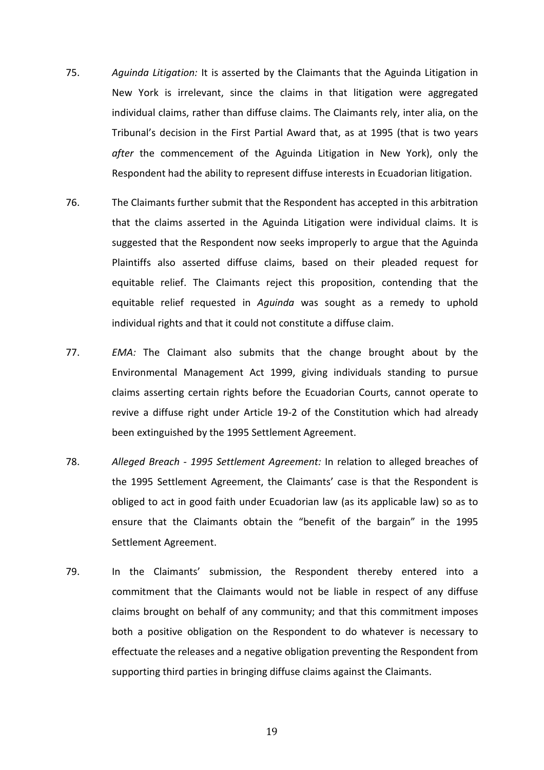75. *Aguinda Litigation:* It is asserted by the Claimants that the Aguinda Litigation in New York is irrelevant, since the claims in that litigation were aggregated individual claims, rather than diffuse claims. The Claimants rely, inter alia, on the Tribunal's decision in the First Partial Award that, as at 1995 (that is two years *after* the commencement of the Aguinda Litigation in New York), only the Respondent had the ability to represent diffuse interests in Ecuadorian litigation.

76. The Claimants further submit that the Respondent has accepted in this arbitration that the claims asserted in the Aguinda Litigation were individual claims. It is suggested that the Respondent now seeks improperly to argue that the Aguinda Plaintiffs also asserted diffuse claims, based on their pleaded request for equitable relief. The Claimants reject this proposition, contending that the equitable relief requested in *Aguinda* was sought as a remedy to uphold individual rights and that it could not constitute a diffuse claim.

77. *EMA:* The Claimant also submits that the change brought about by the Environmental Management Act 1999, giving individuals standing to pursue claims asserting certain rights before the Ecuadorian Courts, cannot operate to revive a diffuse right under Article 19-2 of the Constitution which had already been extinguished by the 1995 Settlement Agreement.

78. *Alleged Breach - 1995 Settlement Agreement:* In relation to alleged breaches of the 1995 Settlement Agreement, the Claimants' case is that the Respondent is obliged to act in good faith under Ecuadorian law (as its applicable law) so as to ensure that the Claimants obtain the "benefit of the bargain" in the 1995 Settlement Agreement.

79. In the Claimants' submission, the Respondent thereby entered into a commitment that the Claimants would not be liable in respect of any diffuse claims brought on behalf of any community; and that this commitment imposes both a positive obligation on the Respondent to do whatever is necessary to effectuate the releases and a negative obligation preventing the Respondent from supporting third parties in bringing diffuse claims against the Claimants.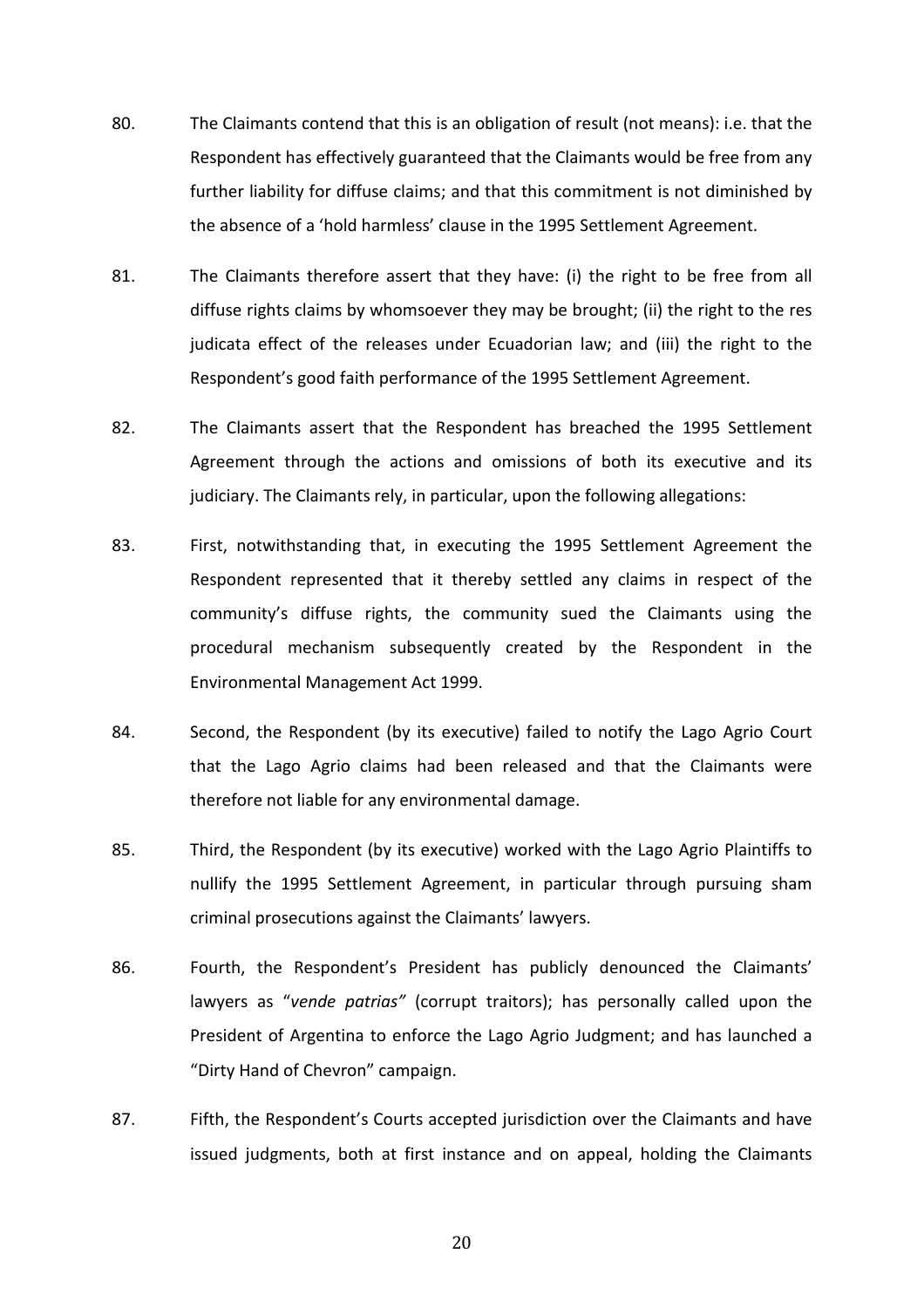80. The Claimants contend that this is an obligation of result (not means): i.e. that the Respondent has effectively guaranteed that the Claimants would be free from any further liability for diffuse claims; and that this commitment is not diminished by the absence of a 'hold harmless' clause in the 1995 Settlement Agreement.

81. The Claimants therefore assert that they have: (i) the right to be free from all diffuse rights claims by whomsoever they may be brought; (ii) the right to the res judicata effect of the releases under Ecuadorian law; and (iii) the right to the Respondent's good faith performance of the 1995 Settlement Agreement.

82. The Claimants assert that the Respondent has breached the 1995 Settlement Agreement through the actions and omissions of both its executive and its judiciary. The Claimants rely, in particular, upon the following allegations:

83. First, notwithstanding that, in executing the 1995 Settlement Agreement the Respondent represented that it thereby settled any claims in respect of the community's diffuse rights, the community sued the Claimants using the procedural mechanism subsequently created by the Respondent in the Environmental Management Act 1999.

84. Second, the Respondent (by its executive) failed to notify the Lago Agrio Court that the Lago Agrio claims had been released and that the Claimants were therefore not liable for any environmental damage.

85. Third, the Respondent (by its executive) worked with the Lago Agrio Plaintiffs to nullify the 1995 Settlement Agreement, in particular through pursuing sham criminal prosecutions against the Claimants' lawyers.

86. Fourth, the Respondent's President has publicly denounced the Claimants' lawyers as "*vende patrias"* (corrupt traitors); has personally called upon the President of Argentina to enforce the Lago Agrio Judgment; and has launched a "Dirty Hand of Chevron" campaign.

87. Fifth, the Respondent's Courts accepted jurisdiction over the Claimants and have issued judgments, both at first instance and on appeal, holding the Claimants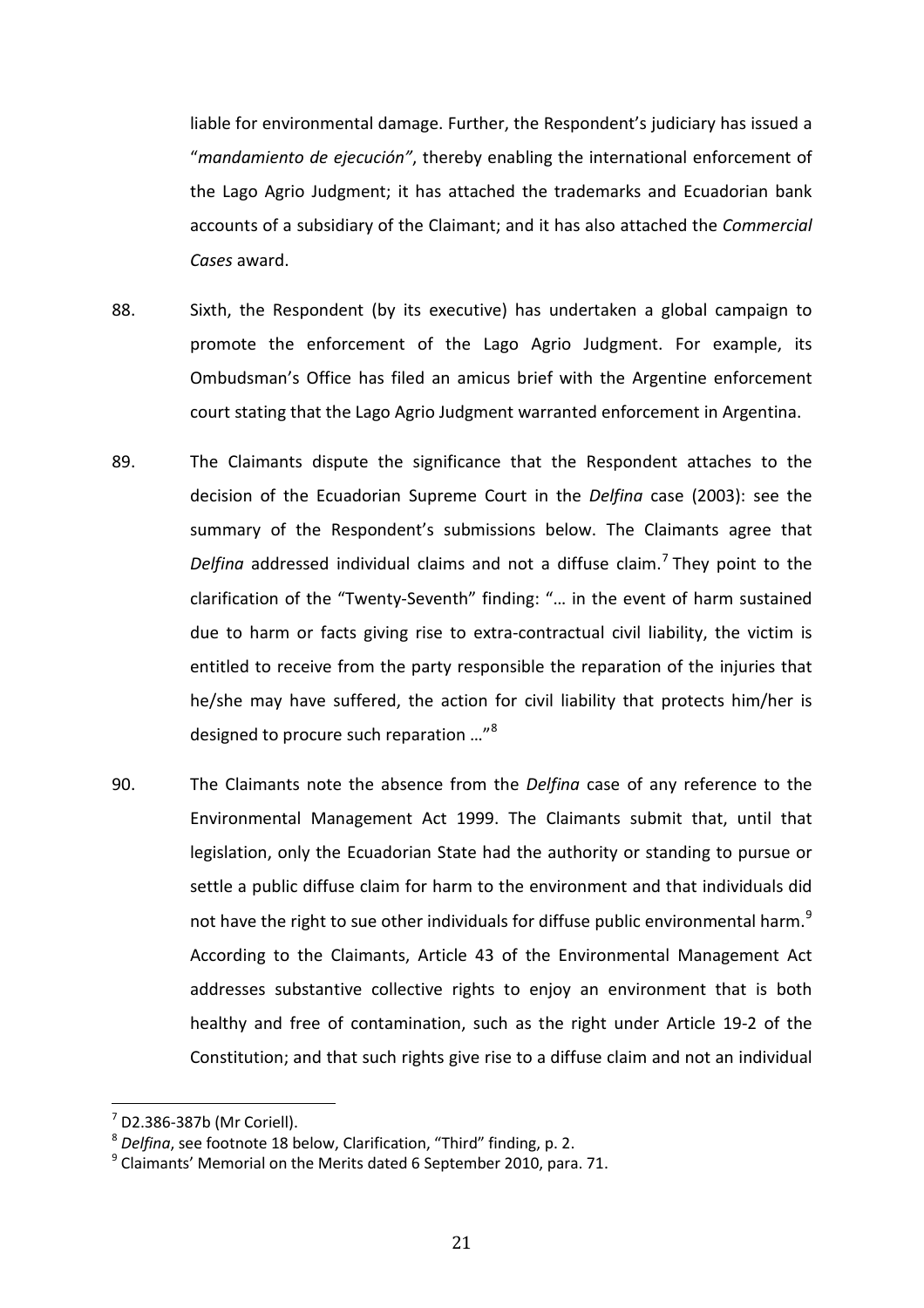liable for environmental damage. Further, the Respondent's judiciary has issued a "*mandamiento de ejecución"*, thereby enabling the international enforcement of the Lago Agrio Judgment; it has attached the trademarks and Ecuadorian bank accounts of a subsidiary of the Claimant; and it has also attached the *Commercial Cases* award.

88. Sixth, the Respondent (by its executive) has undertaken a global campaign to promote the enforcement of the Lago Agrio Judgment. For example, its Ombudsman's Office has filed an amicus brief with the Argentine enforcement court stating that the Lago Agrio Judgment warranted enforcement in Argentina.

89. The Claimants dispute the significance that the Respondent attaches to the decision of the Ecuadorian Supreme Court in the *Delfina* case (2003): see the summary of the Respondent's submissions below. The Claimants agree that *Delfina* addressed individual claims and not a diffuse claim.[7] They point to the clarification of the "Twenty-Seventh" finding: "… in the event of harm sustained due to harm or facts giving rise to extra-contractual civil liability, the victim is entitled to receive from the party responsible the reparation of the injuries that he/she may have suffered, the action for civil liability that protects him/her is designed to procure such reparation …"[8]

90. The Claimants note the absence from the *Delfina* case of any reference to the Environmental Management Act 1999. The Claimants submit that, until that legislation, only the Ecuadorian State had the authority or standing to pursue or settle a public diffuse claim for harm to the environment and that individuals did not have the right to sue other individuals for diffuse public environmental harm.[9] According to the Claimants, Article 43 of the Environmental Management Act addresses substantive collective rights to enjoy an environment that is both healthy and free of contamination, such as the right under Article 19-2 of the Constitution; and that such rights give rise to a diffuse claim and not an individual

---

[7] D2.386-387b (Mr Coriell).

[8] *Delfina*, see footnote 18 below, Clarification, "Third" finding, p. 2.

[9] Claimants' Memorial on the Merits dated 6 September 2010, para. 71.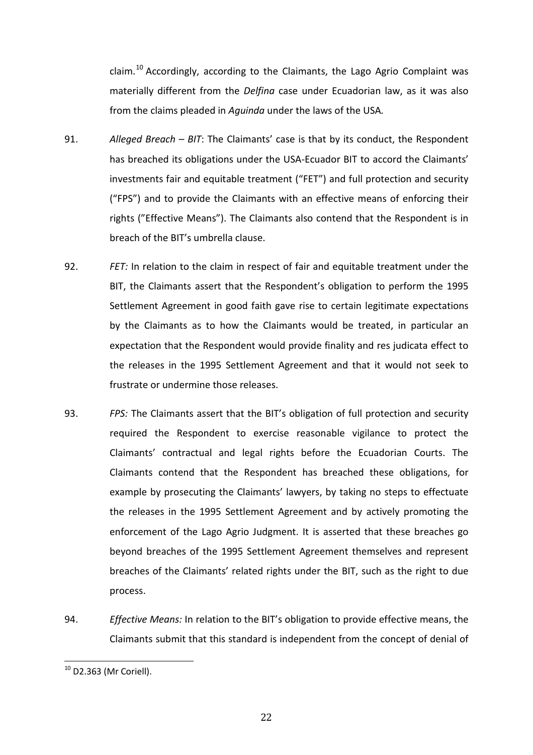claim.[10] Accordingly, according to the Claimants, the Lago Agrio Complaint was materially different from the *Delfina* case under Ecuadorian law, as it was also from the claims pleaded in *Aguinda* under the laws of the USA.

91. *Alleged Breach – BIT*: The Claimants' case is that by its conduct, the Respondent has breached its obligations under the USA-Ecuador BIT to accord the Claimants' investments fair and equitable treatment ("FET") and full protection and security ("FPS") and to provide the Claimants with an effective means of enforcing their rights ("Effective Means"). The Claimants also contend that the Respondent is in breach of the BIT's umbrella clause.

92. *FET:* In relation to the claim in respect of fair and equitable treatment under the BIT, the Claimants assert that the Respondent's obligation to perform the 1995 Settlement Agreement in good faith gave rise to certain legitimate expectations by the Claimants as to how the Claimants would be treated, in particular an expectation that the Respondent would provide finality and res judicata effect to the releases in the 1995 Settlement Agreement and that it would not seek to frustrate or undermine those releases.

93. *FPS:* The Claimants assert that the BIT's obligation of full protection and security required the Respondent to exercise reasonable vigilance to protect the Claimants' contractual and legal rights before the Ecuadorian Courts. The Claimants contend that the Respondent has breached these obligations, for example by prosecuting the Claimants' lawyers, by taking no steps to effectuate the releases in the 1995 Settlement Agreement and by actively promoting the enforcement of the Lago Agrio Judgment. It is asserted that these breaches go beyond breaches of the 1995 Settlement Agreement themselves and represent breaches of the Claimants' related rights under the BIT, such as the right to due process.

94. *Effective Means:* In relation to the BIT's obligation to provide effective means, the Claimants submit that this standard is independent from the concept of denial of

---

[10] D2.363 (Mr Coriell).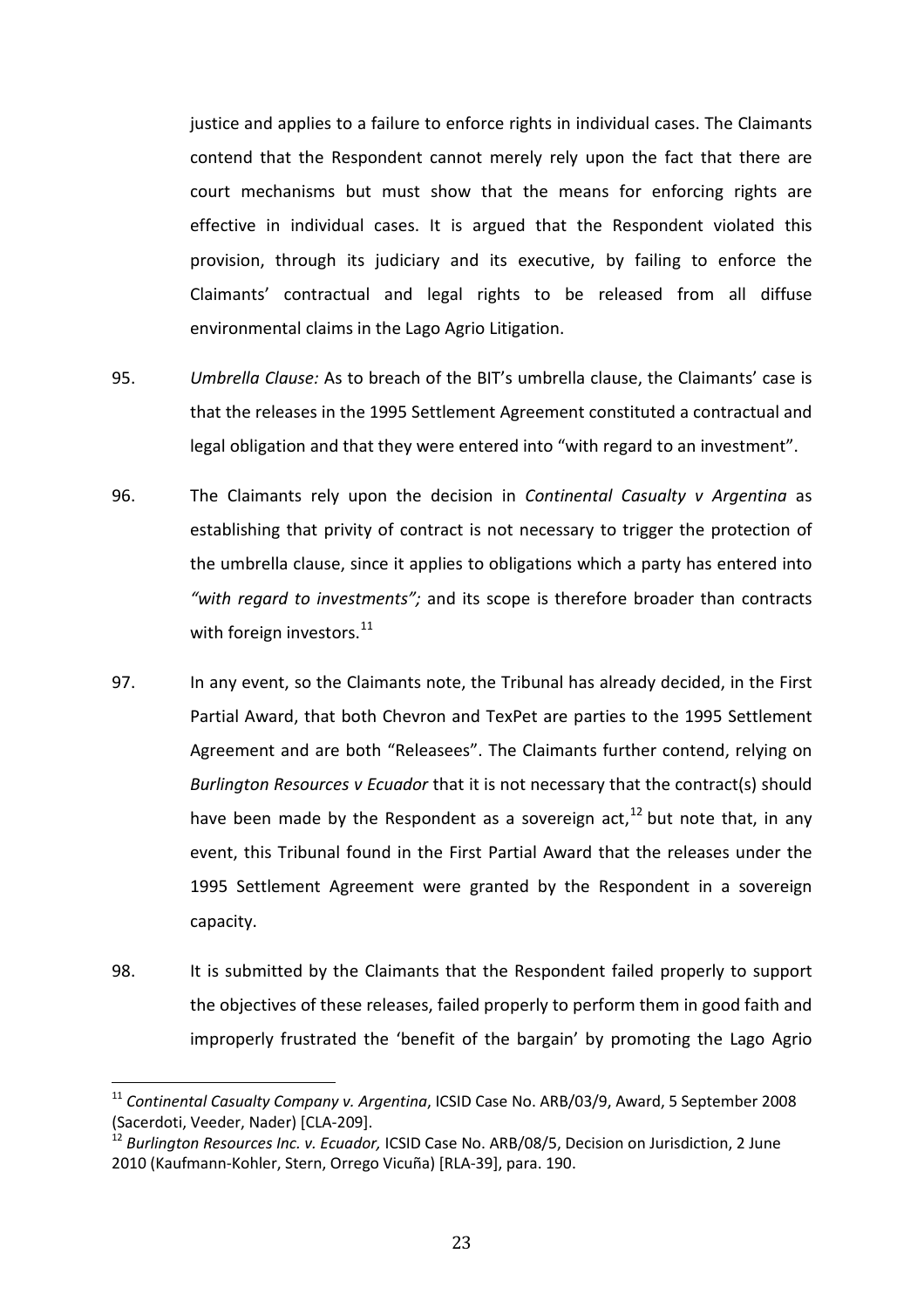justice and applies to a failure to enforce rights in individual cases. The Claimants contend that the Respondent cannot merely rely upon the fact that there are court mechanisms but must show that the means for enforcing rights are effective in individual cases. It is argued that the Respondent violated this provision, through its judiciary and its executive, by failing to enforce the Claimants' contractual and legal rights to be released from all diffuse environmental claims in the Lago Agrio Litigation.

95. *Umbrella Clause:* As to breach of the BIT's umbrella clause, the Claimants' case is that the releases in the 1995 Settlement Agreement constituted a contractual and legal obligation and that they were entered into "with regard to an investment".

96. The Claimants rely upon the decision in *Continental Casualty v Argentina* as establishing that privity of contract is not necessary to trigger the protection of the umbrella clause, since it applies to obligations which a party has entered into *"with regard to investments";* and its scope is therefore broader than contracts with foreign investors.[11]

97. In any event, so the Claimants note, the Tribunal has already decided, in the First Partial Award, that both Chevron and TexPet are parties to the 1995 Settlement Agreement and are both "Releasees". The Claimants further contend, relying on *Burlington Resources v Ecuador* that it is not necessary that the contract(s) should have been made by the Respondent as a sovereign act,[12] but note that, in any event, this Tribunal found in the First Partial Award that the releases under the 1995 Settlement Agreement were granted by the Respondent in a sovereign capacity.

98. It is submitted by the Claimants that the Respondent failed properly to support the objectives of these releases, failed properly to perform them in good faith and improperly frustrated the 'benefit of the bargain' by promoting the Lago Agrio

---

[11] *Continental Casualty Company v. Argentina*, ICSID Case No. ARB/03/9, Award, 5 September 2008 (Sacerdoti, Veeder, Nader) [CLA-209].

[12] *Burlington Resources Inc. v. Ecuador,* ICSID Case No. ARB/08/5, Decision on Jurisdiction, 2 June 2010 (Kaufmann-Kohler, Stern, Orrego Vicuña) [RLA-39], para. 190.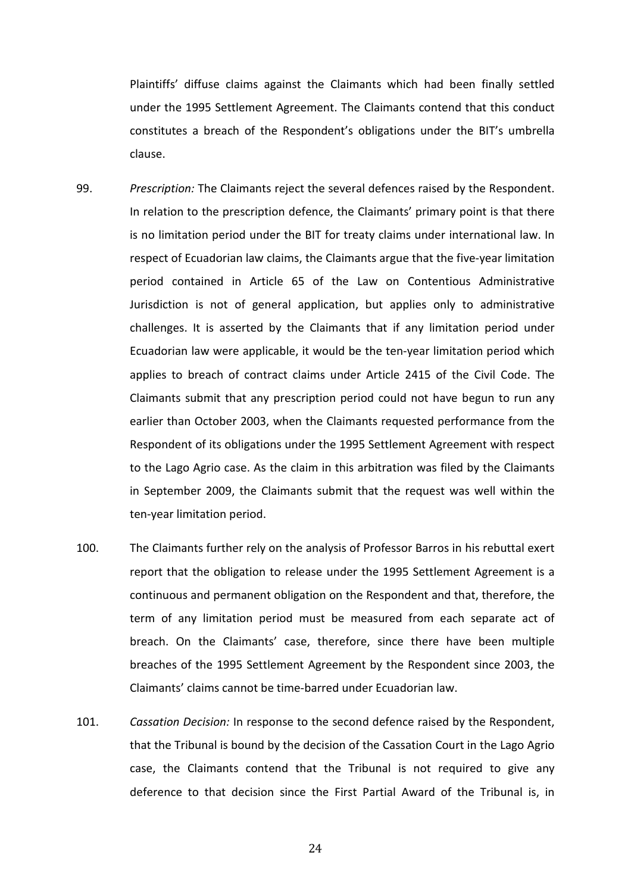Plaintiffs' diffuse claims against the Claimants which had been finally settled under the 1995 Settlement Agreement. The Claimants contend that this conduct constitutes a breach of the Respondent's obligations under the BIT's umbrella clause.

99. *Prescription:* The Claimants reject the several defences raised by the Respondent. In relation to the prescription defence, the Claimants' primary point is that there is no limitation period under the BIT for treaty claims under international law. In respect of Ecuadorian law claims, the Claimants argue that the five-year limitation period contained in Article 65 of the Law on Contentious Administrative Jurisdiction is not of general application, but applies only to administrative challenges. It is asserted by the Claimants that if any limitation period under Ecuadorian law were applicable, it would be the ten-year limitation period which applies to breach of contract claims under Article 2415 of the Civil Code. The Claimants submit that any prescription period could not have begun to run any earlier than October 2003, when the Claimants requested performance from the Respondent of its obligations under the 1995 Settlement Agreement with respect to the Lago Agrio case. As the claim in this arbitration was filed by the Claimants in September 2009, the Claimants submit that the request was well within the ten-year limitation period.

100. The Claimants further rely on the analysis of Professor Barros in his rebuttal exert report that the obligation to release under the 1995 Settlement Agreement is a continuous and permanent obligation on the Respondent and that, therefore, the term of any limitation period must be measured from each separate act of breach. On the Claimants' case, therefore, since there have been multiple breaches of the 1995 Settlement Agreement by the Respondent since 2003, the Claimants' claims cannot be time-barred under Ecuadorian law.

101. *Cassation Decision:* In response to the second defence raised by the Respondent, that the Tribunal is bound by the decision of the Cassation Court in the Lago Agrio case, the Claimants contend that the Tribunal is not required to give any deference to that decision since the First Partial Award of the Tribunal is, in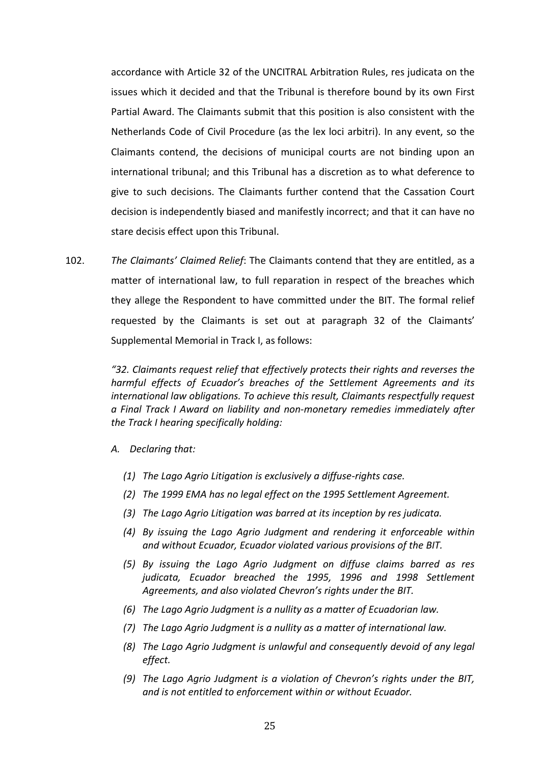accordance with Article 32 of the UNCITRAL Arbitration Rules, res judicata on the issues which it decided and that the Tribunal is therefore bound by its own First Partial Award. The Claimants submit that this position is also consistent with the Netherlands Code of Civil Procedure (as the lex loci arbitri). In any event, so the Claimants contend, the decisions of municipal courts are not binding upon an international tribunal; and this Tribunal has a discretion as to what deference to give to such decisions. The Claimants further contend that the Cassation Court decision is independently biased and manifestly incorrect; and that it can have no stare decisis effect upon this Tribunal.

102. *The Claimants' Claimed Relief*: The Claimants contend that they are entitled, as a matter of international law, to full reparation in respect of the breaches which they allege the Respondent to have committed under the BIT. The formal relief requested by the Claimants is set out at paragraph 32 of the Claimants' Supplemental Memorial in Track I, as follows:

> *"32. Claimants request relief that effectively protects their rights and reverses the harmful effects of Ecuador's breaches of the Settlement Agreements and its international law obligations. To achieve this result, Claimants respectfully request a Final Track I Award on liability and non-monetary remedies immediately after the Track I hearing specifically holding:*
>
> *A. Declaring that:*
>
> *(1) The Lago Agrio Litigation is exclusively a diffuse-rights case.*
>
> *(2) The 1999 EMA has no legal effect on the 1995 Settlement Agreement.*
>
> *(3) The Lago Agrio Litigation was barred at its inception by res judicata.*
>
> *(4) By issuing the Lago Agrio Judgment and rendering it enforceable within and without Ecuador, Ecuador violated various provisions of the BIT.*
>
> *(5) By issuing the Lago Agrio Judgment on diffuse claims barred as res judicata, Ecuador breached the 1995, 1996 and 1998 Settlement Agreements, and also violated Chevron's rights under the BIT.*
>
> *(6) The Lago Agrio Judgment is a nullity as a matter of Ecuadorian law.*
>
> *(7) The Lago Agrio Judgment is a nullity as a matter of international law.*
>
> *(8) The Lago Agrio Judgment is unlawful and consequently devoid of any legal effect.*
>
> *(9) The Lago Agrio Judgment is a violation of Chevron's rights under the BIT, and is not entitled to enforcement within or without Ecuador.*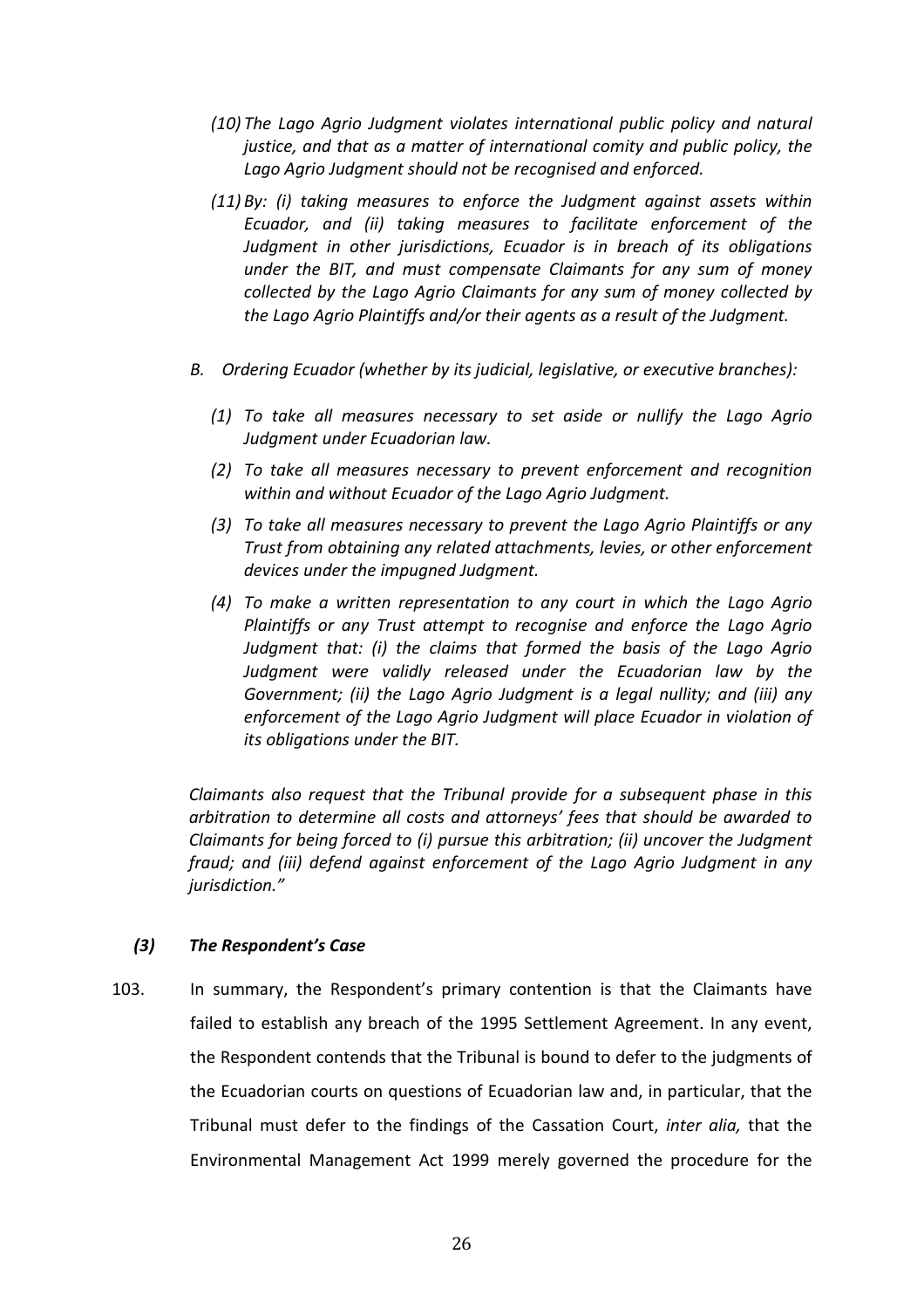*(10) The Lago Agrio Judgment violates international public policy and natural justice, and that as a matter of international comity and public policy, the Lago Agrio Judgment should not be recognised and enforced.*

*(11) By: (i) taking measures to enforce the Judgment against assets within Ecuador, and (ii) taking measures to facilitate enforcement of the Judgment in other jurisdictions, Ecuador is in breach of its obligations under the BIT, and must compensate Claimants for any sum of money collected by the Lago Agrio Claimants for any sum of money collected by the Lago Agrio Plaintiffs and/or their agents as a result of the Judgment.*

*B. Ordering Ecuador (whether by its judicial, legislative, or executive branches):*

*(1) To take all measures necessary to set aside or nullify the Lago Agrio Judgment under Ecuadorian law.*

*(2) To take all measures necessary to prevent enforcement and recognition within and without Ecuador of the Lago Agrio Judgment.*

*(3) To take all measures necessary to prevent the Lago Agrio Plaintiffs or any Trust from obtaining any related attachments, levies, or other enforcement devices under the impugned Judgment.*

*(4) To make a written representation to any court in which the Lago Agrio Plaintiffs or any Trust attempt to recognise and enforce the Lago Agrio Judgment that: (i) the claims that formed the basis of the Lago Agrio Judgment were validly released under the Ecuadorian law by the Government; (ii) the Lago Agrio Judgment is a legal nullity; and (iii) any enforcement of the Lago Agrio Judgment will place Ecuador in violation of its obligations under the BIT.*

*Claimants also request that the Tribunal provide for a subsequent phase in this arbitration to determine all costs and attorneys' fees that should be awarded to Claimants for being forced to (i) pursue this arbitration; (ii) uncover the Judgment fraud; and (iii) defend against enforcement of the Lago Agrio Judgment in any jurisdiction."*

### *(3) The Respondent's Case*

103. In summary, the Respondent's primary contention is that the Claimants have failed to establish any breach of the 1995 Settlement Agreement. In any event, the Respondent contends that the Tribunal is bound to defer to the judgments of the Ecuadorian courts on questions of Ecuadorian law and, in particular, that the Tribunal must defer to the findings of the Cassation Court, *inter alia,* that the Environmental Management Act 1999 merely governed the procedure for the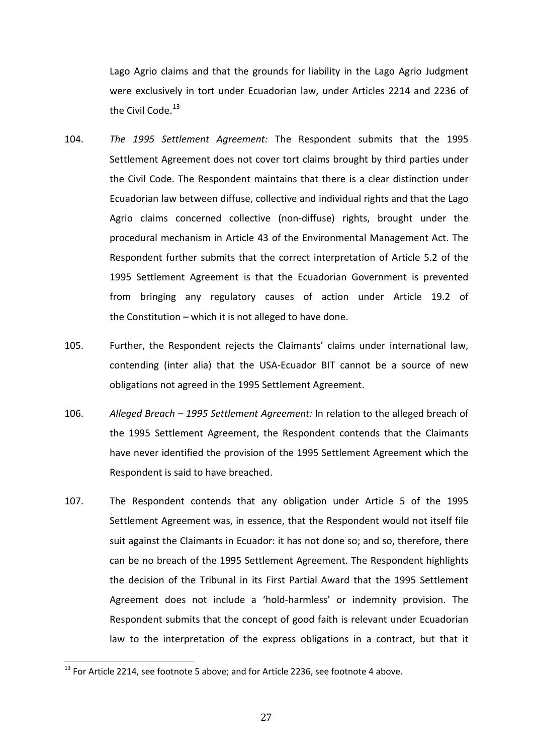Lago Agrio claims and that the grounds for liability in the Lago Agrio Judgment were exclusively in tort under Ecuadorian law, under Articles 2214 and 2236 of the Civil Code.[13]

104. *The 1995 Settlement Agreement:* The Respondent submits that the 1995 Settlement Agreement does not cover tort claims brought by third parties under the Civil Code. The Respondent maintains that there is a clear distinction under Ecuadorian law between diffuse, collective and individual rights and that the Lago Agrio claims concerned collective (non-diffuse) rights, brought under the procedural mechanism in Article 43 of the Environmental Management Act. The Respondent further submits that the correct interpretation of Article 5.2 of the 1995 Settlement Agreement is that the Ecuadorian Government is prevented from bringing any regulatory causes of action under Article 19.2 of the Constitution – which it is not alleged to have done.

105. Further, the Respondent rejects the Claimants' claims under international law, contending (inter alia) that the USA-Ecuador BIT cannot be a source of new obligations not agreed in the 1995 Settlement Agreement.

106. *Alleged Breach – 1995 Settlement Agreement:* In relation to the alleged breach of the 1995 Settlement Agreement, the Respondent contends that the Claimants have never identified the provision of the 1995 Settlement Agreement which the Respondent is said to have breached.

107. The Respondent contends that any obligation under Article 5 of the 1995 Settlement Agreement was, in essence, that the Respondent would not itself file suit against the Claimants in Ecuador: it has not done so; and so, therefore, there can be no breach of the 1995 Settlement Agreement. The Respondent highlights the decision of the Tribunal in its First Partial Award that the 1995 Settlement Agreement does not include a 'hold-harmless' or indemnity provision. The Respondent submits that the concept of good faith is relevant under Ecuadorian law to the interpretation of the express obligations in a contract, but that it

---

[13] For Article 2214, see footnote 5 above; and for Article 2236, see footnote 4 above.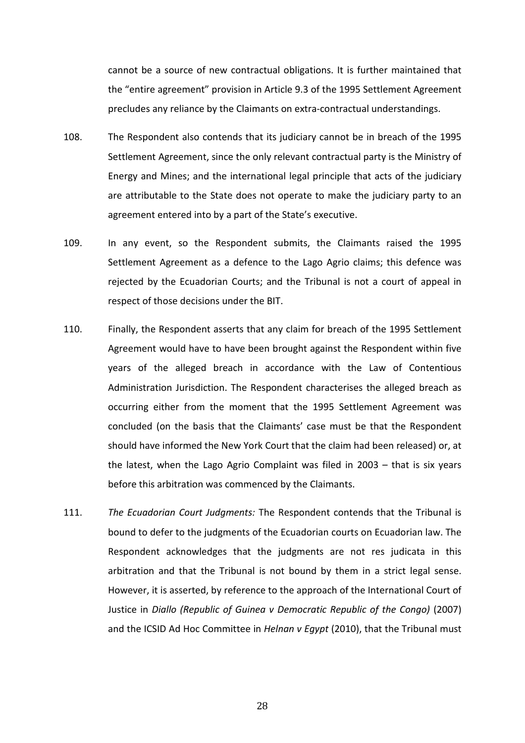cannot be a source of new contractual obligations. It is further maintained that the "entire agreement" provision in Article 9.3 of the 1995 Settlement Agreement precludes any reliance by the Claimants on extra-contractual understandings.

108. The Respondent also contends that its judiciary cannot be in breach of the 1995 Settlement Agreement, since the only relevant contractual party is the Ministry of Energy and Mines; and the international legal principle that acts of the judiciary are attributable to the State does not operate to make the judiciary party to an agreement entered into by a part of the State's executive.

109. In any event, so the Respondent submits, the Claimants raised the 1995 Settlement Agreement as a defence to the Lago Agrio claims; this defence was rejected by the Ecuadorian Courts; and the Tribunal is not a court of appeal in respect of those decisions under the BIT.

110. Finally, the Respondent asserts that any claim for breach of the 1995 Settlement Agreement would have to have been brought against the Respondent within five years of the alleged breach in accordance with the Law of Contentious Administration Jurisdiction. The Respondent characterises the alleged breach as occurring either from the moment that the 1995 Settlement Agreement was concluded (on the basis that the Claimants' case must be that the Respondent should have informed the New York Court that the claim had been released) or, at the latest, when the Lago Agrio Complaint was filed in 2003 – that is six years before this arbitration was commenced by the Claimants.

111. *The Ecuadorian Court Judgments:* The Respondent contends that the Tribunal is bound to defer to the judgments of the Ecuadorian courts on Ecuadorian law. The Respondent acknowledges that the judgments are not res judicata in this arbitration and that the Tribunal is not bound by them in a strict legal sense. However, it is asserted, by reference to the approach of the International Court of Justice in *Diallo (Republic of Guinea v Democratic Republic of the Congo)* (2007) and the ICSID Ad Hoc Committee in *Helnan v Egypt* (2010), that the Tribunal must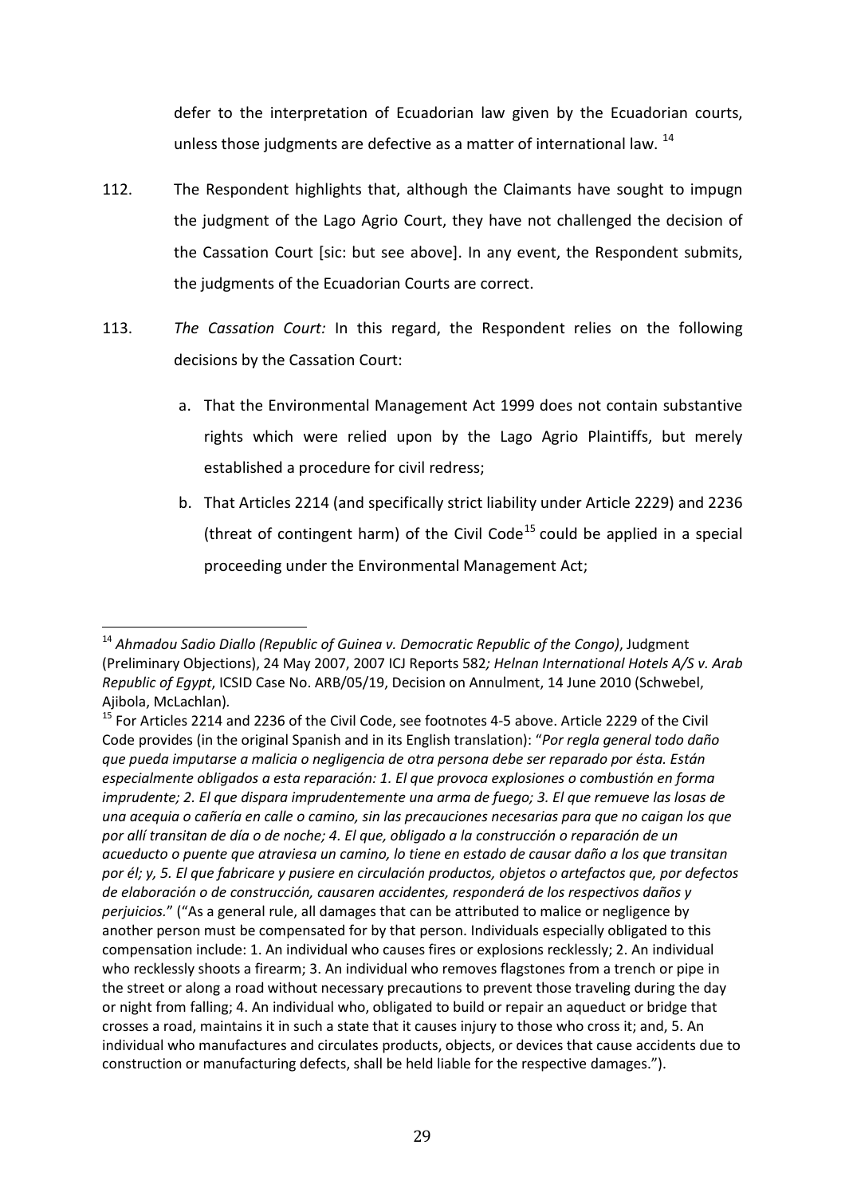defer to the interpretation of Ecuadorian law given by the Ecuadorian courts, unless those judgments are defective as a matter of international law. [14]

112. The Respondent highlights that, although the Claimants have sought to impugn the judgment of the Lago Agrio Court, they have not challenged the decision of the Cassation Court [sic: but see above]. In any event, the Respondent submits, the judgments of the Ecuadorian Courts are correct.

113. *The Cassation Court:* In this regard, the Respondent relies on the following decisions by the Cassation Court:

   a. That the Environmental Management Act 1999 does not contain substantive rights which were relied upon by the Lago Agrio Plaintiffs, but merely established a procedure for civil redress;

   b. That Articles 2214 (and specifically strict liability under Article 2229) and 2236 (threat of contingent harm) of the Civil Code[15] could be applied in a special proceeding under the Environmental Management Act;

---

[14] *Ahmadou Sadio Diallo (Republic of Guinea v. Democratic Republic of the Congo)*, Judgment (Preliminary Objections), 24 May 2007, 2007 ICJ Reports 582*; Helnan International Hotels A/S v. Arab Republic of Egypt*, ICSID Case No. ARB/05/19, Decision on Annulment, 14 June 2010 (Schwebel, Ajibola, McLachlan).

[15] For Articles 2214 and 2236 of the Civil Code, see footnotes 4-5 above. Article 2229 of the Civil Code provides (in the original Spanish and in its English translation): "*Por regla general todo daño que pueda imputarse a malicia o negligencia de otra persona debe ser reparado por ésta. Están especialmente obligados a esta reparación: 1. El que provoca explosiones o combustión en forma imprudente; 2. El que dispara imprudentemente una arma de fuego; 3. El que remueve las losas de una acequia o cañería en calle o camino, sin las precauciones necesarias para que no caigan los que por allí transitan de día o de noche; 4. El que, obligado a la construcción o reparación de un acueducto o puente que atraviesa un camino, lo tiene en estado de causar daño a los que transitan por él; y, 5. El que fabricare y pusiere en circulación productos, objetos o artefactos que, por defectos de elaboración o de construcción, causaren accidentes, responderá de los respectivos daños y perjuicios.*" ("As a general rule, all damages that can be attributed to malice or negligence by another person must be compensated for by that person. Individuals especially obligated to this compensation include: 1. An individual who causes fires or explosions recklessly; 2. An individual who recklessly shoots a firearm; 3. An individual who removes flagstones from a trench or pipe in the street or along a road without necessary precautions to prevent those traveling during the day or night from falling; 4. An individual who, obligated to build or repair an aqueduct or bridge that crosses a road, maintains it in such a state that it causes injury to those who cross it; and, 5. An individual who manufactures and circulates products, objects, or devices that cause accidents due to construction or manufacturing defects, shall be held liable for the respective damages.").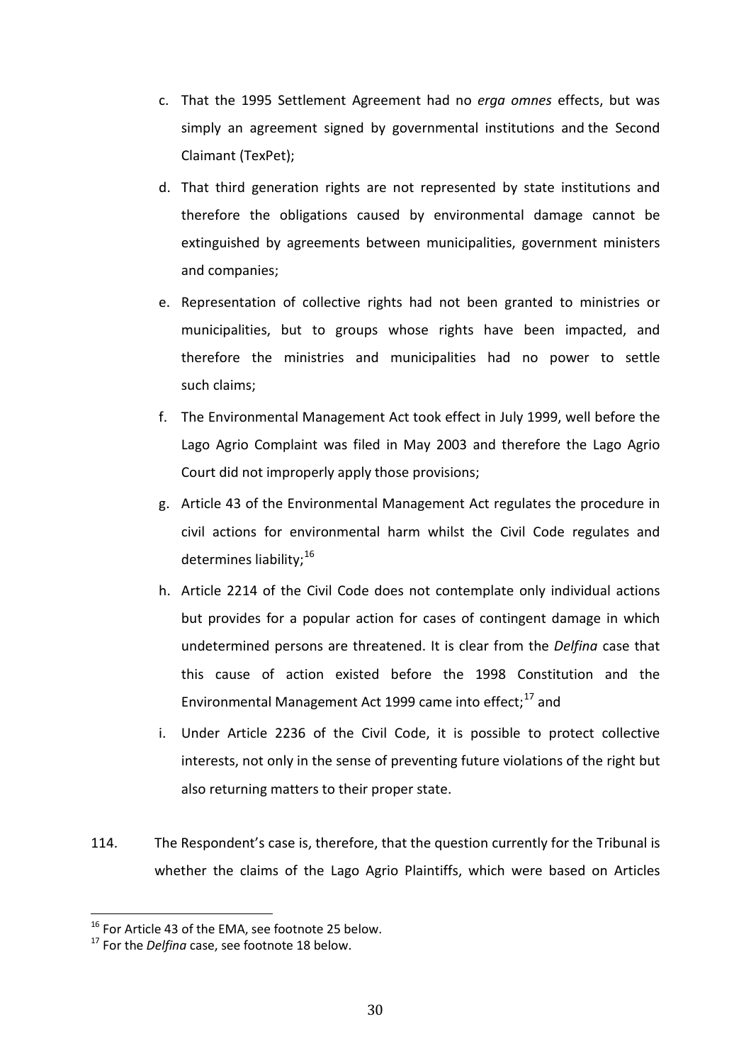c. That the 1995 Settlement Agreement had no *erga omnes* effects, but was simply an agreement signed by governmental institutions and the Second Claimant (TexPet);

d. That third generation rights are not represented by state institutions and therefore the obligations caused by environmental damage cannot be extinguished by agreements between municipalities, government ministers and companies;

e. Representation of collective rights had not been granted to ministries or municipalities, but to groups whose rights have been impacted, and therefore the ministries and municipalities had no power to settle such claims;

f. The Environmental Management Act took effect in July 1999, well before the Lago Agrio Complaint was filed in May 2003 and therefore the Lago Agrio Court did not improperly apply those provisions;

g. Article 43 of the Environmental Management Act regulates the procedure in civil actions for environmental harm whilst the Civil Code regulates and determines liability;[16]

h. Article 2214 of the Civil Code does not contemplate only individual actions but provides for a popular action for cases of contingent damage in which undetermined persons are threatened. It is clear from the *Delfina* case that this cause of action existed before the 1998 Constitution and the Environmental Management Act 1999 came into effect;[17] and

i. Under Article 2236 of the Civil Code, it is possible to protect collective interests, not only in the sense of preventing future violations of the right but also returning matters to their proper state.

114. The Respondent's case is, therefore, that the question currently for the Tribunal is whether the claims of the Lago Agrio Plaintiffs, which were based on Articles

---

[16] For Article 43 of the EMA, see footnote 25 below.

[17] For the *Delfina* case, see footnote 18 below.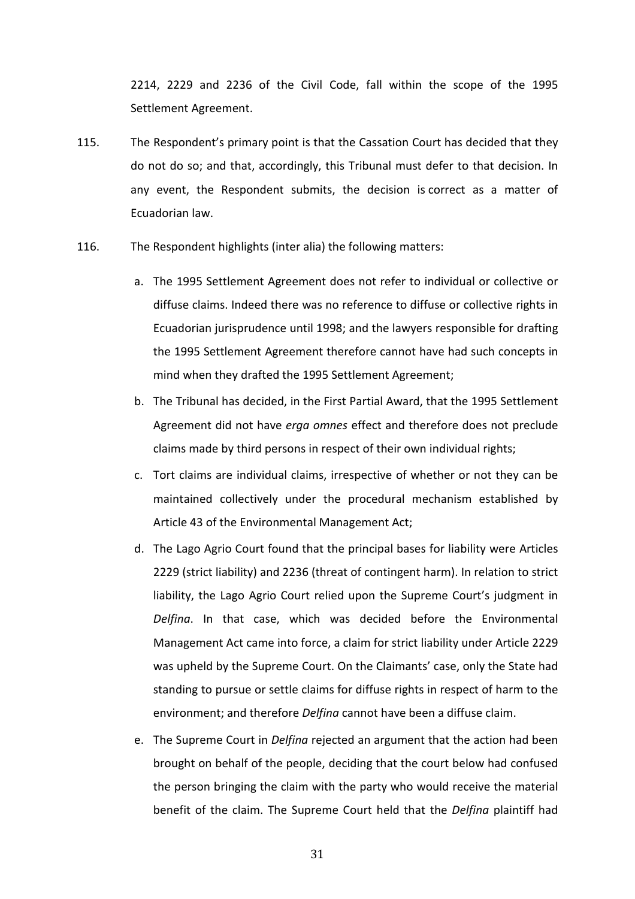2214, 2229 and 2236 of the Civil Code, fall within the scope of the 1995 Settlement Agreement.

115. The Respondent's primary point is that the Cassation Court has decided that they do not do so; and that, accordingly, this Tribunal must defer to that decision. In any event, the Respondent submits, the decision is correct as a matter of Ecuadorian law.

116. The Respondent highlights (inter alia) the following matters:

a. The 1995 Settlement Agreement does not refer to individual or collective or diffuse claims. Indeed there was no reference to diffuse or collective rights in Ecuadorian jurisprudence until 1998; and the lawyers responsible for drafting the 1995 Settlement Agreement therefore cannot have had such concepts in mind when they drafted the 1995 Settlement Agreement;

b. The Tribunal has decided, in the First Partial Award, that the 1995 Settlement Agreement did not have *erga omnes* effect and therefore does not preclude claims made by third persons in respect of their own individual rights;

c. Tort claims are individual claims, irrespective of whether or not they can be maintained collectively under the procedural mechanism established by Article 43 of the Environmental Management Act;

d. The Lago Agrio Court found that the principal bases for liability were Articles 2229 (strict liability) and 2236 (threat of contingent harm). In relation to strict liability, the Lago Agrio Court relied upon the Supreme Court's judgment in *Delfina*. In that case, which was decided before the Environmental Management Act came into force, a claim for strict liability under Article 2229 was upheld by the Supreme Court. On the Claimants' case, only the State had standing to pursue or settle claims for diffuse rights in respect of harm to the environment; and therefore *Delfina* cannot have been a diffuse claim.

e. The Supreme Court in *Delfina* rejected an argument that the action had been brought on behalf of the people, deciding that the court below had confused the person bringing the claim with the party who would receive the material benefit of the claim. The Supreme Court held that the *Delfina* plaintiff had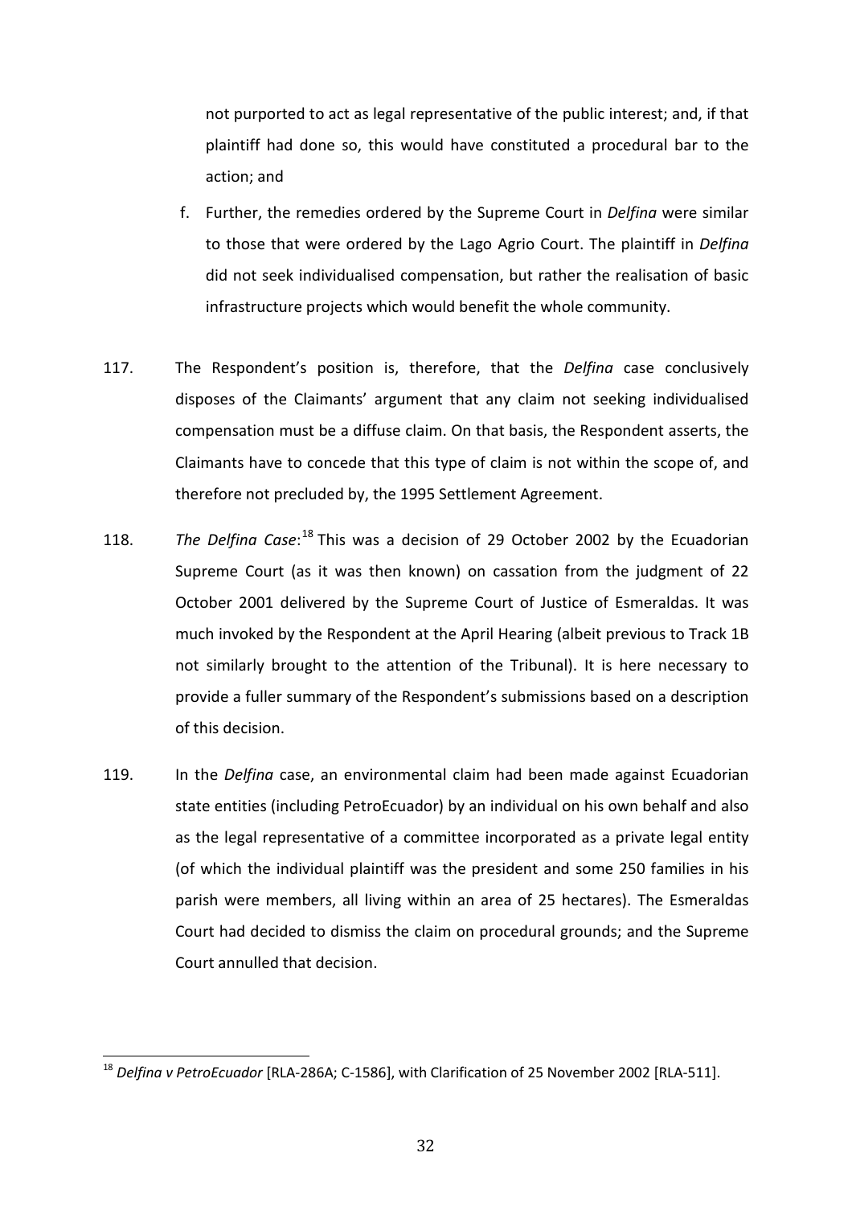not purported to act as legal representative of the public interest; and, if that plaintiff had done so, this would have constituted a procedural bar to the action; and

f. Further, the remedies ordered by the Supreme Court in *Delfina* were similar to those that were ordered by the Lago Agrio Court. The plaintiff in *Delfina* did not seek individualised compensation, but rather the realisation of basic infrastructure projects which would benefit the whole community.

117. The Respondent's position is, therefore, that the *Delfina* case conclusively disposes of the Claimants' argument that any claim not seeking individualised compensation must be a diffuse claim. On that basis, the Respondent asserts, the Claimants have to concede that this type of claim is not within the scope of, and therefore not precluded by, the 1995 Settlement Agreement.

118. *The Delfina Case*:[18] This was a decision of 29 October 2002 by the Ecuadorian Supreme Court (as it was then known) on cassation from the judgment of 22 October 2001 delivered by the Supreme Court of Justice of Esmeraldas. It was much invoked by the Respondent at the April Hearing (albeit previous to Track 1B not similarly brought to the attention of the Tribunal). It is here necessary to provide a fuller summary of the Respondent's submissions based on a description of this decision.

119. In the *Delfina* case, an environmental claim had been made against Ecuadorian state entities (including PetroEcuador) by an individual on his own behalf and also as the legal representative of a committee incorporated as a private legal entity (of which the individual plaintiff was the president and some 250 families in his parish were members, all living within an area of 25 hectares). The Esmeraldas Court had decided to dismiss the claim on procedural grounds; and the Supreme Court annulled that decision.

---

[18] *Delfina v PetroEcuador* [RLA-286A; C-1586], with Clarification of 25 November 2002 [RLA-511].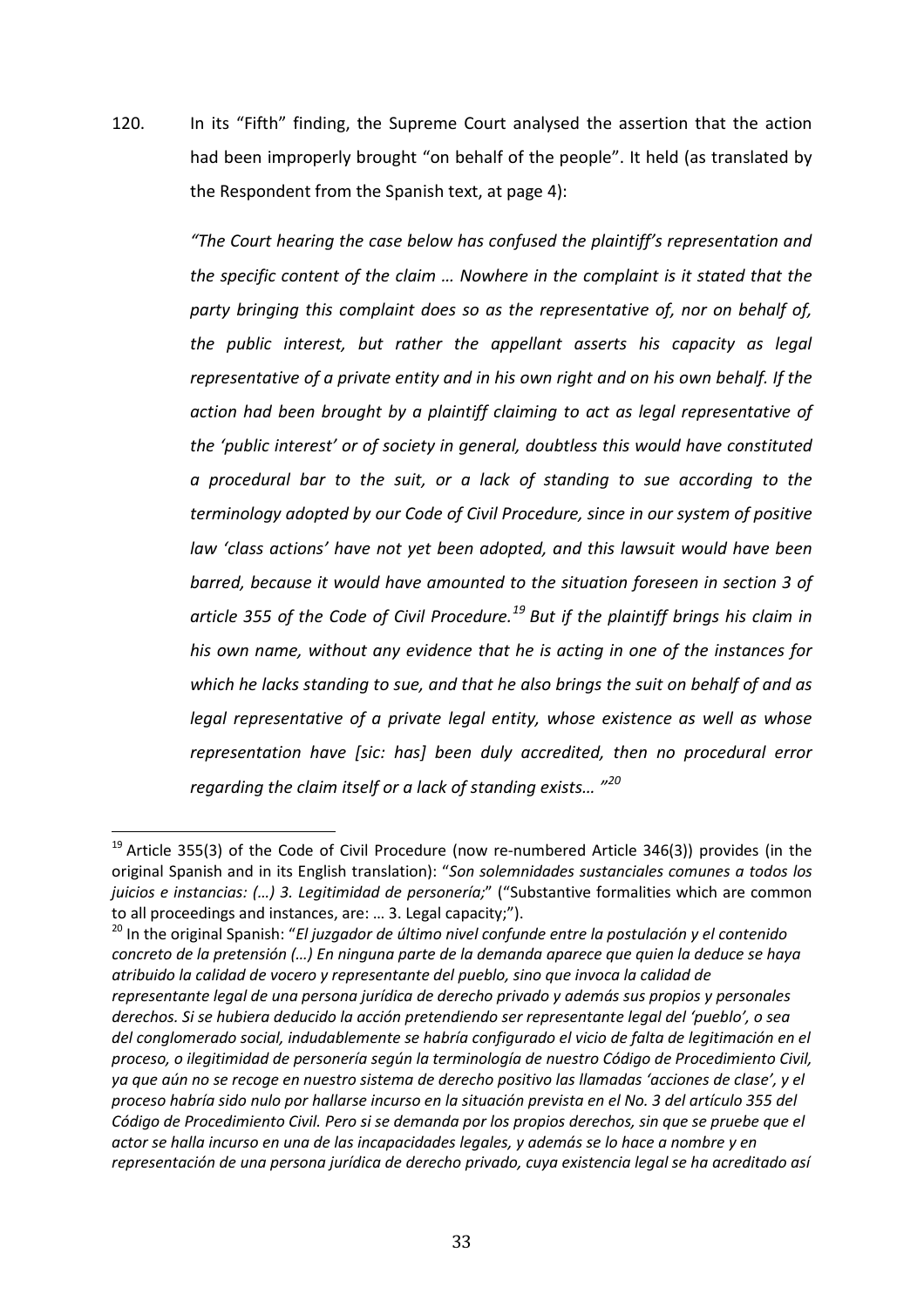120. In its "Fifth" finding, the Supreme Court analysed the assertion that the action had been improperly brought "on behalf of the people". It held (as translated by the Respondent from the Spanish text, at page 4):

> *"The Court hearing the case below has confused the plaintiff's representation and the specific content of the claim … Nowhere in the complaint is it stated that the party bringing this complaint does so as the representative of, nor on behalf of, the public interest, but rather the appellant asserts his capacity as legal representative of a private entity and in his own right and on his own behalf. If the action had been brought by a plaintiff claiming to act as legal representative of the 'public interest' or of society in general, doubtless this would have constituted a procedural bar to the suit, or a lack of standing to sue according to the terminology adopted by our Code of Civil Procedure, since in our system of positive law 'class actions' have not yet been adopted, and this lawsuit would have been barred, because it would have amounted to the situation foreseen in section 3 of article 355 of the Code of Civil Procedure.[19] But if the plaintiff brings his claim in his own name, without any evidence that he is acting in one of the instances for which he lacks standing to sue, and that he also brings the suit on behalf of and as legal representative of a private legal entity, whose existence as well as whose representation have [sic: has] been duly accredited, then no procedural error regarding the claim itself or a lack of standing exists… "[20]*

---

[19] Article 355(3) of the Code of Civil Procedure (now re-numbered Article 346(3)) provides (in the original Spanish and in its English translation): "*Son solemnidades sustanciales comunes a todos los juicios e instancias: (…) 3. Legitimidad de personería;*" ("Substantive formalities which are common to all proceedings and instances, are: … 3. Legal capacity;").

[20] In the original Spanish: "*El juzgador de último nivel confunde entre la postulación y el contenido concreto de la pretensión (…) En ninguna parte de la demanda aparece que quien la deduce se haya atribuido la calidad de vocero y representante del pueblo, sino que invoca la calidad de representante legal de una persona jurídica de derecho privado y además sus propios y personales derechos. Si se hubiera deducido la acción pretendiendo ser representante legal del 'pueblo', o sea del conglomerado social, indudablemente se habría configurado el vicio de falta de legitimación en el proceso, o ilegitimidad de personería según la terminología de nuestro Código de Procedimiento Civil, ya que aún no se recoge en nuestro sistema de derecho positivo las llamadas 'acciones de clase', y el proceso habría sido nulo por hallarse incurso en la situación prevista en el No. 3 del artículo 355 del Código de Procedimiento Civil. Pero si se demanda por los propios derechos, sin que se pruebe que el actor se halla incurso en una de las incapacidades legales, y además se lo hace a nombre y en representación de una persona jurídica de derecho privado, cuya existencia legal se ha acreditado así*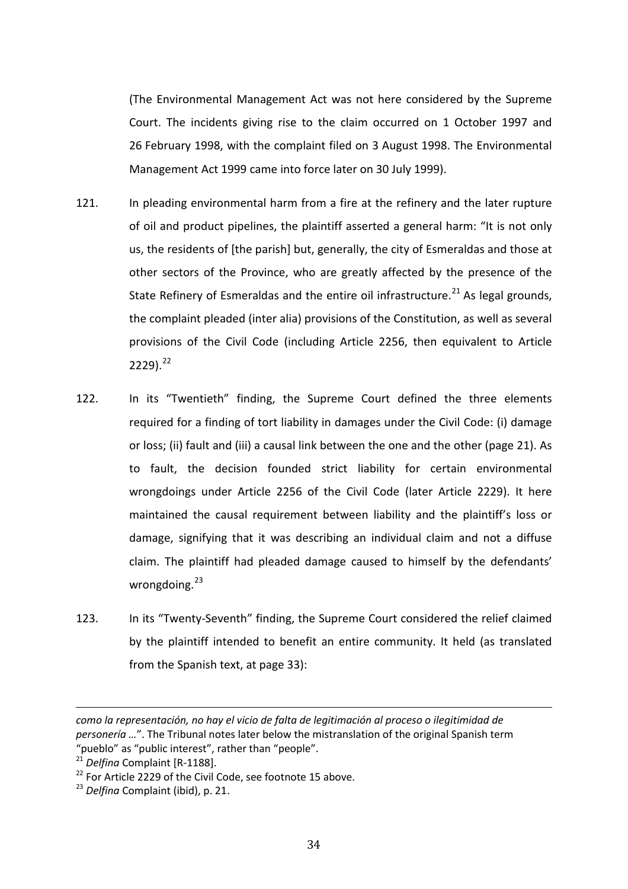(The Environmental Management Act was not here considered by the Supreme Court. The incidents giving rise to the claim occurred on 1 October 1997 and 26 February 1998, with the complaint filed on 3 August 1998. The Environmental Management Act 1999 came into force later on 30 July 1999).

121. In pleading environmental harm from a fire at the refinery and the later rupture of oil and product pipelines, the plaintiff asserted a general harm: "It is not only us, the residents of [the parish] but, generally, the city of Esmeraldas and those at other sectors of the Province, who are greatly affected by the presence of the State Refinery of Esmeraldas and the entire oil infrastructure.[21] As legal grounds, the complaint pleaded (inter alia) provisions of the Constitution, as well as several provisions of the Civil Code (including Article 2256, then equivalent to Article 2229).[22]

122. In its "Twentieth" finding, the Supreme Court defined the three elements required for a finding of tort liability in damages under the Civil Code: (i) damage or loss; (ii) fault and (iii) a causal link between the one and the other (page 21). As to fault, the decision founded strict liability for certain environmental wrongdoings under Article 2256 of the Civil Code (later Article 2229). It here maintained the causal requirement between liability and the plaintiff's loss or damage, signifying that it was describing an individual claim and not a diffuse claim. The plaintiff had pleaded damage caused to himself by the defendants' wrongdoing.[23]

123. In its "Twenty-Seventh" finding, the Supreme Court considered the relief claimed by the plaintiff intended to benefit an entire community. It held (as translated from the Spanish text, at page 33):

---

*como la representación, no hay el vicio de falta de legitimación al proceso o ilegitimidad de personería …*". The Tribunal notes later below the mistranslation of the original Spanish term "pueblo" as "public interest", rather than "people".

[21] *Delfina* Complaint [R-1188].

[22] For Article 2229 of the Civil Code, see footnote 15 above.

[23] *Delfina* Complaint (ibid), p. 21.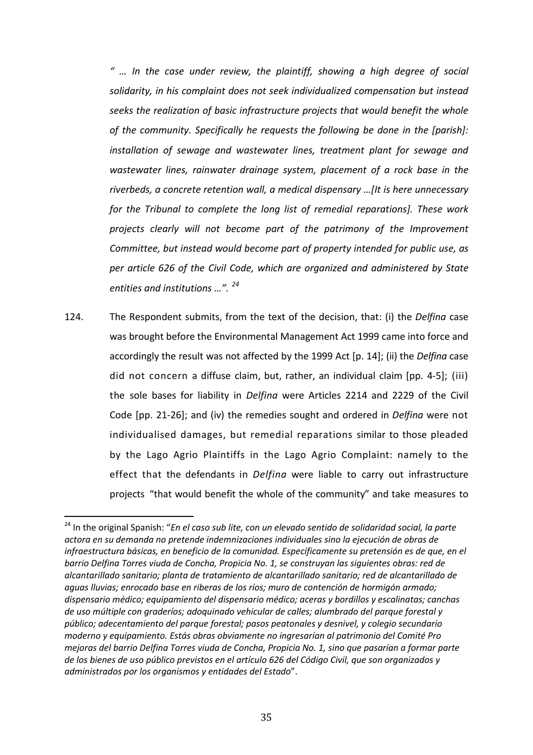*" … In the case under review, the plaintiff, showing a high degree of social solidarity, in his complaint does not seek individualized compensation but instead seeks the realization of basic infrastructure projects that would benefit the whole of the community. Specifically he requests the following be done in the [parish]: installation of sewage and wastewater lines, treatment plant for sewage and wastewater lines, rainwater drainage system, placement of a rock base in the riverbeds, a concrete retention wall, a medical dispensary …[It is here unnecessary for the Tribunal to complete the long list of remedial reparations]. These work projects clearly will not become part of the patrimony of the Improvement Committee, but instead would become part of property intended for public use, as per article 626 of the Civil Code, which are organized and administered by State entities and institutions …".* [24]

124. The Respondent submits, from the text of the decision, that: (i) the *Delfina* case was brought before the Environmental Management Act 1999 came into force and accordingly the result was not affected by the 1999 Act [p. 14]; (ii) the *Delfina* case did not concern a diffuse claim, but, rather, an individual claim [pp. 4-5]; (iii) the sole bases for liability in *Delfina* were Articles 2214 and 2229 of the Civil Code [pp. 21-26]; and (iv) the remedies sought and ordered in *Delfina* were not individualised damages, but remedial reparations similar to those pleaded by the Lago Agrio Plaintiffs in the Lago Agrio Complaint: namely to the effect that the defendants in *Delfina* were liable to carry out infrastructure projects "that would benefit the whole of the community" and take measures to

---

[24] In the original Spanish: "*En el caso sub lite, con un elevado sentido de solidaridad social, la parte actora en su demanda no pretende indemnizaciones individuales sino la ejecución de obras de infraestructura básicas, en beneficio de la comunidad. Específicamente su pretensión es de que, en el barrio Delfina Torres viuda de Concha, Propicia No. 1, se construyan las siguientes obras: red de alcantarillado sanitario; planta de tratamiento de alcantarillado sanitario; red de alcantarillado de aguas lluvias; enrocado base en riberas de los ríos; muro de contención de hormigón armado; dispensario médico; equipamiento del dispensario médico; aceras y bordillos y escalinatas; canchas de uso múltiple con graderíos; adoquinado vehicular de calles; alumbrado del parque forestal y público; adecentamiento del parque forestal; pasos peatonales y desnivel, y colegio secundario moderno y equipamiento. Estás obras obviamente no ingresarían al patrimonio del Comité Pro mejoras del barrio Delfina Torres viuda de Concha, Propicia No. 1, sino que pasarían a formar parte de los bienes de uso público previstos en el artículo 626 del Código Civil, que son organizados y administrados por los organismos y entidades del Estado*".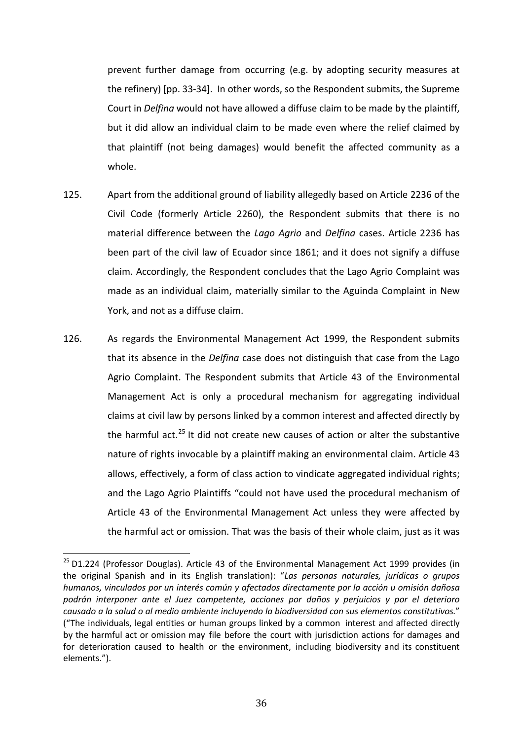prevent further damage from occurring (e.g. by adopting security measures at the refinery) [pp. 33-34]. In other words, so the Respondent submits, the Supreme Court in *Delfina* would not have allowed a diffuse claim to be made by the plaintiff, but it did allow an individual claim to be made even where the relief claimed by that plaintiff (not being damages) would benefit the affected community as a whole.

125. Apart from the additional ground of liability allegedly based on Article 2236 of the Civil Code (formerly Article 2260), the Respondent submits that there is no material difference between the *Lago Agrio* and *Delfina* cases. Article 2236 has been part of the civil law of Ecuador since 1861; and it does not signify a diffuse claim. Accordingly, the Respondent concludes that the Lago Agrio Complaint was made as an individual claim, materially similar to the Aguinda Complaint in New York, and not as a diffuse claim.

126. As regards the Environmental Management Act 1999, the Respondent submits that its absence in the *Delfina* case does not distinguish that case from the Lago Agrio Complaint. The Respondent submits that Article 43 of the Environmental Management Act is only a procedural mechanism for aggregating individual claims at civil law by persons linked by a common interest and affected directly by the harmful act.[25] It did not create new causes of action or alter the substantive nature of rights invocable by a plaintiff making an environmental claim. Article 43 allows, effectively, a form of class action to vindicate aggregated individual rights; and the Lago Agrio Plaintiffs "could not have used the procedural mechanism of Article 43 of the Environmental Management Act unless they were affected by the harmful act or omission. That was the basis of their whole claim, just as it was

---

[25] D1.224 (Professor Douglas). Article 43 of the Environmental Management Act 1999 provides (in the original Spanish and in its English translation): "*Las personas naturales, jurídicas o grupos humanos, vinculados por un interés común y afectados directamente por la acción u omisión dañosa podrán interponer ante el Juez competente, acciones por daños y perjuicios y por el deterioro causado a la salud o al medio ambiente incluyendo la biodiversidad con sus elementos constitutivos.*" ("The individuals, legal entities or human groups linked by a common interest and affected directly by the harmful act or omission may file before the court with jurisdiction actions for damages and for deterioration caused to health or the environment, including biodiversity and its constituent elements.").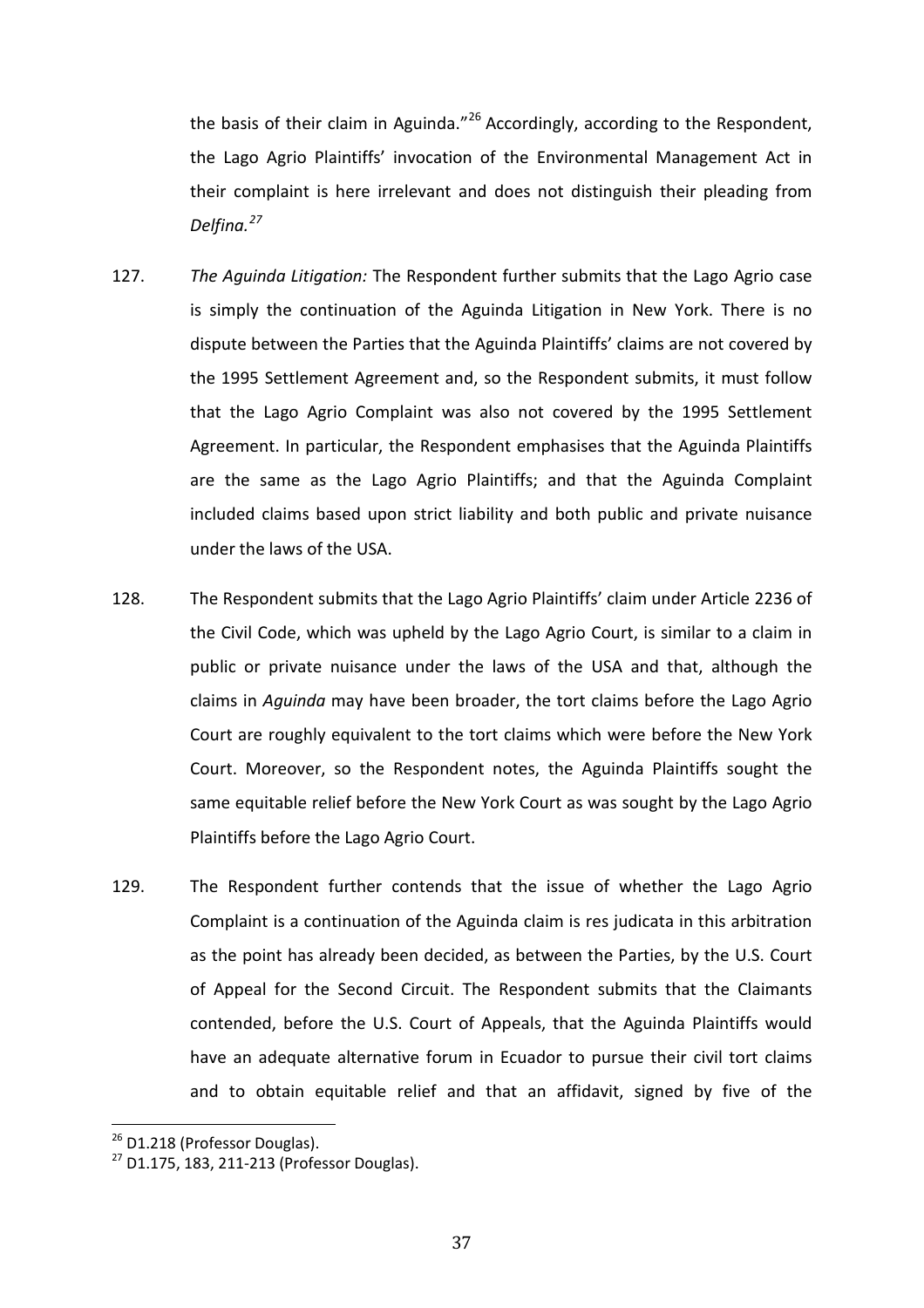the basis of their claim in Aguinda."[26] Accordingly, according to the Respondent, the Lago Agrio Plaintiffs' invocation of the Environmental Management Act in their complaint is here irrelevant and does not distinguish their pleading from *Delfina.*[27]

127. *The Aguinda Litigation:* The Respondent further submits that the Lago Agrio case is simply the continuation of the Aguinda Litigation in New York. There is no dispute between the Parties that the Aguinda Plaintiffs' claims are not covered by the 1995 Settlement Agreement and, so the Respondent submits, it must follow that the Lago Agrio Complaint was also not covered by the 1995 Settlement Agreement. In particular, the Respondent emphasises that the Aguinda Plaintiffs are the same as the Lago Agrio Plaintiffs; and that the Aguinda Complaint included claims based upon strict liability and both public and private nuisance under the laws of the USA.

128. The Respondent submits that the Lago Agrio Plaintiffs' claim under Article 2236 of the Civil Code, which was upheld by the Lago Agrio Court, is similar to a claim in public or private nuisance under the laws of the USA and that, although the claims in *Aguinda* may have been broader, the tort claims before the Lago Agrio Court are roughly equivalent to the tort claims which were before the New York Court. Moreover, so the Respondent notes, the Aguinda Plaintiffs sought the same equitable relief before the New York Court as was sought by the Lago Agrio Plaintiffs before the Lago Agrio Court.

129. The Respondent further contends that the issue of whether the Lago Agrio Complaint is a continuation of the Aguinda claim is res judicata in this arbitration as the point has already been decided, as between the Parties, by the U.S. Court of Appeal for the Second Circuit. The Respondent submits that the Claimants contended, before the U.S. Court of Appeals, that the Aguinda Plaintiffs would have an adequate alternative forum in Ecuador to pursue their civil tort claims and to obtain equitable relief and that an affidavit, signed by five of the

---

[26] D1.218 (Professor Douglas).

[27] D1.175, 183, 211-213 (Professor Douglas).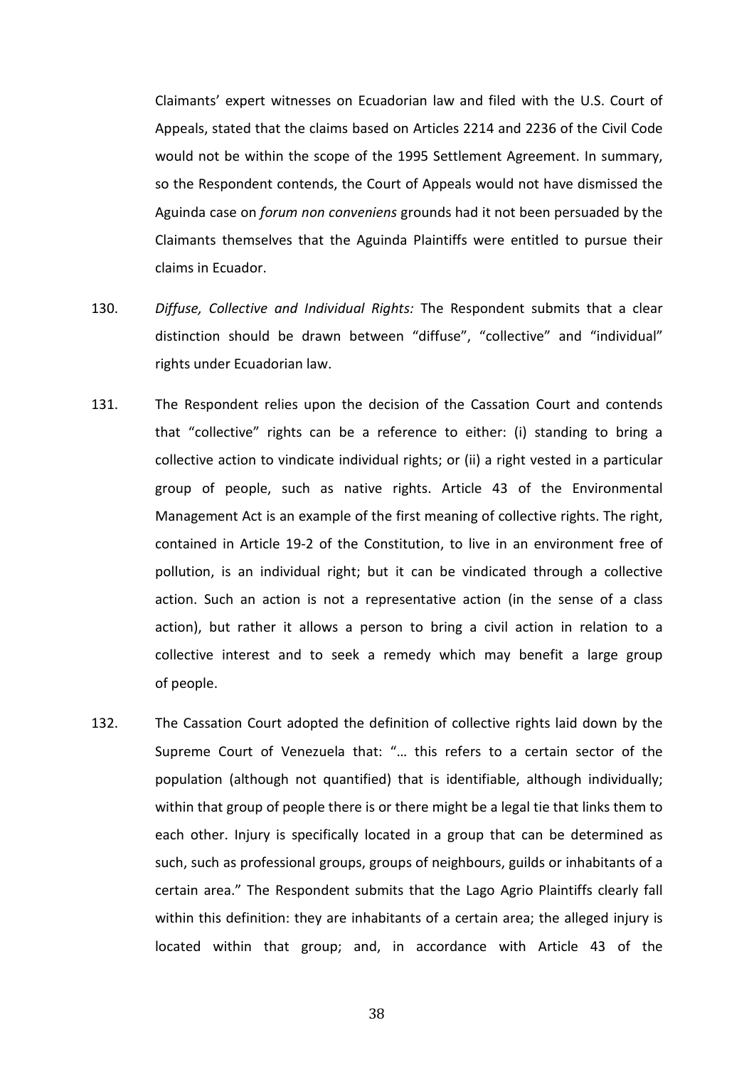Claimants' expert witnesses on Ecuadorian law and filed with the U.S. Court of Appeals, stated that the claims based on Articles 2214 and 2236 of the Civil Code would not be within the scope of the 1995 Settlement Agreement. In summary, so the Respondent contends, the Court of Appeals would not have dismissed the Aguinda case on *forum non conveniens* grounds had it not been persuaded by the Claimants themselves that the Aguinda Plaintiffs were entitled to pursue their claims in Ecuador.

130. *Diffuse, Collective and Individual Rights:* The Respondent submits that a clear distinction should be drawn between "diffuse", "collective" and "individual" rights under Ecuadorian law.

131. The Respondent relies upon the decision of the Cassation Court and contends that "collective" rights can be a reference to either: (i) standing to bring a collective action to vindicate individual rights; or (ii) a right vested in a particular group of people, such as native rights. Article 43 of the Environmental Management Act is an example of the first meaning of collective rights. The right, contained in Article 19-2 of the Constitution, to live in an environment free of pollution, is an individual right; but it can be vindicated through a collective action. Such an action is not a representative action (in the sense of a class action), but rather it allows a person to bring a civil action in relation to a collective interest and to seek a remedy which may benefit a large group of people.

132. The Cassation Court adopted the definition of collective rights laid down by the Supreme Court of Venezuela that: "… this refers to a certain sector of the population (although not quantified) that is identifiable, although individually; within that group of people there is or there might be a legal tie that links them to each other. Injury is specifically located in a group that can be determined as such, such as professional groups, groups of neighbours, guilds or inhabitants of a certain area." The Respondent submits that the Lago Agrio Plaintiffs clearly fall within this definition: they are inhabitants of a certain area; the alleged injury is located within that group; and, in accordance with Article 43 of the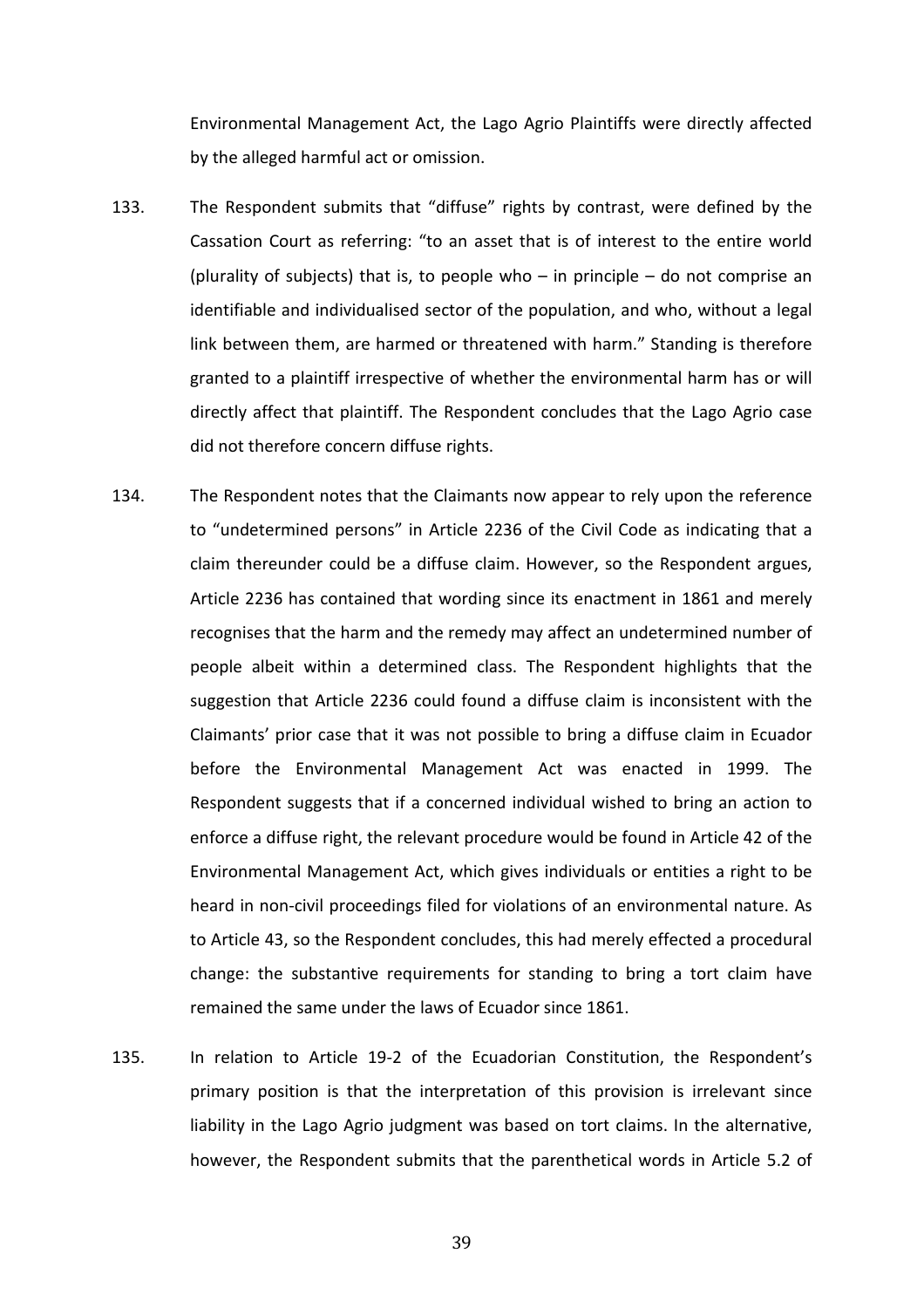Environmental Management Act, the Lago Agrio Plaintiffs were directly affected by the alleged harmful act or omission.

133. The Respondent submits that "diffuse" rights by contrast, were defined by the Cassation Court as referring: "to an asset that is of interest to the entire world (plurality of subjects) that is, to people who – in principle – do not comprise an identifiable and individualised sector of the population, and who, without a legal link between them, are harmed or threatened with harm." Standing is therefore granted to a plaintiff irrespective of whether the environmental harm has or will directly affect that plaintiff. The Respondent concludes that the Lago Agrio case did not therefore concern diffuse rights.

134. The Respondent notes that the Claimants now appear to rely upon the reference to "undetermined persons" in Article 2236 of the Civil Code as indicating that a claim thereunder could be a diffuse claim. However, so the Respondent argues, Article 2236 has contained that wording since its enactment in 1861 and merely recognises that the harm and the remedy may affect an undetermined number of people albeit within a determined class. The Respondent highlights that the suggestion that Article 2236 could found a diffuse claim is inconsistent with the Claimants' prior case that it was not possible to bring a diffuse claim in Ecuador before the Environmental Management Act was enacted in 1999. The Respondent suggests that if a concerned individual wished to bring an action to enforce a diffuse right, the relevant procedure would be found in Article 42 of the Environmental Management Act, which gives individuals or entities a right to be heard in non-civil proceedings filed for violations of an environmental nature. As to Article 43, so the Respondent concludes, this had merely effected a procedural change: the substantive requirements for standing to bring a tort claim have remained the same under the laws of Ecuador since 1861.

135. In relation to Article 19-2 of the Ecuadorian Constitution, the Respondent's primary position is that the interpretation of this provision is irrelevant since liability in the Lago Agrio judgment was based on tort claims. In the alternative, however, the Respondent submits that the parenthetical words in Article 5.2 of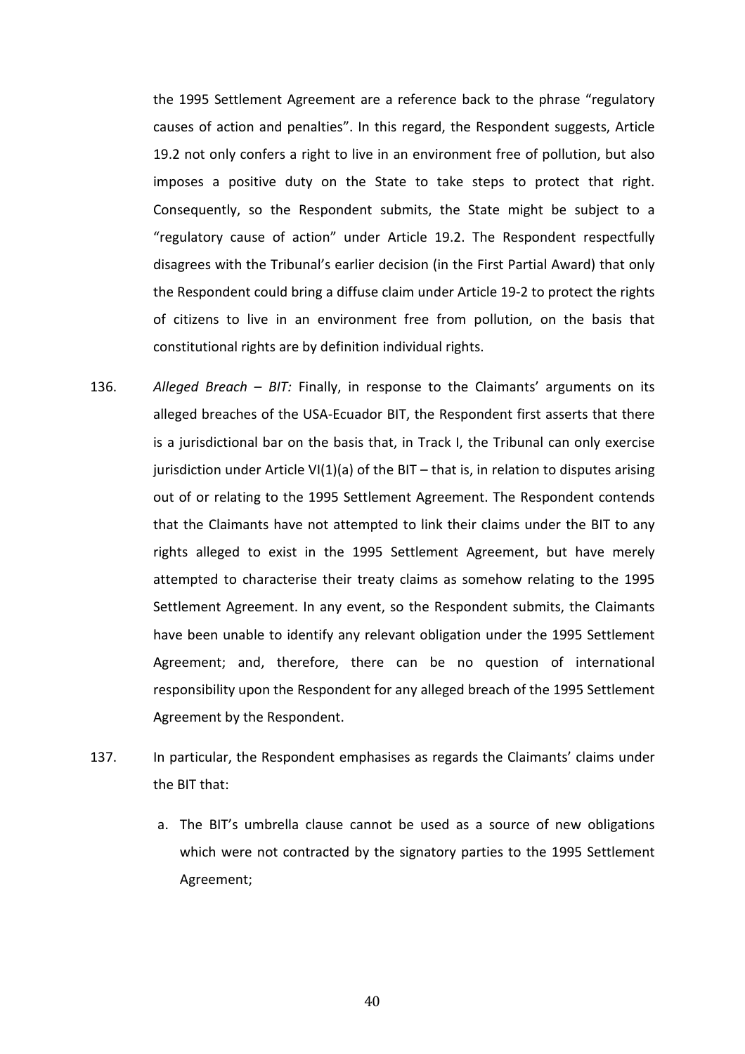the 1995 Settlement Agreement are a reference back to the phrase "regulatory causes of action and penalties". In this regard, the Respondent suggests, Article 19.2 not only confers a right to live in an environment free of pollution, but also imposes a positive duty on the State to take steps to protect that right. Consequently, so the Respondent submits, the State might be subject to a "regulatory cause of action" under Article 19.2. The Respondent respectfully disagrees with the Tribunal's earlier decision (in the First Partial Award) that only the Respondent could bring a diffuse claim under Article 19-2 to protect the rights of citizens to live in an environment free from pollution, on the basis that constitutional rights are by definition individual rights.

136. *Alleged Breach – BIT:* Finally, in response to the Claimants' arguments on its alleged breaches of the USA-Ecuador BIT, the Respondent first asserts that there is a jurisdictional bar on the basis that, in Track I, the Tribunal can only exercise jurisdiction under Article VI(1)(a) of the BIT – that is, in relation to disputes arising out of or relating to the 1995 Settlement Agreement. The Respondent contends that the Claimants have not attempted to link their claims under the BIT to any rights alleged to exist in the 1995 Settlement Agreement, but have merely attempted to characterise their treaty claims as somehow relating to the 1995 Settlement Agreement. In any event, so the Respondent submits, the Claimants have been unable to identify any relevant obligation under the 1995 Settlement Agreement; and, therefore, there can be no question of international responsibility upon the Respondent for any alleged breach of the 1995 Settlement Agreement by the Respondent.

137. In particular, the Respondent emphasises as regards the Claimants' claims under the BIT that:

a. The BIT's umbrella clause cannot be used as a source of new obligations which were not contracted by the signatory parties to the 1995 Settlement Agreement;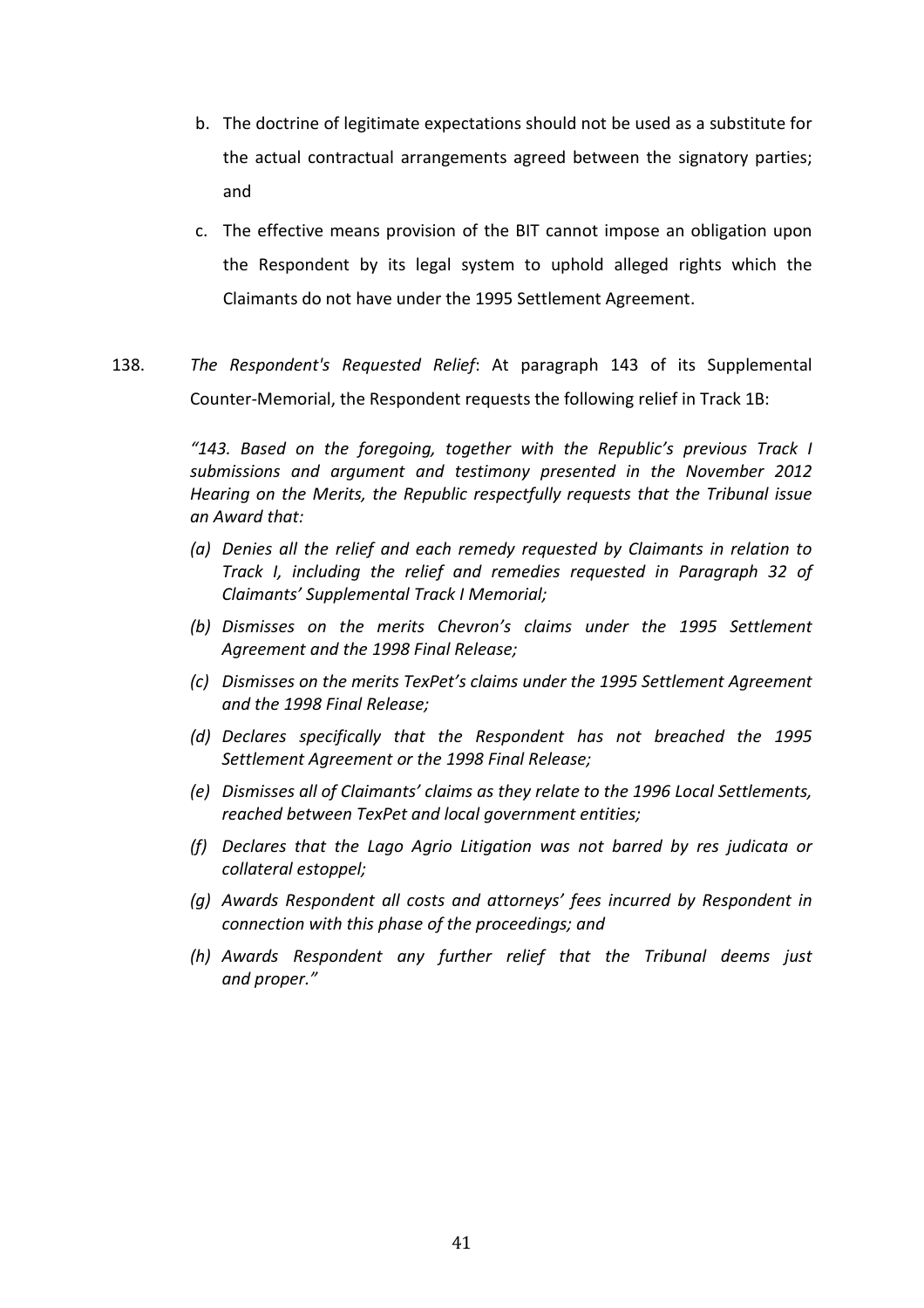b. The doctrine of legitimate expectations should not be used as a substitute for the actual contractual arrangements agreed between the signatory parties; and

c. The effective means provision of the BIT cannot impose an obligation upon the Respondent by its legal system to uphold alleged rights which the Claimants do not have under the 1995 Settlement Agreement.

138. *The Respondent's Requested Relief*: At paragraph 143 of its Supplemental Counter-Memorial, the Respondent requests the following relief in Track 1B:

> *"143. Based on the foregoing, together with the Republic's previous Track I submissions and argument and testimony presented in the November 2012 Hearing on the Merits, the Republic respectfully requests that the Tribunal issue an Award that:*
>
> *(a) Denies all the relief and each remedy requested by Claimants in relation to Track I, including the relief and remedies requested in Paragraph 32 of Claimants' Supplemental Track I Memorial;*
>
> *(b) Dismisses on the merits Chevron's claims under the 1995 Settlement Agreement and the 1998 Final Release;*
>
> *(c) Dismisses on the merits TexPet's claims under the 1995 Settlement Agreement and the 1998 Final Release;*
>
> *(d) Declares specifically that the Respondent has not breached the 1995 Settlement Agreement or the 1998 Final Release;*
>
> *(e) Dismisses all of Claimants' claims as they relate to the 1996 Local Settlements, reached between TexPet and local government entities;*
>
> *(f) Declares that the Lago Agrio Litigation was not barred by res judicata or collateral estoppel;*
>
> *(g) Awards Respondent all costs and attorneys' fees incurred by Respondent in connection with this phase of the proceedings; and*
>
> *(h) Awards Respondent any further relief that the Tribunal deems just and proper."*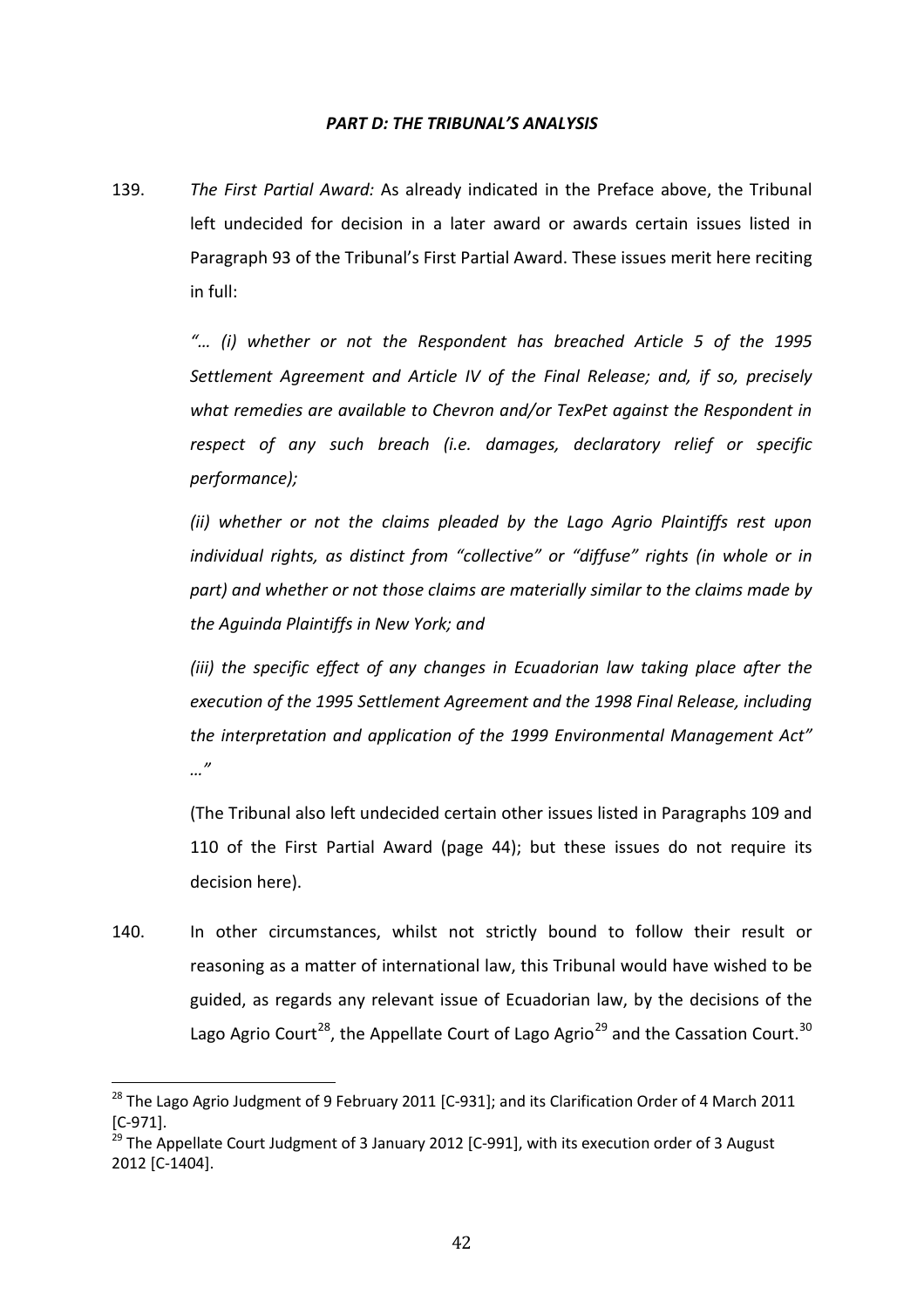## *PART D: THE TRIBUNAL'S ANALYSIS*

139. *The First Partial Award:* As already indicated in the Preface above, the Tribunal left undecided for decision in a later award or awards certain issues listed in Paragraph 93 of the Tribunal's First Partial Award. These issues merit here reciting in full:

*"… (i) whether or not the Respondent has breached Article 5 of the 1995 Settlement Agreement and Article IV of the Final Release; and, if so, precisely what remedies are available to Chevron and/or TexPet against the Respondent in respect of any such breach (i.e. damages, declaratory relief or specific performance);*

*(ii) whether or not the claims pleaded by the Lago Agrio Plaintiffs rest upon individual rights, as distinct from "collective" or "diffuse" rights (in whole or in part) and whether or not those claims are materially similar to the claims made by the Aguinda Plaintiffs in New York; and*

*(iii) the specific effect of any changes in Ecuadorian law taking place after the execution of the 1995 Settlement Agreement and the 1998 Final Release, including the interpretation and application of the 1999 Environmental Management Act" …"*

(The Tribunal also left undecided certain other issues listed in Paragraphs 109 and 110 of the First Partial Award (page 44); but these issues do not require its decision here).

140. In other circumstances, whilst not strictly bound to follow their result or reasoning as a matter of international law, this Tribunal would have wished to be guided, as regards any relevant issue of Ecuadorian law, by the decisions of the Lago Agrio Court[28], the Appellate Court of Lago Agrio[29] and the Cassation Court.[30]

[28] The Lago Agrio Judgment of 9 February 2011 [C-931]; and its Clarification Order of 4 March 2011 [C-971].

[29] The Appellate Court Judgment of 3 January 2012 [C-991], with its execution order of 3 August 2012 [C-1404].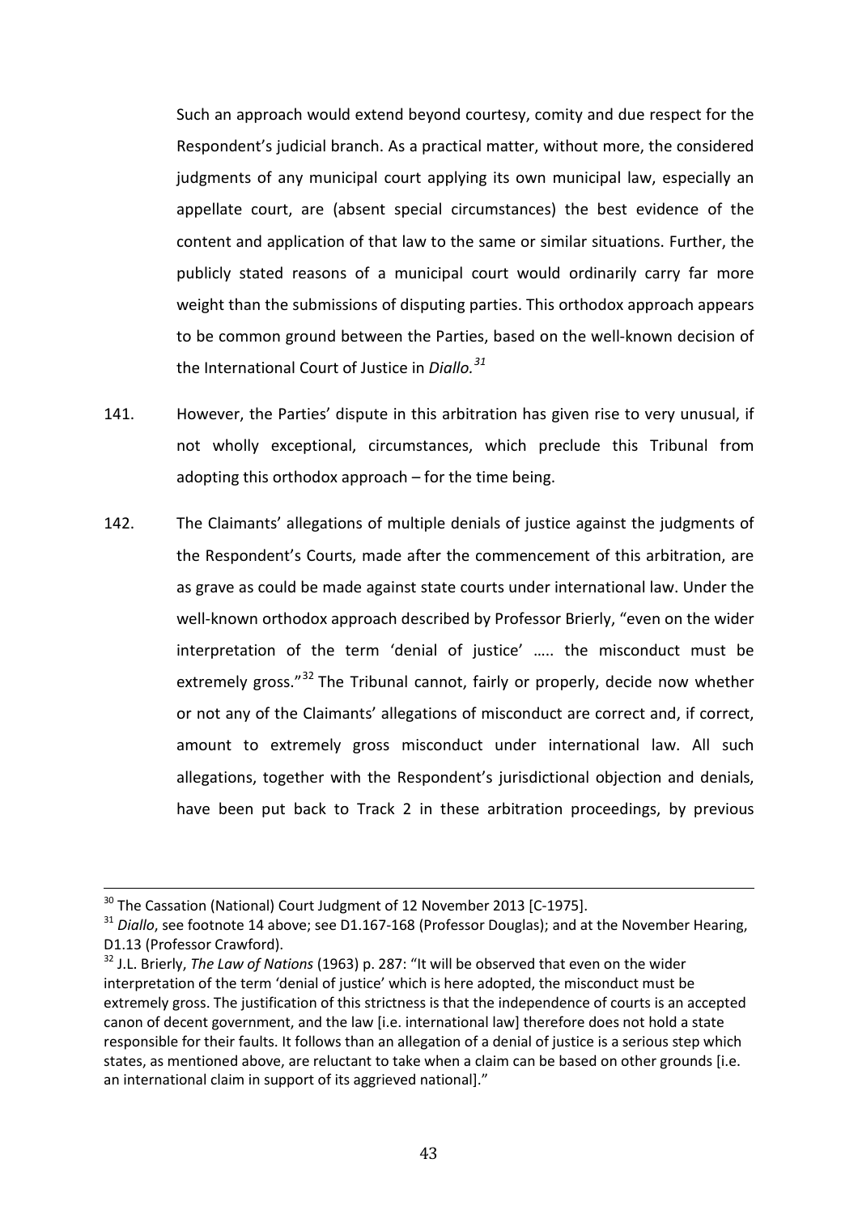Such an approach would extend beyond courtesy, comity and due respect for the Respondent's judicial branch. As a practical matter, without more, the considered judgments of any municipal court applying its own municipal law, especially an appellate court, are (absent special circumstances) the best evidence of the content and application of that law to the same or similar situations. Further, the publicly stated reasons of a municipal court would ordinarily carry far more weight than the submissions of disputing parties. This orthodox approach appears to be common ground between the Parties, based on the well-known decision of the International Court of Justice in *Diallo.*[31]

141. However, the Parties' dispute in this arbitration has given rise to very unusual, if not wholly exceptional, circumstances, which preclude this Tribunal from adopting this orthodox approach – for the time being.

142. The Claimants' allegations of multiple denials of justice against the judgments of the Respondent's Courts, made after the commencement of this arbitration, are as grave as could be made against state courts under international law. Under the well-known orthodox approach described by Professor Brierly, "even on the wider interpretation of the term 'denial of justice' ….. the misconduct must be extremely gross."[32] The Tribunal cannot, fairly or properly, decide now whether or not any of the Claimants' allegations of misconduct are correct and, if correct, amount to extremely gross misconduct under international law. All such allegations, together with the Respondent's jurisdictional objection and denials, have been put back to Track 2 in these arbitration proceedings, by previous

---

[30] The Cassation (National) Court Judgment of 12 November 2013 [C-1975].

[31] *Diallo*, see footnote 14 above; see D1.167-168 (Professor Douglas); and at the November Hearing, D1.13 (Professor Crawford).

[32] J.L. Brierly, *The Law of Nations* (1963) p. 287: "It will be observed that even on the wider interpretation of the term 'denial of justice' which is here adopted, the misconduct must be extremely gross. The justification of this strictness is that the independence of courts is an accepted canon of decent government, and the law [i.e. international law] therefore does not hold a state responsible for their faults. It follows than an allegation of a denial of justice is a serious step which states, as mentioned above, are reluctant to take when a claim can be based on other grounds [i.e. an international claim in support of its aggrieved national]."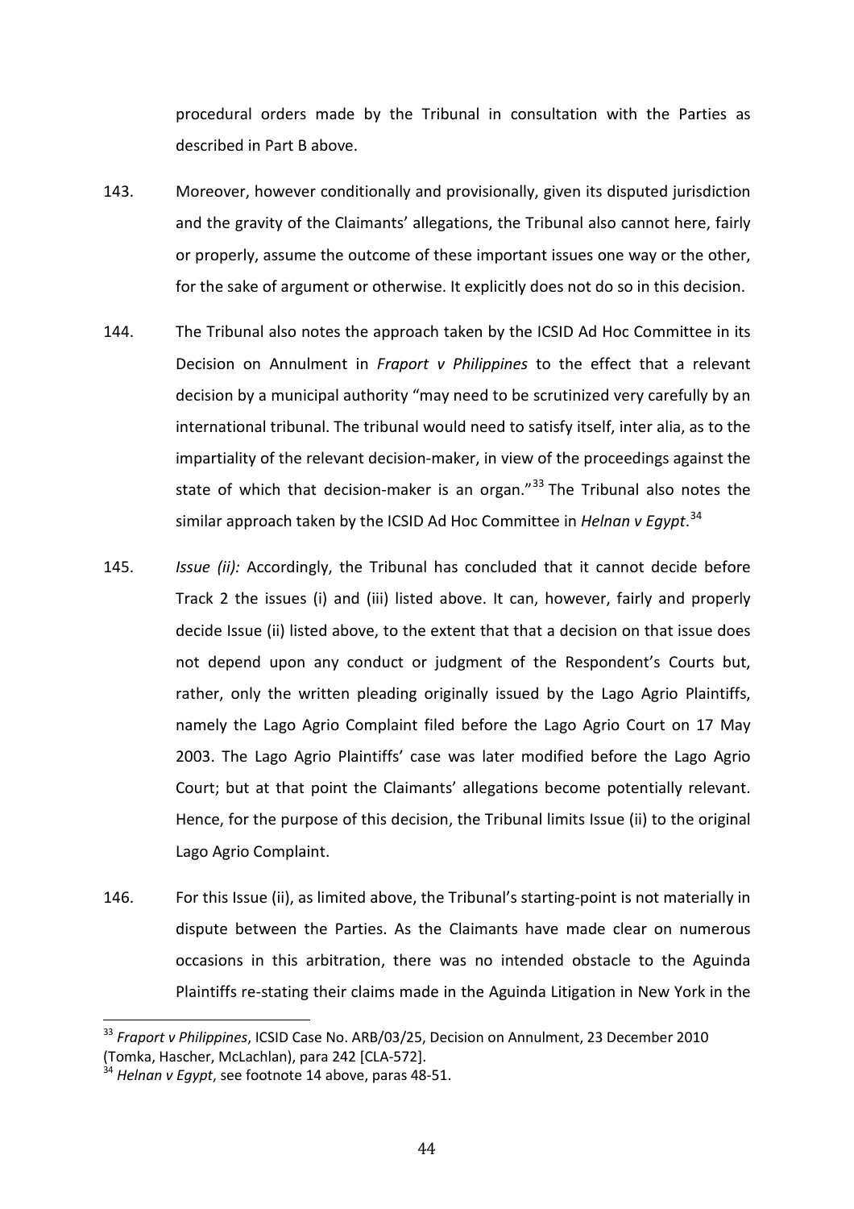procedural orders made by the Tribunal in consultation with the Parties as described in Part B above.

143. Moreover, however conditionally and provisionally, given its disputed jurisdiction and the gravity of the Claimants' allegations, the Tribunal also cannot here, fairly or properly, assume the outcome of these important issues one way or the other, for the sake of argument or otherwise. It explicitly does not do so in this decision.

144. The Tribunal also notes the approach taken by the ICSID Ad Hoc Committee in its Decision on Annulment in *Fraport v Philippines* to the effect that a relevant decision by a municipal authority "may need to be scrutinized very carefully by an international tribunal. The tribunal would need to satisfy itself, inter alia, as to the impartiality of the relevant decision-maker, in view of the proceedings against the state of which that decision-maker is an organ."[33] The Tribunal also notes the similar approach taken by the ICSID Ad Hoc Committee in *Helnan v Egypt*.[34]

145. *Issue (ii):* Accordingly, the Tribunal has concluded that it cannot decide before Track 2 the issues (i) and (iii) listed above. It can, however, fairly and properly decide Issue (ii) listed above, to the extent that that a decision on that issue does not depend upon any conduct or judgment of the Respondent's Courts but, rather, only the written pleading originally issued by the Lago Agrio Plaintiffs, namely the Lago Agrio Complaint filed before the Lago Agrio Court on 17 May 2003. The Lago Agrio Plaintiffs' case was later modified before the Lago Agrio Court; but at that point the Claimants' allegations become potentially relevant. Hence, for the purpose of this decision, the Tribunal limits Issue (ii) to the original Lago Agrio Complaint.

146. For this Issue (ii), as limited above, the Tribunal's starting-point is not materially in dispute between the Parties. As the Claimants have made clear on numerous occasions in this arbitration, there was no intended obstacle to the Aguinda Plaintiffs re-stating their claims made in the Aguinda Litigation in New York in the

---

[33] *Fraport v Philippines*, ICSID Case No. ARB/03/25, Decision on Annulment, 23 December 2010 (Tomka, Hascher, McLachlan), para 242 [CLA-572].

[34] *Helnan v Egypt*, see footnote 14 above, paras 48-51.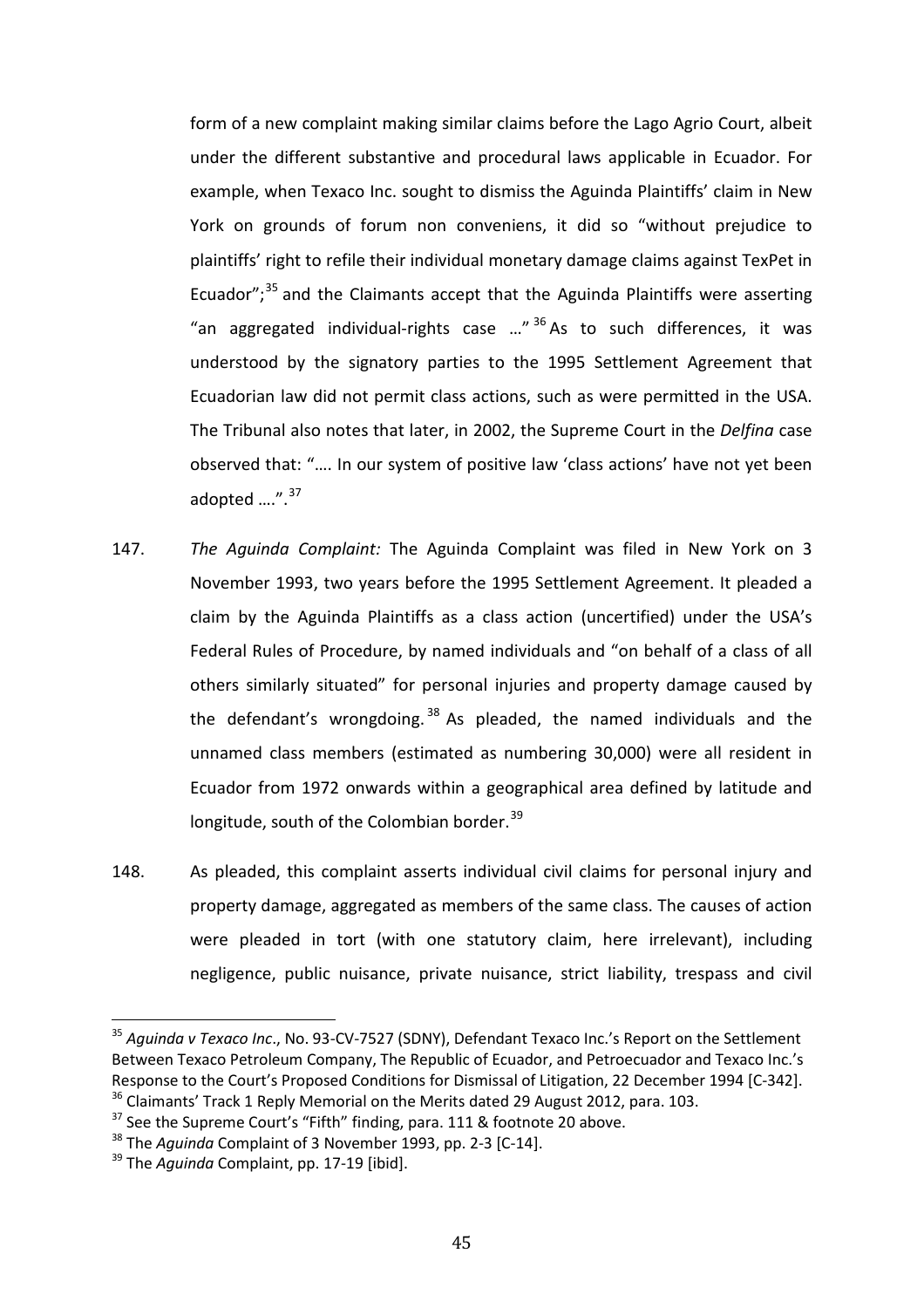form of a new complaint making similar claims before the Lago Agrio Court, albeit under the different substantive and procedural laws applicable in Ecuador. For example, when Texaco Inc. sought to dismiss the Aguinda Plaintiffs' claim in New York on grounds of forum non conveniens, it did so "without prejudice to plaintiffs' right to refile their individual monetary damage claims against TexPet in Ecuador";[35] and the Claimants accept that the Aguinda Plaintiffs were asserting "an aggregated individual-rights case …"[36] As to such differences, it was understood by the signatory parties to the 1995 Settlement Agreement that Ecuadorian law did not permit class actions, such as were permitted in the USA. The Tribunal also notes that later, in 2002, the Supreme Court in the *Delfina* case observed that: "…. In our system of positive law 'class actions' have not yet been adopted ….".[37]

147. *The Aguinda Complaint:* The Aguinda Complaint was filed in New York on 3 November 1993, two years before the 1995 Settlement Agreement. It pleaded a claim by the Aguinda Plaintiffs as a class action (uncertified) under the USA's Federal Rules of Procedure, by named individuals and "on behalf of a class of all others similarly situated" for personal injuries and property damage caused by the defendant's wrongdoing.[38] As pleaded, the named individuals and the unnamed class members (estimated as numbering 30,000) were all resident in Ecuador from 1972 onwards within a geographical area defined by latitude and longitude, south of the Colombian border.[39]

148. As pleaded, this complaint asserts individual civil claims for personal injury and property damage, aggregated as members of the same class. The causes of action were pleaded in tort (with one statutory claim, here irrelevant), including negligence, public nuisance, private nuisance, strict liability, trespass and civil

---

[35] *Aguinda v Texaco Inc*., No. 93-CV-7527 (SDNY), Defendant Texaco Inc.'s Report on the Settlement Between Texaco Petroleum Company, The Republic of Ecuador, and Petroecuador and Texaco Inc.'s Response to the Court's Proposed Conditions for Dismissal of Litigation, 22 December 1994 [C-342].

[36] Claimants' Track 1 Reply Memorial on the Merits dated 29 August 2012, para. 103.

[37] See the Supreme Court's "Fifth" finding, para. 111 & footnote 20 above.

[38] The *Aguinda* Complaint of 3 November 1993, pp. 2-3 [C-14].

[39] The *Aguinda* Complaint, pp. 17-19 [ibid].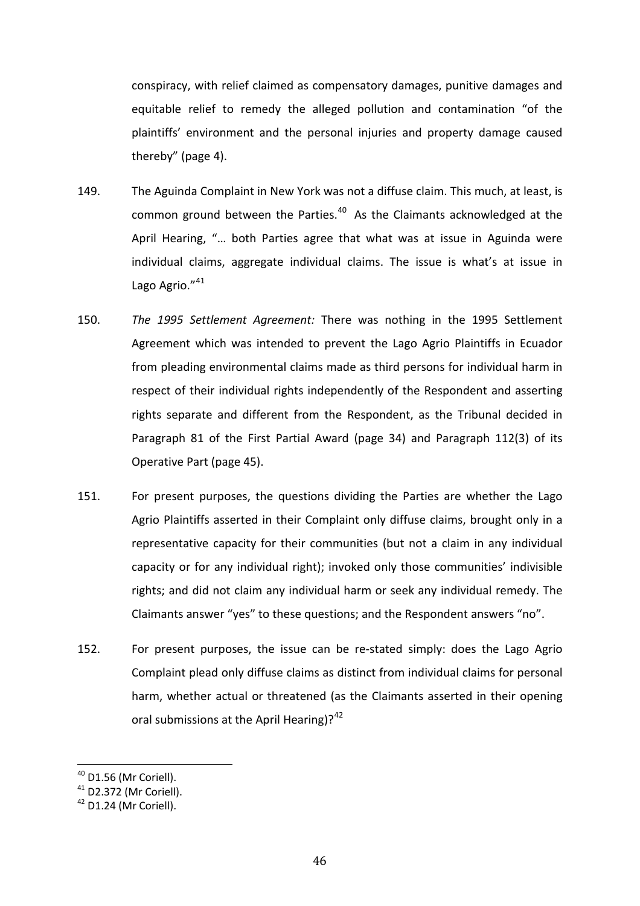conspiracy, with relief claimed as compensatory damages, punitive damages and equitable relief to remedy the alleged pollution and contamination "of the plaintiffs' environment and the personal injuries and property damage caused thereby" (page 4).

149. The Aguinda Complaint in New York was not a diffuse claim. This much, at least, is common ground between the Parties.[40] As the Claimants acknowledged at the April Hearing, "… both Parties agree that what was at issue in Aguinda were individual claims, aggregate individual claims. The issue is what's at issue in Lago Agrio."[41]

150. *The 1995 Settlement Agreement:* There was nothing in the 1995 Settlement Agreement which was intended to prevent the Lago Agrio Plaintiffs in Ecuador from pleading environmental claims made as third persons for individual harm in respect of their individual rights independently of the Respondent and asserting rights separate and different from the Respondent, as the Tribunal decided in Paragraph 81 of the First Partial Award (page 34) and Paragraph 112(3) of its Operative Part (page 45).

151. For present purposes, the questions dividing the Parties are whether the Lago Agrio Plaintiffs asserted in their Complaint only diffuse claims, brought only in a representative capacity for their communities (but not a claim in any individual capacity or for any individual right); invoked only those communities' indivisible rights; and did not claim any individual harm or seek any individual remedy. The Claimants answer "yes" to these questions; and the Respondent answers "no".

152. For present purposes, the issue can be re-stated simply: does the Lago Agrio Complaint plead only diffuse claims as distinct from individual claims for personal harm, whether actual or threatened (as the Claimants asserted in their opening oral submissions at the April Hearing)?[42]

---

[40] D1.56 (Mr Coriell).

[41] D2.372 (Mr Coriell).

[42] D1.24 (Mr Coriell).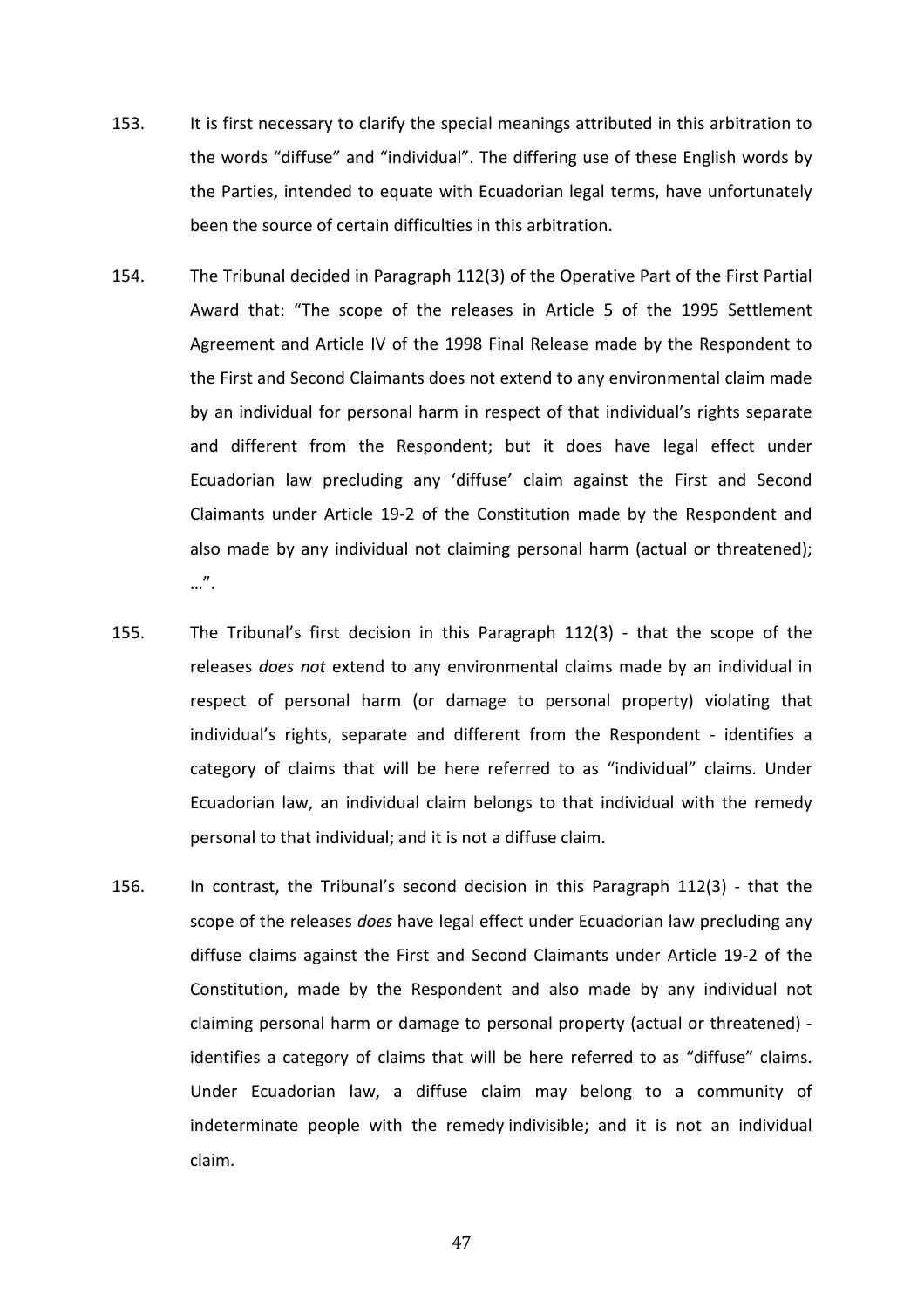153. It is first necessary to clarify the special meanings attributed in this arbitration to the words "diffuse" and "individual". The differing use of these English words by the Parties, intended to equate with Ecuadorian legal terms, have unfortunately been the source of certain difficulties in this arbitration.

154. The Tribunal decided in Paragraph 112(3) of the Operative Part of the First Partial Award that: "The scope of the releases in Article 5 of the 1995 Settlement Agreement and Article IV of the 1998 Final Release made by the Respondent to the First and Second Claimants does not extend to any environmental claim made by an individual for personal harm in respect of that individual's rights separate and different from the Respondent; but it does have legal effect under Ecuadorian law precluding any 'diffuse' claim against the First and Second Claimants under Article 19-2 of the Constitution made by the Respondent and also made by any individual not claiming personal harm (actual or threatened); …".

155. The Tribunal's first decision in this Paragraph 112(3) - that the scope of the releases *does not* extend to any environmental claims made by an individual in respect of personal harm (or damage to personal property) violating that individual's rights, separate and different from the Respondent - identifies a category of claims that will be here referred to as "individual" claims. Under Ecuadorian law, an individual claim belongs to that individual with the remedy personal to that individual; and it is not a diffuse claim.

156. In contrast, the Tribunal's second decision in this Paragraph 112(3) - that the scope of the releases *does* have legal effect under Ecuadorian law precluding any diffuse claims against the First and Second Claimants under Article 19-2 of the Constitution, made by the Respondent and also made by any individual not claiming personal harm or damage to personal property (actual or threatened) - identifies a category of claims that will be here referred to as "diffuse" claims. Under Ecuadorian law, a diffuse claim may belong to a community of indeterminate people with the remedy indivisible; and it is not an individual claim.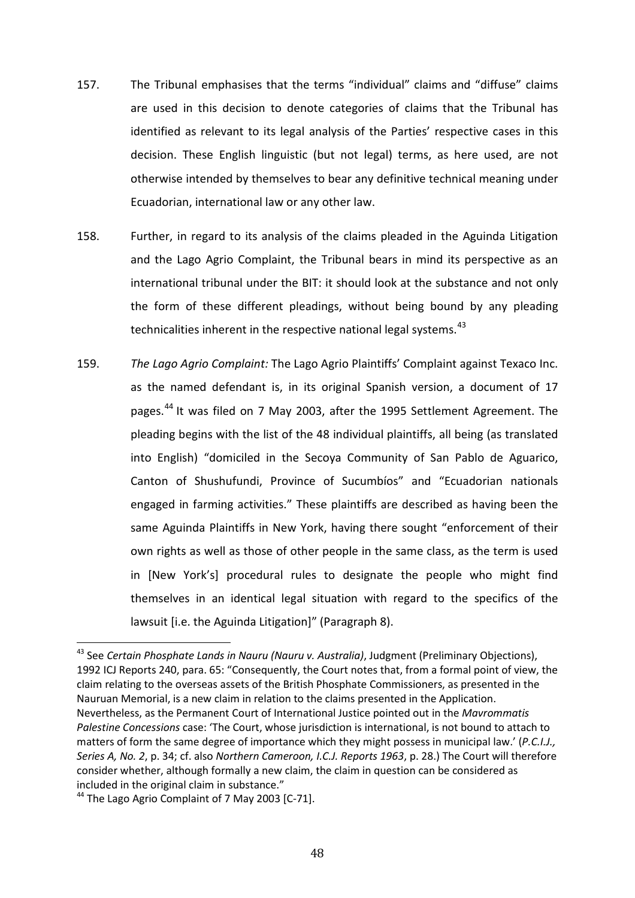157. The Tribunal emphasises that the terms "individual" claims and "diffuse" claims are used in this decision to denote categories of claims that the Tribunal has identified as relevant to its legal analysis of the Parties' respective cases in this decision. These English linguistic (but not legal) terms, as here used, are not otherwise intended by themselves to bear any definitive technical meaning under Ecuadorian, international law or any other law.

158. Further, in regard to its analysis of the claims pleaded in the Aguinda Litigation and the Lago Agrio Complaint, the Tribunal bears in mind its perspective as an international tribunal under the BIT: it should look at the substance and not only the form of these different pleadings, without being bound by any pleading technicalities inherent in the respective national legal systems.[43]

159. *The Lago Agrio Complaint:* The Lago Agrio Plaintiffs' Complaint against Texaco Inc. as the named defendant is, in its original Spanish version, a document of 17 pages.[44] It was filed on 7 May 2003, after the 1995 Settlement Agreement. The pleading begins with the list of the 48 individual plaintiffs, all being (as translated into English) "domiciled in the Secoya Community of San Pablo de Aguarico, Canton of Shushufundi, Province of Sucumbíos" and "Ecuadorian nationals engaged in farming activities." These plaintiffs are described as having been the same Aguinda Plaintiffs in New York, having there sought "enforcement of their own rights as well as those of other people in the same class, as the term is used in [New York's] procedural rules to designate the people who might find themselves in an identical legal situation with regard to the specifics of the lawsuit [i.e. the Aguinda Litigation]" (Paragraph 8).

---

[43] See *Certain Phosphate Lands in Nauru (Nauru v. Australia)*, Judgment (Preliminary Objections), 1992 ICJ Reports 240, para. 65: "Consequently, the Court notes that, from a formal point of view, the claim relating to the overseas assets of the British Phosphate Commissioners, as presented in the Nauruan Memorial, is a new claim in relation to the claims presented in the Application. Nevertheless, as the Permanent Court of International Justice pointed out in the *Mavrommatis Palestine Concessions* case: 'The Court, whose jurisdiction is international, is not bound to attach to matters of form the same degree of importance which they might possess in municipal law.' (*P.C.I.J., Series A, No. 2*, p. 34; cf. also *Northern Cameroon, I.C.J. Reports 1963*, p. 28.) The Court will therefore consider whether, although formally a new claim, the claim in question can be considered as included in the original claim in substance."

[44] The Lago Agrio Complaint of 7 May 2003 [C-71].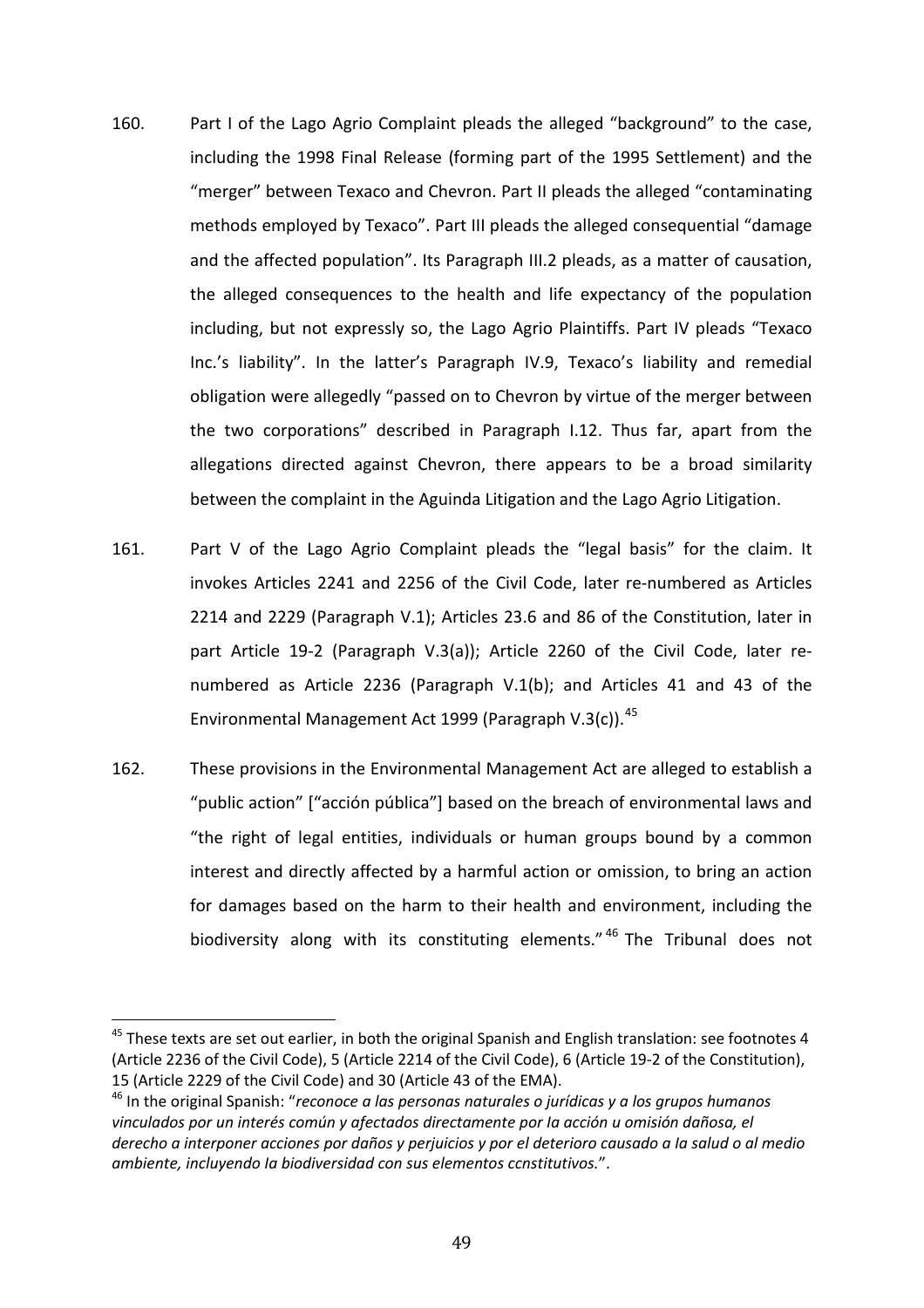160. Part I of the Lago Agrio Complaint pleads the alleged "background" to the case, including the 1998 Final Release (forming part of the 1995 Settlement) and the "merger" between Texaco and Chevron. Part II pleads the alleged "contaminating methods employed by Texaco". Part III pleads the alleged consequential "damage and the affected population". Its Paragraph III.2 pleads, as a matter of causation, the alleged consequences to the health and life expectancy of the population including, but not expressly so, the Lago Agrio Plaintiffs. Part IV pleads "Texaco Inc.'s liability". In the latter's Paragraph IV.9, Texaco's liability and remedial obligation were allegedly "passed on to Chevron by virtue of the merger between the two corporations" described in Paragraph I.12. Thus far, apart from the allegations directed against Chevron, there appears to be a broad similarity between the complaint in the Aguinda Litigation and the Lago Agrio Litigation.

161. Part V of the Lago Agrio Complaint pleads the "legal basis" for the claim. It invokes Articles 2241 and 2256 of the Civil Code, later re-numbered as Articles 2214 and 2229 (Paragraph V.1); Articles 23.6 and 86 of the Constitution, later in part Article 19-2 (Paragraph V.3(a)); Article 2260 of the Civil Code, later re-numbered as Article 2236 (Paragraph V.1(b); and Articles 41 and 43 of the Environmental Management Act 1999 (Paragraph V.3(c)).[45]

162. These provisions in the Environmental Management Act are alleged to establish a "public action" ["acción pública"] based on the breach of environmental laws and "the right of legal entities, individuals or human groups bound by a common interest and directly affected by a harmful action or omission, to bring an action for damages based on the harm to their health and environment, including the biodiversity along with its constituting elements."[46] The Tribunal does not

---

[45] These texts are set out earlier, in both the original Spanish and English translation: see footnotes 4 (Article 2236 of the Civil Code), 5 (Article 2214 of the Civil Code), 6 (Article 19-2 of the Constitution), 15 (Article 2229 of the Civil Code) and 30 (Article 43 of the EMA).

[46] In the original Spanish: "*reconoce a las personas naturales o jurídicas y a los grupos humanos vinculados por un interés común y afectados directamente por Ia acción u omisión dañosa, el derecho a interponer acciones por daños y perjuicios y por el deterioro causado a Ia salud o al medio ambiente, incluyendo Ia biodiversidad con sus elementos ccnstitutivos.*".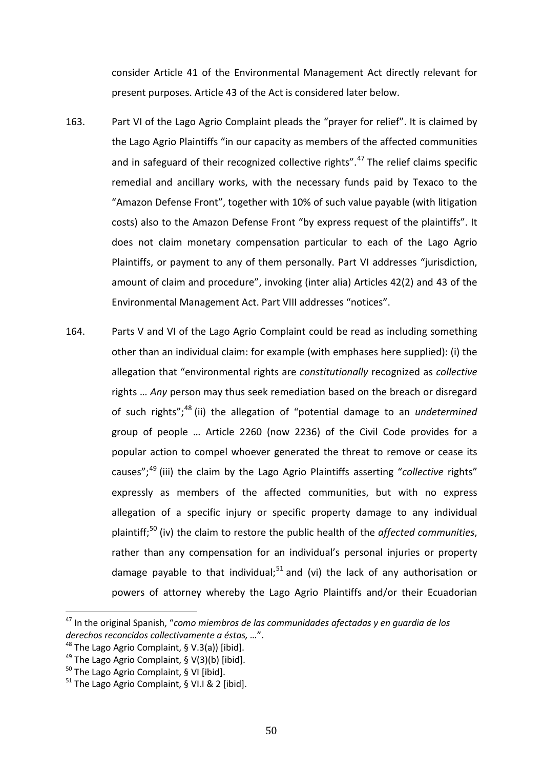consider Article 41 of the Environmental Management Act directly relevant for present purposes. Article 43 of the Act is considered later below.

163. Part VI of the Lago Agrio Complaint pleads the "prayer for relief". It is claimed by the Lago Agrio Plaintiffs "in our capacity as members of the affected communities and in safeguard of their recognized collective rights".[47] The relief claims specific remedial and ancillary works, with the necessary funds paid by Texaco to the "Amazon Defense Front", together with 10% of such value payable (with litigation costs) also to the Amazon Defense Front "by express request of the plaintiffs". It does not claim monetary compensation particular to each of the Lago Agrio Plaintiffs, or payment to any of them personally. Part VI addresses "jurisdiction, amount of claim and procedure", invoking (inter alia) Articles 42(2) and 43 of the Environmental Management Act. Part VIII addresses "notices".

164. Parts V and VI of the Lago Agrio Complaint could be read as including something other than an individual claim: for example (with emphases here supplied): (i) the allegation that "environmental rights are *constitutionally* recognized as *collective* rights … *Any* person may thus seek remediation based on the breach or disregard of such rights";[48] (ii) the allegation of "potential damage to an *undetermined* group of people … Article 2260 (now 2236) of the Civil Code provides for a popular action to compel whoever generated the threat to remove or cease its causes";[49] (iii) the claim by the Lago Agrio Plaintiffs asserting "*collective* rights" expressly as members of the affected communities, but with no express allegation of a specific injury or specific property damage to any individual plaintiff;[50] (iv) the claim to restore the public health of the *affected communities*, rather than any compensation for an individual's personal injuries or property damage payable to that individual;[51] and (vi) the lack of any authorisation or powers of attorney whereby the Lago Agrio Plaintiffs and/or their Ecuadorian

---

[47] In the original Spanish, "*como miembros de las communidades afectadas y en guardia de los derechos reconcidos collectivamente a éstas, …*".

[48] The Lago Agrio Complaint, § V.3(a)) [ibid].

[49] The Lago Agrio Complaint, § V(3)(b) [ibid].

[50] The Lago Agrio Complaint, § VI [ibid].

[51] The Lago Agrio Complaint, § VI.I & 2 [ibid].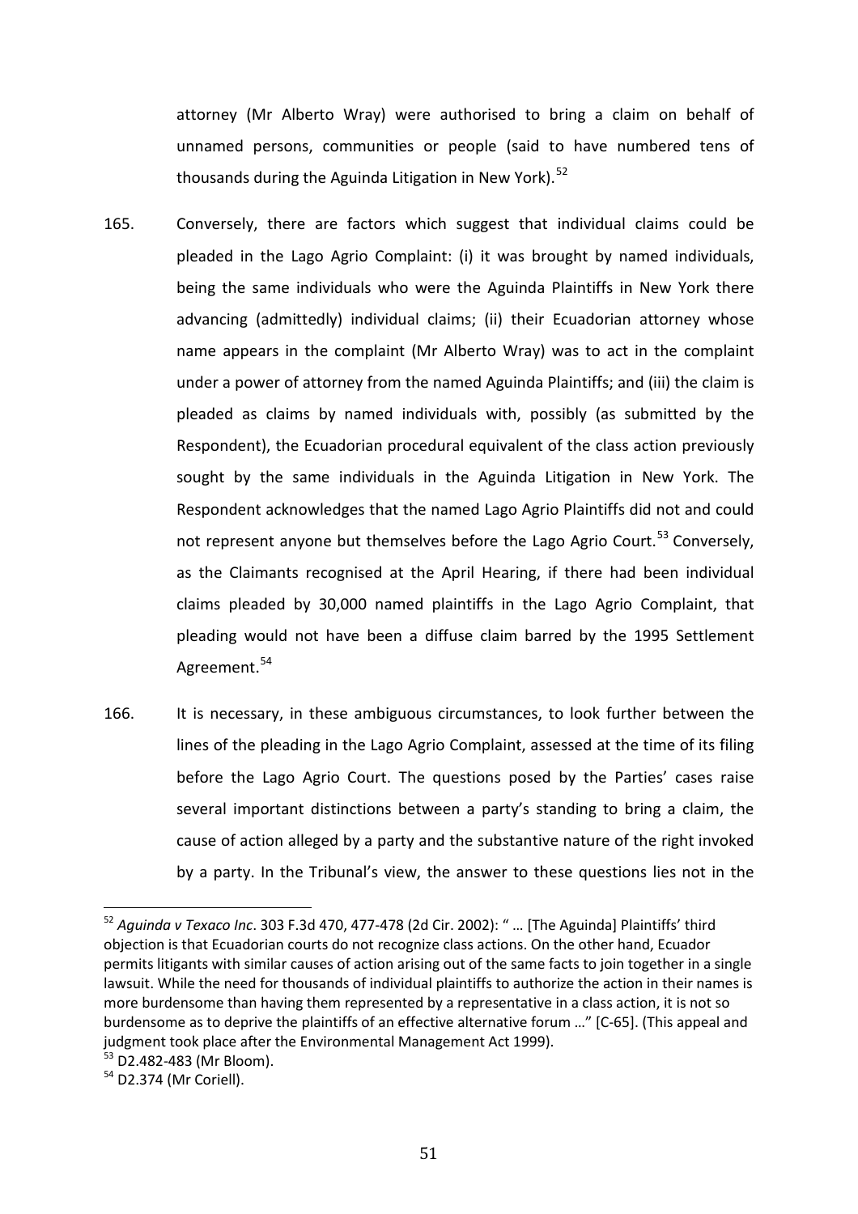attorney (Mr Alberto Wray) were authorised to bring a claim on behalf of unnamed persons, communities or people (said to have numbered tens of thousands during the Aguinda Litigation in New York).[52]

165. Conversely, there are factors which suggest that individual claims could be pleaded in the Lago Agrio Complaint: (i) it was brought by named individuals, being the same individuals who were the Aguinda Plaintiffs in New York there advancing (admittedly) individual claims; (ii) their Ecuadorian attorney whose name appears in the complaint (Mr Alberto Wray) was to act in the complaint under a power of attorney from the named Aguinda Plaintiffs; and (iii) the claim is pleaded as claims by named individuals with, possibly (as submitted by the Respondent), the Ecuadorian procedural equivalent of the class action previously sought by the same individuals in the Aguinda Litigation in New York. The Respondent acknowledges that the named Lago Agrio Plaintiffs did not and could not represent anyone but themselves before the Lago Agrio Court.[53] Conversely, as the Claimants recognised at the April Hearing, if there had been individual claims pleaded by 30,000 named plaintiffs in the Lago Agrio Complaint, that pleading would not have been a diffuse claim barred by the 1995 Settlement Agreement.[54]

166. It is necessary, in these ambiguous circumstances, to look further between the lines of the pleading in the Lago Agrio Complaint, assessed at the time of its filing before the Lago Agrio Court. The questions posed by the Parties' cases raise several important distinctions between a party's standing to bring a claim, the cause of action alleged by a party and the substantive nature of the right invoked by a party. In the Tribunal's view, the answer to these questions lies not in the

---

[52] *Aguinda v Texaco Inc*. 303 F.3d 470, 477-478 (2d Cir. 2002): " … [The Aguinda] Plaintiffs' third objection is that Ecuadorian courts do not recognize class actions. On the other hand, Ecuador permits litigants with similar causes of action arising out of the same facts to join together in a single lawsuit. While the need for thousands of individual plaintiffs to authorize the action in their names is more burdensome than having them represented by a representative in a class action, it is not so burdensome as to deprive the plaintiffs of an effective alternative forum …" [C-65]. (This appeal and judgment took place after the Environmental Management Act 1999).

[53] D2.482-483 (Mr Bloom).

[54] D2.374 (Mr Coriell).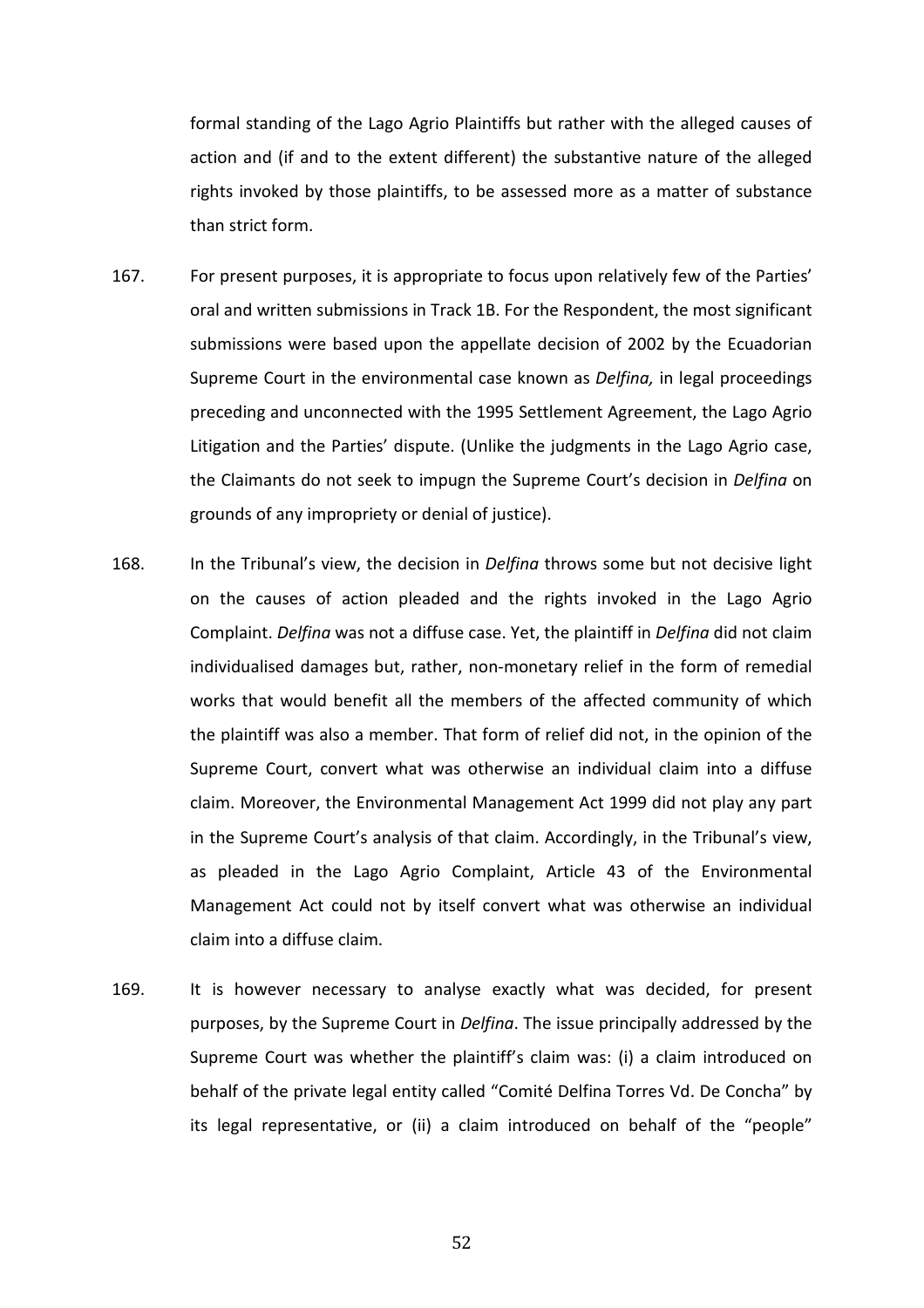formal standing of the Lago Agrio Plaintiffs but rather with the alleged causes of action and (if and to the extent different) the substantive nature of the alleged rights invoked by those plaintiffs, to be assessed more as a matter of substance than strict form.

167. For present purposes, it is appropriate to focus upon relatively few of the Parties' oral and written submissions in Track 1B. For the Respondent, the most significant submissions were based upon the appellate decision of 2002 by the Ecuadorian Supreme Court in the environmental case known as *Delfina,* in legal proceedings preceding and unconnected with the 1995 Settlement Agreement, the Lago Agrio Litigation and the Parties' dispute. (Unlike the judgments in the Lago Agrio case, the Claimants do not seek to impugn the Supreme Court's decision in *Delfina* on grounds of any impropriety or denial of justice).

168. In the Tribunal's view, the decision in *Delfina* throws some but not decisive light on the causes of action pleaded and the rights invoked in the Lago Agrio Complaint. *Delfina* was not a diffuse case. Yet, the plaintiff in *Delfina* did not claim individualised damages but, rather, non-monetary relief in the form of remedial works that would benefit all the members of the affected community of which the plaintiff was also a member. That form of relief did not, in the opinion of the Supreme Court, convert what was otherwise an individual claim into a diffuse claim. Moreover, the Environmental Management Act 1999 did not play any part in the Supreme Court's analysis of that claim. Accordingly, in the Tribunal's view, as pleaded in the Lago Agrio Complaint, Article 43 of the Environmental Management Act could not by itself convert what was otherwise an individual claim into a diffuse claim.

169. It is however necessary to analyse exactly what was decided, for present purposes, by the Supreme Court in *Delfina*. The issue principally addressed by the Supreme Court was whether the plaintiff's claim was: (i) a claim introduced on behalf of the private legal entity called "Comité Delfina Torres Vd. De Concha" by its legal representative, or (ii) a claim introduced on behalf of the "people"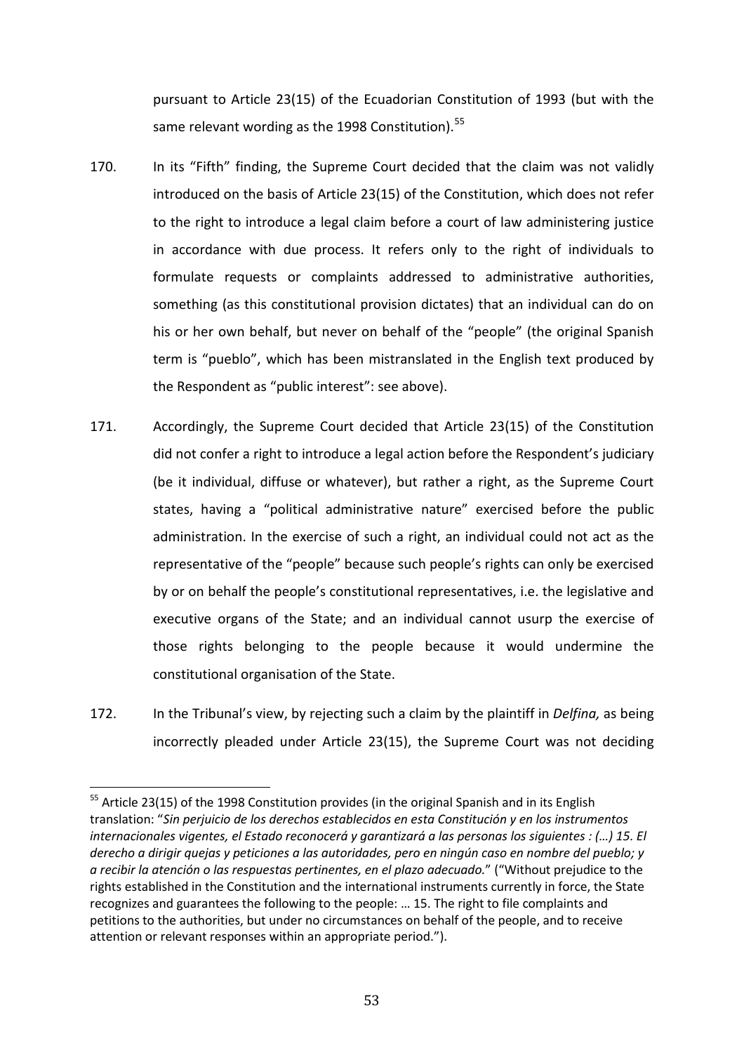pursuant to Article 23(15) of the Ecuadorian Constitution of 1993 (but with the same relevant wording as the 1998 Constitution).[55]

170. In its "Fifth" finding, the Supreme Court decided that the claim was not validly introduced on the basis of Article 23(15) of the Constitution, which does not refer to the right to introduce a legal claim before a court of law administering justice in accordance with due process. It refers only to the right of individuals to formulate requests or complaints addressed to administrative authorities, something (as this constitutional provision dictates) that an individual can do on his or her own behalf, but never on behalf of the "people" (the original Spanish term is "pueblo", which has been mistranslated in the English text produced by the Respondent as "public interest": see above).

171. Accordingly, the Supreme Court decided that Article 23(15) of the Constitution did not confer a right to introduce a legal action before the Respondent's judiciary (be it individual, diffuse or whatever), but rather a right, as the Supreme Court states, having a "political administrative nature" exercised before the public administration. In the exercise of such a right, an individual could not act as the representative of the "people" because such people's rights can only be exercised by or on behalf the people's constitutional representatives, i.e. the legislative and executive organs of the State; and an individual cannot usurp the exercise of those rights belonging to the people because it would undermine the constitutional organisation of the State.

172. In the Tribunal's view, by rejecting such a claim by the plaintiff in *Delfina,* as being incorrectly pleaded under Article 23(15), the Supreme Court was not deciding

---

[55] Article 23(15) of the 1998 Constitution provides (in the original Spanish and in its English translation: "*Sin perjuicio de los derechos establecidos en esta Constitución y en los instrumentos internacionales vigentes, el Estado reconocerá y garantizará a las personas los siguientes : (…) 15. El derecho a dirigir quejas y peticiones a las autoridades, pero en ningún caso en nombre del pueblo; y a recibir la atención o las respuestas pertinentes, en el plazo adecuado.*" ("Without prejudice to the rights established in the Constitution and the international instruments currently in force, the State recognizes and guarantees the following to the people: … 15. The right to file complaints and petitions to the authorities, but under no circumstances on behalf of the people, and to receive attention or relevant responses within an appropriate period.").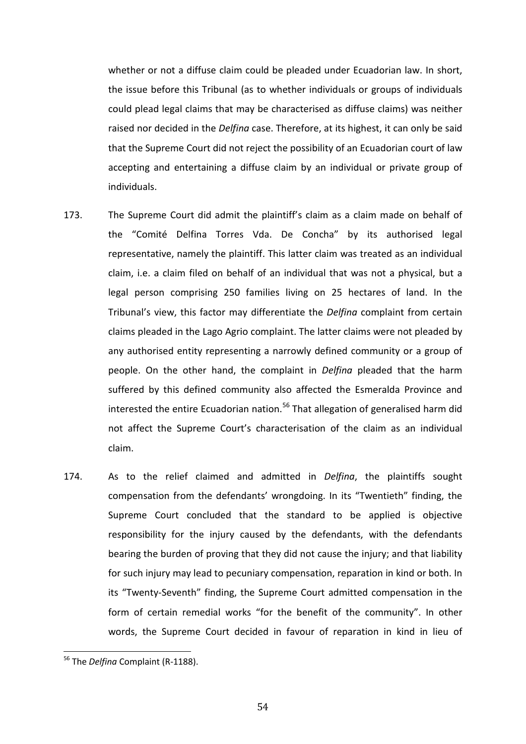whether or not a diffuse claim could be pleaded under Ecuadorian law. In short, the issue before this Tribunal (as to whether individuals or groups of individuals could plead legal claims that may be characterised as diffuse claims) was neither raised nor decided in the *Delfina* case. Therefore, at its highest, it can only be said that the Supreme Court did not reject the possibility of an Ecuadorian court of law accepting and entertaining a diffuse claim by an individual or private group of individuals.

173. The Supreme Court did admit the plaintiff's claim as a claim made on behalf of the "Comité Delfina Torres Vda. De Concha" by its authorised legal representative, namely the plaintiff. This latter claim was treated as an individual claim, i.e. a claim filed on behalf of an individual that was not a physical, but a legal person comprising 250 families living on 25 hectares of land. In the Tribunal's view, this factor may differentiate the *Delfina* complaint from certain claims pleaded in the Lago Agrio complaint. The latter claims were not pleaded by any authorised entity representing a narrowly defined community or a group of people. On the other hand, the complaint in *Delfina* pleaded that the harm suffered by this defined community also affected the Esmeralda Province and interested the entire Ecuadorian nation.[56] That allegation of generalised harm did not affect the Supreme Court's characterisation of the claim as an individual claim.

174. As to the relief claimed and admitted in *Delfina*, the plaintiffs sought compensation from the defendants' wrongdoing. In its "Twentieth" finding, the Supreme Court concluded that the standard to be applied is objective responsibility for the injury caused by the defendants, with the defendants bearing the burden of proving that they did not cause the injury; and that liability for such injury may lead to pecuniary compensation, reparation in kind or both. In its "Twenty-Seventh" finding, the Supreme Court admitted compensation in the form of certain remedial works "for the benefit of the community". In other words, the Supreme Court decided in favour of reparation in kind in lieu of

[56] The *Delfina* Complaint (R-1188).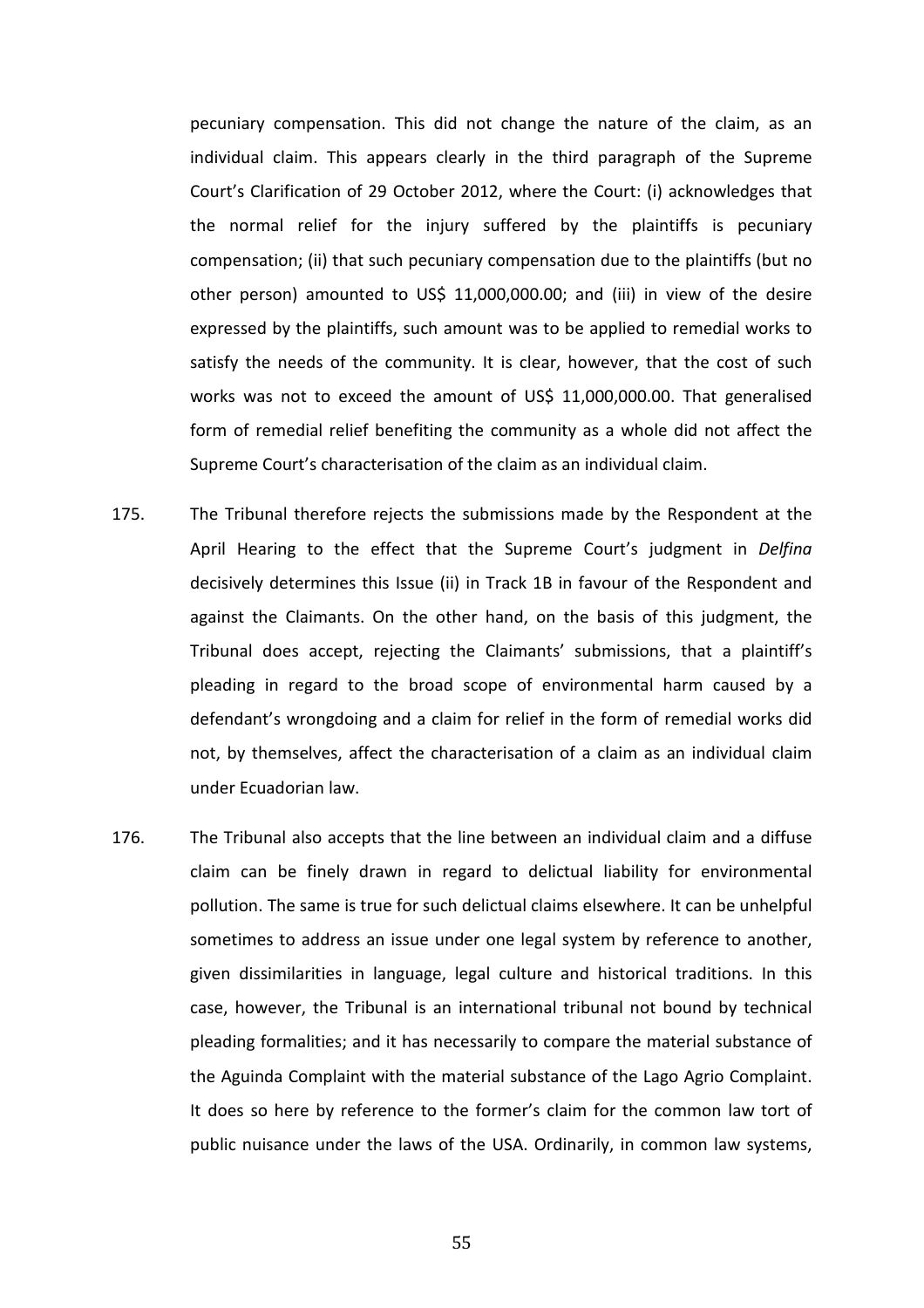pecuniary compensation. This did not change the nature of the claim, as an individual claim. This appears clearly in the third paragraph of the Supreme Court's Clarification of 29 October 2012, where the Court: (i) acknowledges that the normal relief for the injury suffered by the plaintiffs is pecuniary compensation; (ii) that such pecuniary compensation due to the plaintiffs (but no other person) amounted to US$ 11,000,000.00; and (iii) in view of the desire expressed by the plaintiffs, such amount was to be applied to remedial works to satisfy the needs of the community. It is clear, however, that the cost of such works was not to exceed the amount of US$ 11,000,000.00. That generalised form of remedial relief benefiting the community as a whole did not affect the Supreme Court's characterisation of the claim as an individual claim.

175. The Tribunal therefore rejects the submissions made by the Respondent at the April Hearing to the effect that the Supreme Court's judgment in *Delfina* decisively determines this Issue (ii) in Track 1B in favour of the Respondent and against the Claimants. On the other hand, on the basis of this judgment, the Tribunal does accept, rejecting the Claimants' submissions, that a plaintiff's pleading in regard to the broad scope of environmental harm caused by a defendant's wrongdoing and a claim for relief in the form of remedial works did not, by themselves, affect the characterisation of a claim as an individual claim under Ecuadorian law.

176. The Tribunal also accepts that the line between an individual claim and a diffuse claim can be finely drawn in regard to delictual liability for environmental pollution. The same is true for such delictual claims elsewhere. It can be unhelpful sometimes to address an issue under one legal system by reference to another, given dissimilarities in language, legal culture and historical traditions. In this case, however, the Tribunal is an international tribunal not bound by technical pleading formalities; and it has necessarily to compare the material substance of the Aguinda Complaint with the material substance of the Lago Agrio Complaint. It does so here by reference to the former's claim for the common law tort of public nuisance under the laws of the USA. Ordinarily, in common law systems,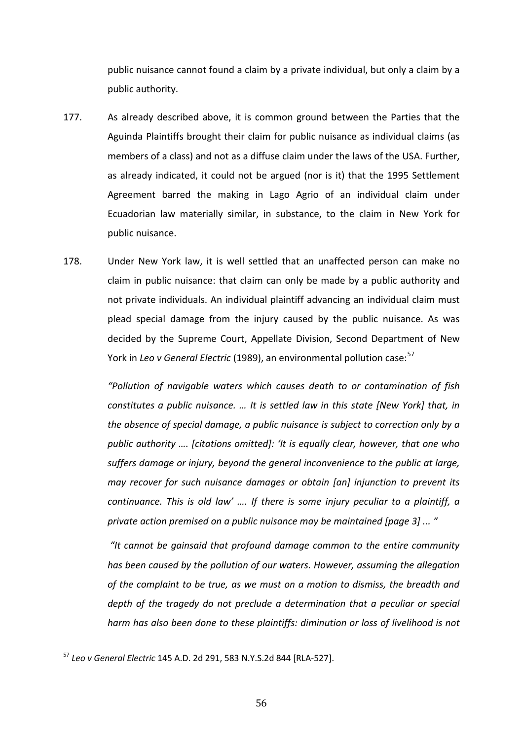public nuisance cannot found a claim by a private individual, but only a claim by a public authority.

177. As already described above, it is common ground between the Parties that the Aguinda Plaintiffs brought their claim for public nuisance as individual claims (as members of a class) and not as a diffuse claim under the laws of the USA. Further, as already indicated, it could not be argued (nor is it) that the 1995 Settlement Agreement barred the making in Lago Agrio of an individual claim under Ecuadorian law materially similar, in substance, to the claim in New York for public nuisance.

178. Under New York law, it is well settled that an unaffected person can make no claim in public nuisance: that claim can only be made by a public authority and not private individuals. An individual plaintiff advancing an individual claim must plead special damage from the injury caused by the public nuisance. As was decided by the Supreme Court, Appellate Division, Second Department of New York in *Leo v General Electric* (1989), an environmental pollution case:[57]

> *"Pollution of navigable waters which causes death to or contamination of fish constitutes a public nuisance. … It is settled law in this state [New York] that, in the absence of special damage, a public nuisance is subject to correction only by a public authority …. [citations omitted]: 'It is equally clear, however, that one who suffers damage or injury, beyond the general inconvenience to the public at large, may recover for such nuisance damages or obtain [an] injunction to prevent its continuance. This is old law' …. If there is some injury peculiar to a plaintiff, a private action premised on a public nuisance may be maintained [page 3] ... "*
>
> *"It cannot be gainsaid that profound damage common to the entire community has been caused by the pollution of our waters. However, assuming the allegation of the complaint to be true, as we must on a motion to dismiss, the breadth and depth of the tragedy do not preclude a determination that a peculiar or special harm has also been done to these plaintiffs: diminution or loss of livelihood is not*

---

[57] *Leo v General Electric* 145 A.D. 2d 291, 583 N.Y.S.2d 844 [RLA-527].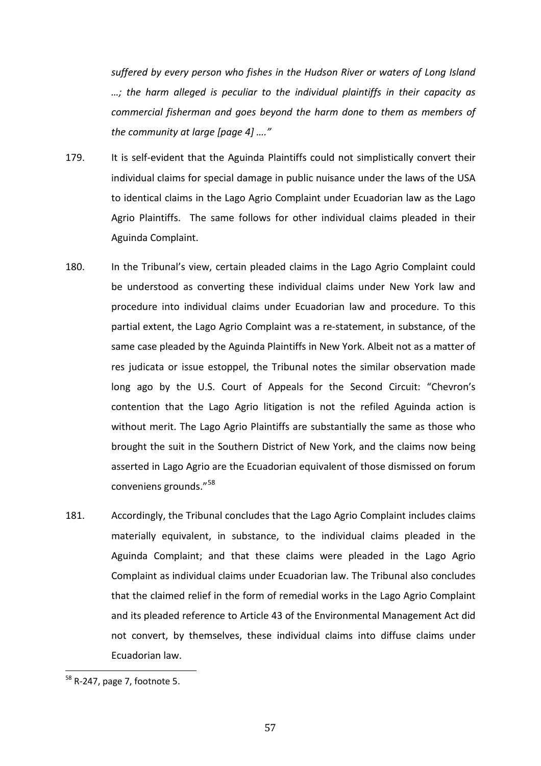*suffered by every person who fishes in the Hudson River or waters of Long Island …; the harm alleged is peculiar to the individual plaintiffs in their capacity as commercial fisherman and goes beyond the harm done to them as members of the community at large [page 4] ….”*

179. It is self-evident that the Aguinda Plaintiffs could not simplistically convert their individual claims for special damage in public nuisance under the laws of the USA to identical claims in the Lago Agrio Complaint under Ecuadorian law as the Lago Agrio Plaintiffs. The same follows for other individual claims pleaded in their Aguinda Complaint.

180. In the Tribunal's view, certain pleaded claims in the Lago Agrio Complaint could be understood as converting these individual claims under New York law and procedure into individual claims under Ecuadorian law and procedure. To this partial extent, the Lago Agrio Complaint was a re-statement, in substance, of the same case pleaded by the Aguinda Plaintiffs in New York. Albeit not as a matter of res judicata or issue estoppel, the Tribunal notes the similar observation made long ago by the U.S. Court of Appeals for the Second Circuit: "Chevron's contention that the Lago Agrio litigation is not the refiled Aguinda action is without merit. The Lago Agrio Plaintiffs are substantially the same as those who brought the suit in the Southern District of New York, and the claims now being asserted in Lago Agrio are the Ecuadorian equivalent of those dismissed on forum conveniens grounds."[58]

181. Accordingly, the Tribunal concludes that the Lago Agrio Complaint includes claims materially equivalent, in substance, to the individual claims pleaded in the Aguinda Complaint; and that these claims were pleaded in the Lago Agrio Complaint as individual claims under Ecuadorian law. The Tribunal also concludes that the claimed relief in the form of remedial works in the Lago Agrio Complaint and its pleaded reference to Article 43 of the Environmental Management Act did not convert, by themselves, these individual claims into diffuse claims under Ecuadorian law.

[58] R-247, page 7, footnote 5.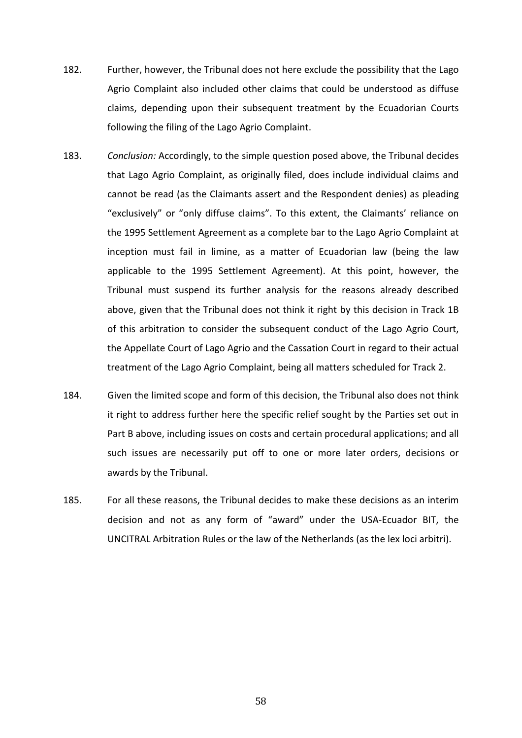182. Further, however, the Tribunal does not here exclude the possibility that the Lago Agrio Complaint also included other claims that could be understood as diffuse claims, depending upon their subsequent treatment by the Ecuadorian Courts following the filing of the Lago Agrio Complaint.

183. *Conclusion:* Accordingly, to the simple question posed above, the Tribunal decides that Lago Agrio Complaint, as originally filed, does include individual claims and cannot be read (as the Claimants assert and the Respondent denies) as pleading "exclusively" or "only diffuse claims". To this extent, the Claimants' reliance on the 1995 Settlement Agreement as a complete bar to the Lago Agrio Complaint at inception must fail in limine, as a matter of Ecuadorian law (being the law applicable to the 1995 Settlement Agreement). At this point, however, the Tribunal must suspend its further analysis for the reasons already described above, given that the Tribunal does not think it right by this decision in Track 1B of this arbitration to consider the subsequent conduct of the Lago Agrio Court, the Appellate Court of Lago Agrio and the Cassation Court in regard to their actual treatment of the Lago Agrio Complaint, being all matters scheduled for Track 2.

184. Given the limited scope and form of this decision, the Tribunal also does not think it right to address further here the specific relief sought by the Parties set out in Part B above, including issues on costs and certain procedural applications; and all such issues are necessarily put off to one or more later orders, decisions or awards by the Tribunal.

185. For all these reasons, the Tribunal decides to make these decisions as an interim decision and not as any form of "award" under the USA-Ecuador BIT, the UNCITRAL Arbitration Rules or the law of the Netherlands (as the lex loci arbitri).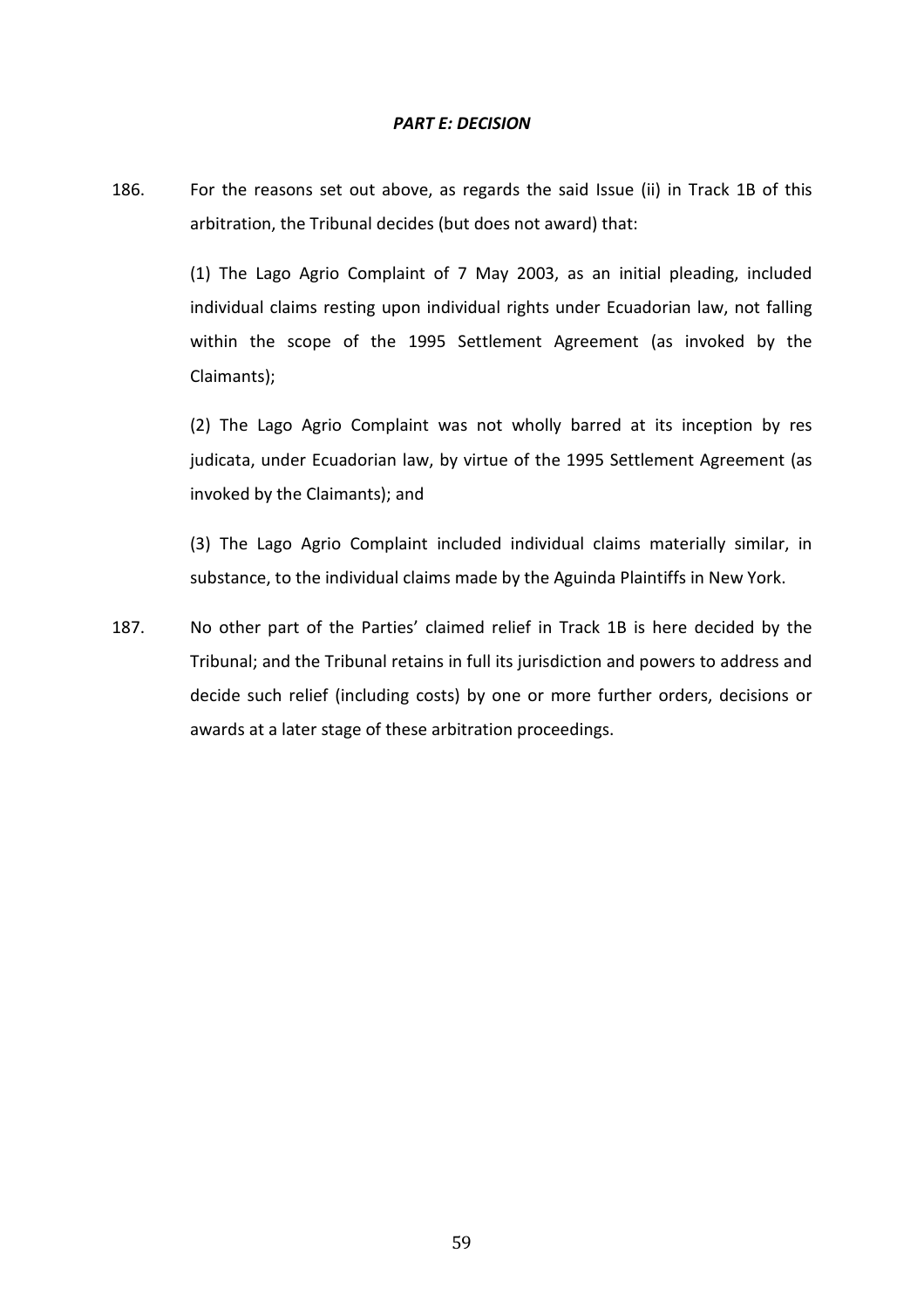## *PART E: DECISION*

186. For the reasons set out above, as regards the said Issue (ii) in Track 1B of this arbitration, the Tribunal decides (but does not award) that:

(1) The Lago Agrio Complaint of 7 May 2003, as an initial pleading, included individual claims resting upon individual rights under Ecuadorian law, not falling within the scope of the 1995 Settlement Agreement (as invoked by the Claimants);

(2) The Lago Agrio Complaint was not wholly barred at its inception by res judicata, under Ecuadorian law, by virtue of the 1995 Settlement Agreement (as invoked by the Claimants); and

(3) The Lago Agrio Complaint included individual claims materially similar, in substance, to the individual claims made by the Aguinda Plaintiffs in New York.

187. No other part of the Parties' claimed relief in Track 1B is here decided by the Tribunal; and the Tribunal retains in full its jurisdiction and powers to address and decide such relief (including costs) by one or more further orders, decisions or awards at a later stage of these arbitration proceedings.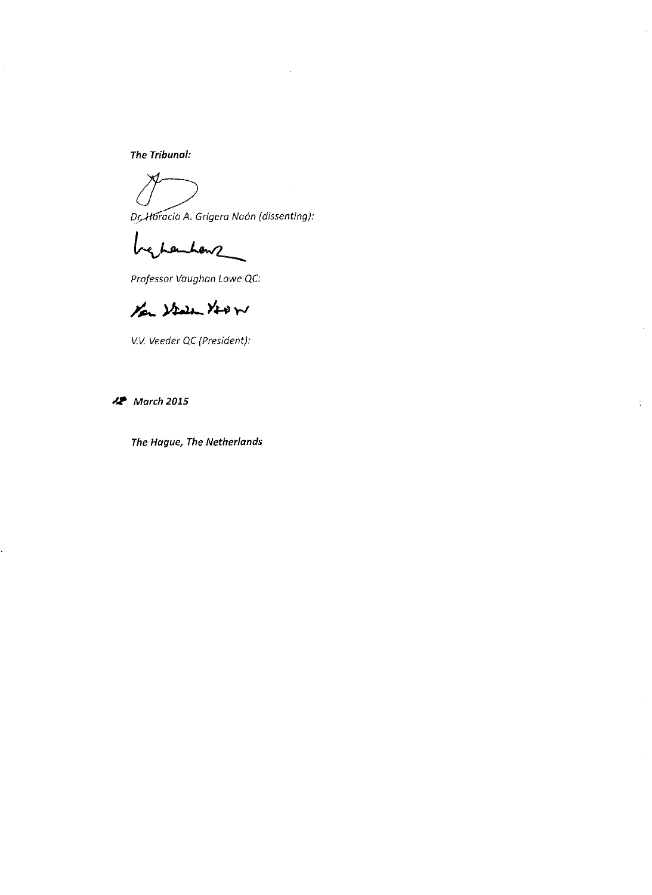***The Tribunal:***

*Dr. Horacio A. Grigera Naón (dissenting):*

*Professor Vaughan Lowe QC:*

*V.V. Veeder QC (President):*

***12 March 2015***

***The Hague, The Netherlands***